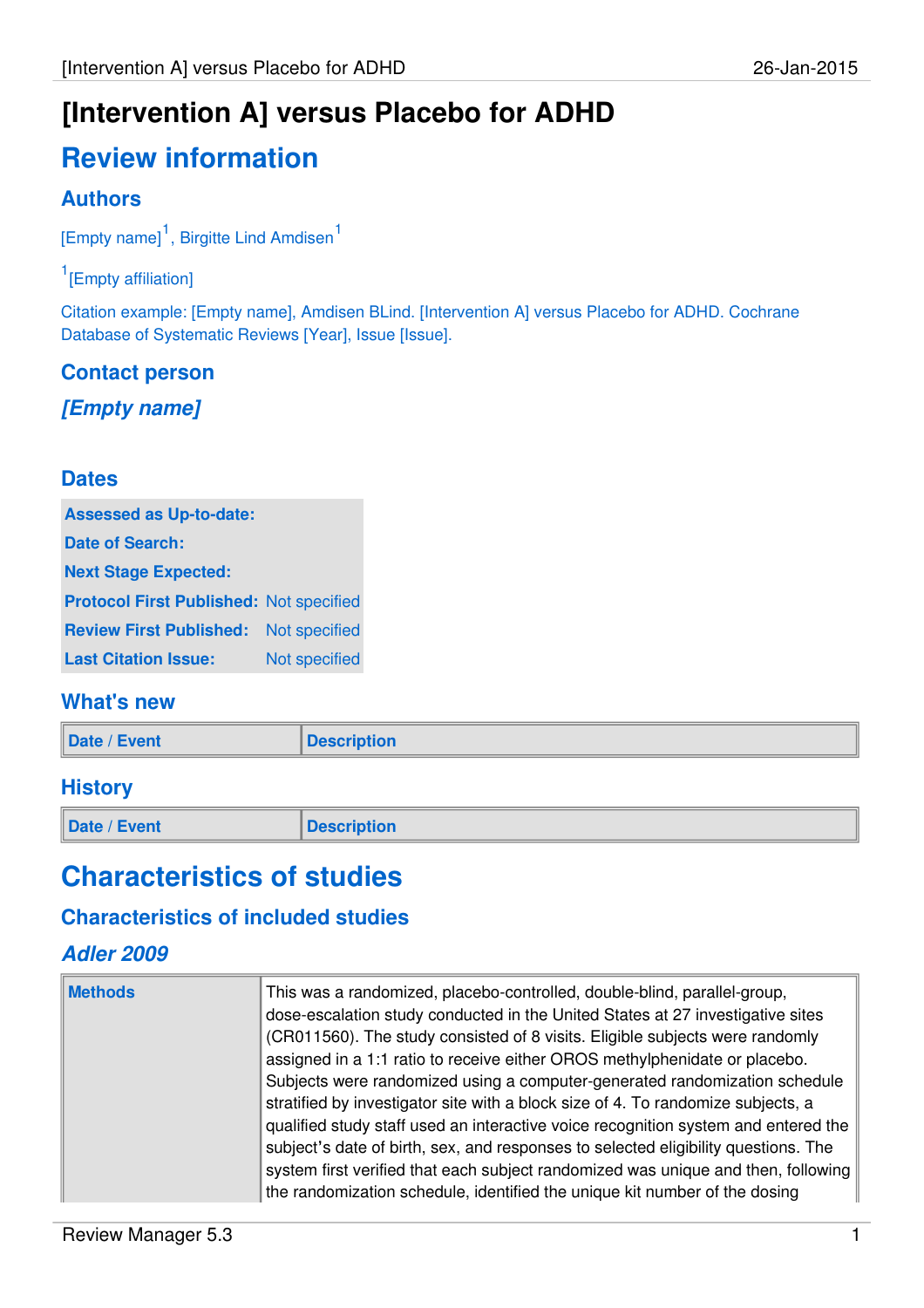# [Intervention A] versus Placebo for ADHD

## Review information

### Authors

[Empty name][1], Birgitte Lind Amdisen[1]

[1][Empty affiliation]

Citation example: [Empty name], Amdisen BLind. [Intervention A] versus Placebo for ADHD. Cochrane Database of Systematic Reviews [Year], Issue [Issue].

### Contact person

***[Empty name]***

### Dates

| | |
|---|---|
| **Assessed as Up-to-date:** | |
| **Date of Search:** | |
| **Next Stage Expected:** | |
| **Protocol First Published:** | Not specified |
| **Review First Published:** | Not specified |
| **Last Citation Issue:** | Not specified |

### What's new

| Date / Event | Description |
|---|---|

### History

| Date / Event | Description |
|---|---|

## Characteristics of studies

### Characteristics of included studies

#### *Adler 2009*

| | |
|---|---|
| **Methods** | This was a randomized, placebo-controlled, double-blind, parallel-group, dose-escalation study conducted in the United States at 27 investigative sites (CR011560). The study consisted of 8 visits. Eligible subjects were randomly assigned in a 1:1 ratio to receive either OROS methylphenidate or placebo. Subjects were randomized using a computer-generated randomization schedule stratified by investigator site with a block size of 4. To randomize subjects, a qualified study staff used an interactive voice recognition system and entered the subject's date of birth, sex, and responses to selected eligibility questions. The system first verified that each subject randomized was unique and then, following the randomization schedule, identified the unique kit number of the dosing |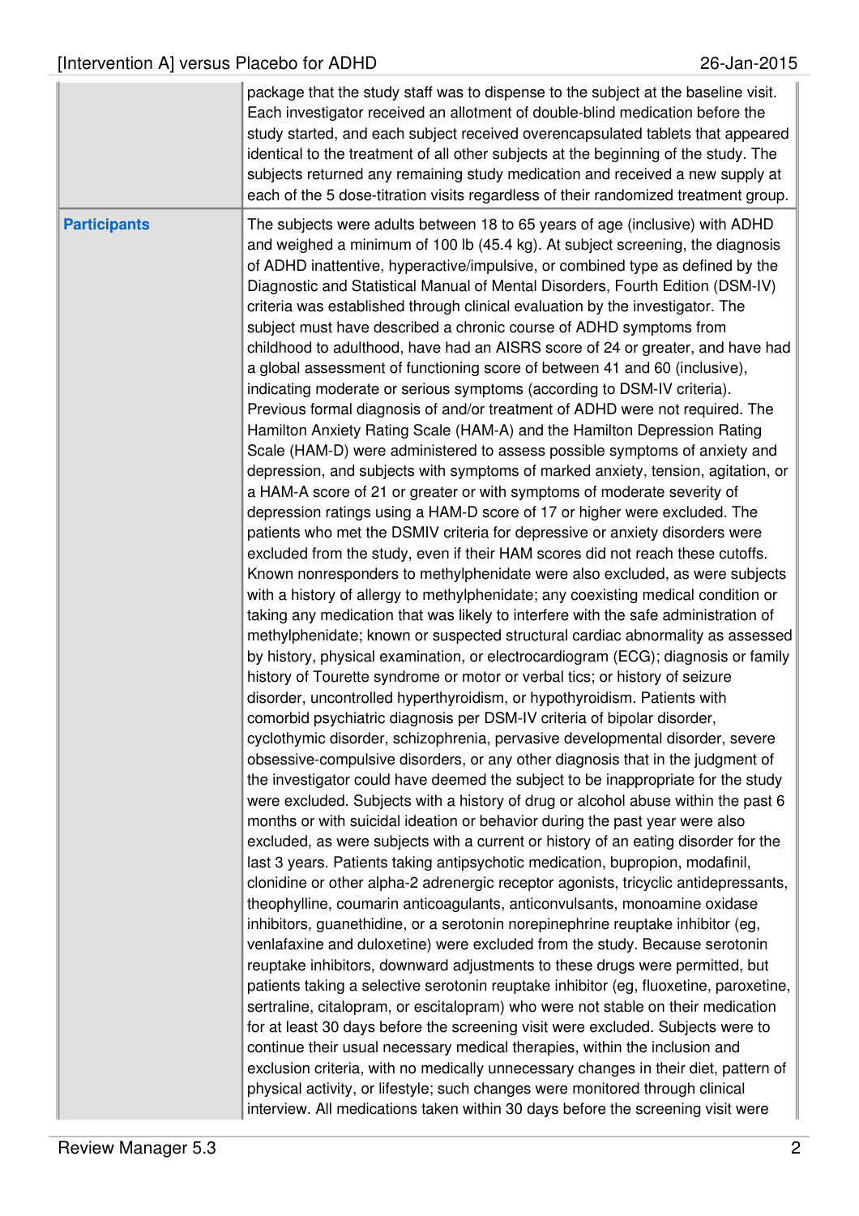| | |
|---|---|
| | package that the study staff was to dispense to the subject at the baseline visit. Each investigator received an allotment of double-blind medication before the study started, and each subject received overencapsulated tablets that appeared identical to the treatment of all other subjects at the beginning of the study. The subjects returned any remaining study medication and received a new supply at each of the 5 dose-titration visits regardless of their randomized treatment group. |
| **Participants** | The subjects were adults between 18 to 65 years of age (inclusive) with ADHD and weighed a minimum of 100 lb (45.4 kg). At subject screening, the diagnosis of ADHD inattentive, hyperactive/impulsive, or combined type as defined by the Diagnostic and Statistical Manual of Mental Disorders, Fourth Edition (DSM-IV) criteria was established through clinical evaluation by the investigator. The subject must have described a chronic course of ADHD symptoms from childhood to adulthood, have had an AISRS score of 24 or greater, and have had a global assessment of functioning score of between 41 and 60 (inclusive), indicating moderate or serious symptoms (according to DSM-IV criteria). Previous formal diagnosis of and/or treatment of ADHD were not required. The Hamilton Anxiety Rating Scale (HAM-A) and the Hamilton Depression Rating Scale (HAM-D) were administered to assess possible symptoms of anxiety and depression, and subjects with symptoms of marked anxiety, tension, agitation, or a HAM-A score of 21 or greater or with symptoms of moderate severity of depression ratings using a HAM-D score of 17 or higher were excluded. The patients who met the DSMIV criteria for depressive or anxiety disorders were excluded from the study, even if their HAM scores did not reach these cutoffs. Known nonresponders to methylphenidate were also excluded, as were subjects with a history of allergy to methylphenidate; any coexisting medical condition or taking any medication that was likely to interfere with the safe administration of methylphenidate; known or suspected structural cardiac abnormality as assessed by history, physical examination, or electrocardiogram (ECG); diagnosis or family history of Tourette syndrome or motor or verbal tics; or history of seizure disorder, uncontrolled hyperthyroidism, or hypothyroidism. Patients with comorbid psychiatric diagnosis per DSM-IV criteria of bipolar disorder, cyclothymic disorder, schizophrenia, pervasive developmental disorder, severe obsessive-compulsive disorders, or any other diagnosis that in the judgment of the investigator could have deemed the subject to be inappropriate for the study were excluded. Subjects with a history of drug or alcohol abuse within the past 6 months or with suicidal ideation or behavior during the past year were also excluded, as were subjects with a current or history of an eating disorder for the last 3 years. Patients taking antipsychotic medication, bupropion, modafinil, clonidine or other alpha-2 adrenergic receptor agonists, tricyclic antidepressants, theophylline, coumarin anticoagulants, anticonvulsants, monoamine oxidase inhibitors, guanethidine, or a serotonin norepinephrine reuptake inhibitor (eg, venlafaxine and duloxetine) were excluded from the study. Because serotonin reuptake inhibitors, downward adjustments to these drugs were permitted, but patients taking a selective serotonin reuptake inhibitor (eg, fluoxetine, paroxetine, sertraline, citalopram, or escitalopram) who were not stable on their medication for at least 30 days before the screening visit were excluded. Subjects were to continue their usual necessary medical therapies, within the inclusion and exclusion criteria, with no medically unnecessary changes in their diet, pattern of physical activity, or lifestyle; such changes were monitored through clinical interview. All medications taken within 30 days before the screening visit were |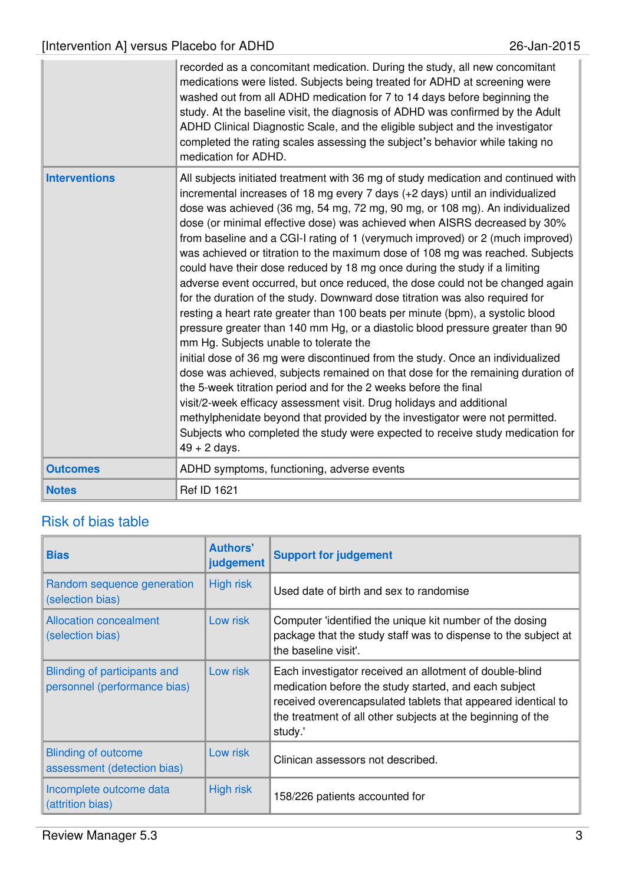| | |
|---|---|
| | recorded as a concomitant medication. During the study, all new concomitant medications were listed. Subjects being treated for ADHD at screening were washed out from all ADHD medication for 7 to 14 days before beginning the study. At the baseline visit, the diagnosis of ADHD was confirmed by the Adult ADHD Clinical Diagnostic Scale, and the eligible subject and the investigator completed the rating scales assessing the subject's behavior while taking no medication for ADHD. |
| **Interventions** | All subjects initiated treatment with 36 mg of study medication and continued with incremental increases of 18 mg every 7 days (+2 days) until an individualized dose was achieved (36 mg, 54 mg, 72 mg, 90 mg, or 108 mg). An individualized dose (or minimal effective dose) was achieved when AISRS decreased by 30% from baseline and a CGI-I rating of 1 (verymuch improved) or 2 (much improved) was achieved or titration to the maximum dose of 108 mg was reached. Subjects could have their dose reduced by 18 mg once during the study if a limiting adverse event occurred, but once reduced, the dose could not be changed again for the duration of the study. Downward dose titration was also required for resting a heart rate greater than 100 beats per minute (bpm), a systolic blood pressure greater than 140 mm Hg, or a diastolic blood pressure greater than 90 mm Hg. Subjects unable to tolerate the initial dose of 36 mg were discontinued from the study. Once an individualized dose was achieved, subjects remained on that dose for the remaining duration of the 5-week titration period and for the 2 weeks before the final visit/2-week efficacy assessment visit. Drug holidays and additional methylphenidate beyond that provided by the investigator were not permitted. Subjects who completed the study were expected to receive study medication for 49 + 2 days. |
| **Outcomes** | ADHD symptoms, functioning, adverse events |
| **Notes** | Ref ID 1621 |

## Risk of bias table

| Bias | Authors' judgement | Support for judgement |
|---|---|---|
| Random sequence generation (selection bias) | High risk | Used date of birth and sex to randomise |
| Allocation concealment (selection bias) | Low risk | Computer 'identified the unique kit number of the dosing package that the study staff was to dispense to the subject at the baseline visit'. |
| Blinding of participants and personnel (performance bias) | Low risk | Each investigator received an allotment of double-blind medication before the study started, and each subject received overencapsulated tablets that appeared identical to the treatment of all other subjects at the beginning of the study.' |
| Blinding of outcome assessment (detection bias) | Low risk | Clinican assessors not described. |
| Incomplete outcome data (attrition bias) | High risk | 158/226 patients accounted for |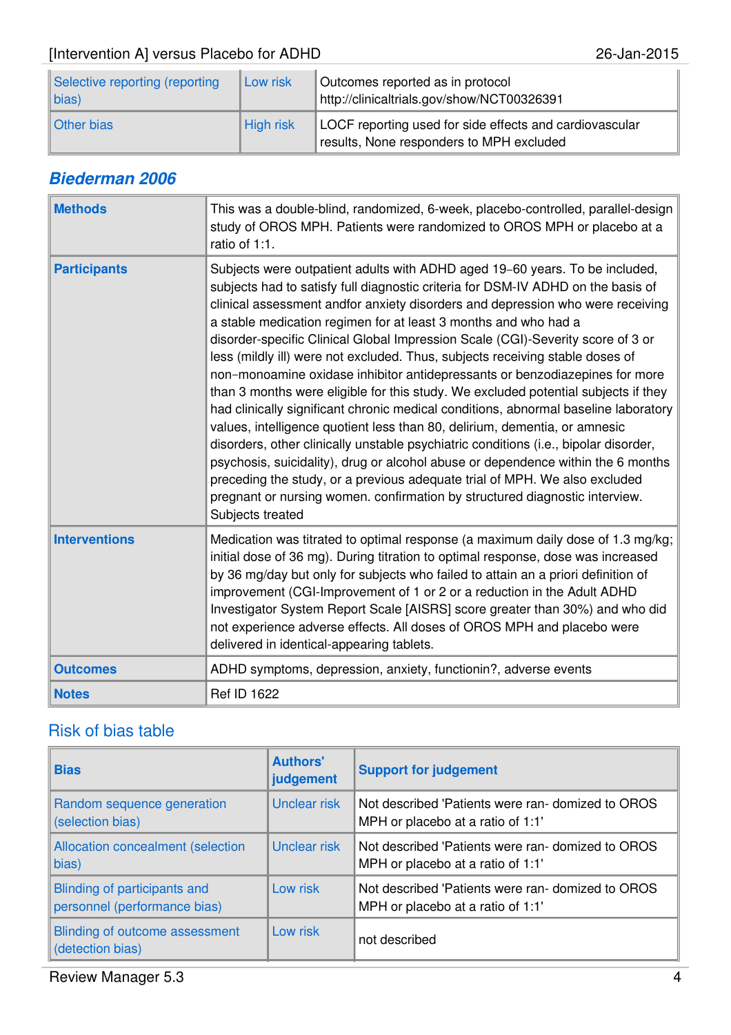| | | |
|---|---|---|
| Selective reporting (reporting bias) | Low risk | Outcomes reported as in protocol http://clinicaltrials.gov/show/NCT00326391 |
| Other bias | High risk | LOCF reporting used for side effects and cardiovascular results, None responders to MPH excluded |

## *Biederman 2006*

| | |
|---|---|
| **Methods** | This was a double-blind, randomized, 6-week, placebo-controlled, parallel-design study of OROS MPH. Patients were randomized to OROS MPH or placebo at a ratio of 1:1. |
| **Participants** | Subjects were outpatient adults with ADHD aged 19–60 years. To be included, subjects had to satisfy full diagnostic criteria for DSM-IV ADHD on the basis of clinical assessment andfor anxiety disorders and depression who were receiving a stable medication regimen for at least 3 months and who had a disorder-specific Clinical Global Impression Scale (CGI)-Severity score of 3 or less (mildly ill) were not excluded. Thus, subjects receiving stable doses of non−monoamine oxidase inhibitor antidepressants or benzodiazepines for more than 3 months were eligible for this study. We excluded potential subjects if they had clinically significant chronic medical conditions, abnormal baseline laboratory values, intelligence quotient less than 80, delirium, dementia, or amnesic disorders, other clinically unstable psychiatric conditions (i.e., bipolar disorder, psychosis, suicidality), drug or alcohol abuse or dependence within the 6 months preceding the study, or a previous adequate trial of MPH. We also excluded pregnant or nursing women. confirmation by structured diagnostic interview. Subjects treated |
| **Interventions** | Medication was titrated to optimal response (a maximum daily dose of 1.3 mg/kg; initial dose of 36 mg). During titration to optimal response, dose was increased by 36 mg/day but only for subjects who failed to attain an a priori definition of improvement (CGI-Improvement of 1 or 2 or a reduction in the Adult ADHD Investigator System Report Scale [AISRS] score greater than 30%) and who did not experience adverse effects. All doses of OROS MPH and placebo were delivered in identical-appearing tablets. |
| **Outcomes** | ADHD symptoms, depression, anxiety, functionin?, adverse events |
| **Notes** | Ref ID 1622 |

### Risk of bias table

| Bias | Authors' judgement | Support for judgement |
|---|---|---|
| Random sequence generation (selection bias) | Unclear risk | Not described 'Patients were ran- domized to OROS MPH or placebo at a ratio of 1:1' |
| Allocation concealment (selection bias) | Unclear risk | Not described 'Patients were ran- domized to OROS MPH or placebo at a ratio of 1:1' |
| Blinding of participants and personnel (performance bias) | Low risk | Not described 'Patients were ran- domized to OROS MPH or placebo at a ratio of 1:1' |
| Blinding of outcome assessment (detection bias) | Low risk | not described |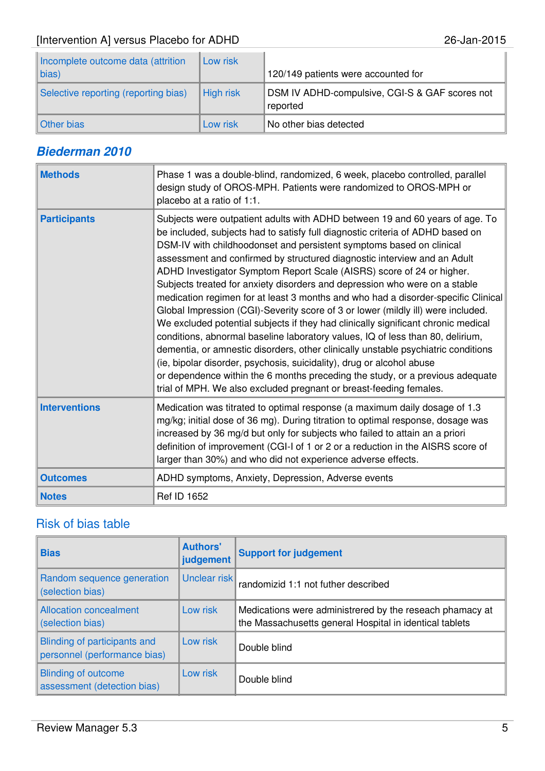| | | |
|---|---|---|
| Incomplete outcome data (attrition bias) | Low risk | 120/149 patients were accounted for |
| Selective reporting (reporting bias) | High risk | DSM IV ADHD-compulsive, CGI-S & GAF scores not reported |
| Other bias | Low risk | No other bias detected |

## Biederman 2010

| | |
|---|---|
| **Methods** | Phase 1 was a double-blind, randomized, 6 week, placebo controlled, parallel design study of OROS-MPH. Patients were randomized to OROS-MPH or placebo at a ratio of 1:1. |
| **Participants** | Subjects were outpatient adults with ADHD between 19 and 60 years of age. To be included, subjects had to satisfy full diagnostic criteria of ADHD based on DSM-IV with childhoodonset and persistent symptoms based on clinical assessment and confirmed by structured diagnostic interview and an Adult ADHD Investigator Symptom Report Scale (AISRS) score of 24 or higher. Subjects treated for anxiety disorders and depression who were on a stable medication regimen for at least 3 months and who had a disorder-specific Clinical Global Impression (CGI)-Severity score of 3 or lower (mildly ill) were included. We excluded potential subjects if they had clinically significant chronic medical conditions, abnormal baseline laboratory values, IQ of less than 80, delirium, dementia, or amnestic disorders, other clinically unstable psychiatric conditions (ie, bipolar disorder, psychosis, suicidality), drug or alcohol abuse or dependence within the 6 months preceding the study, or a previous adequate trial of MPH. We also excluded pregnant or breast-feeding females. |
| **Interventions** | Medication was titrated to optimal response (a maximum daily dosage of 1.3 mg/kg; initial dose of 36 mg). During titration to optimal response, dosage was increased by 36 mg/d but only for subjects who failed to attain an a priori definition of improvement (CGI-I of 1 or 2 or a reduction in the AISRS score of larger than 30%) and who did not experience adverse effects. |
| **Outcomes** | ADHD symptoms, Anxiety, Depression, Adverse events |
| **Notes** | Ref ID 1652 |

### Risk of bias table

| Bias | Authors' judgement | Support for judgement |
|---|---|---|
| Random sequence generation (selection bias) | Unclear risk | randomizid 1:1 not futher described |
| Allocation concealment (selection bias) | Low risk | Medications were administrered by the reseach phamacy at the Massachusetts general Hospital in identical tablets |
| Blinding of participants and personnel (performance bias) | Low risk | Double blind |
| Blinding of outcome assessment (detection bias) | Low risk | Double blind |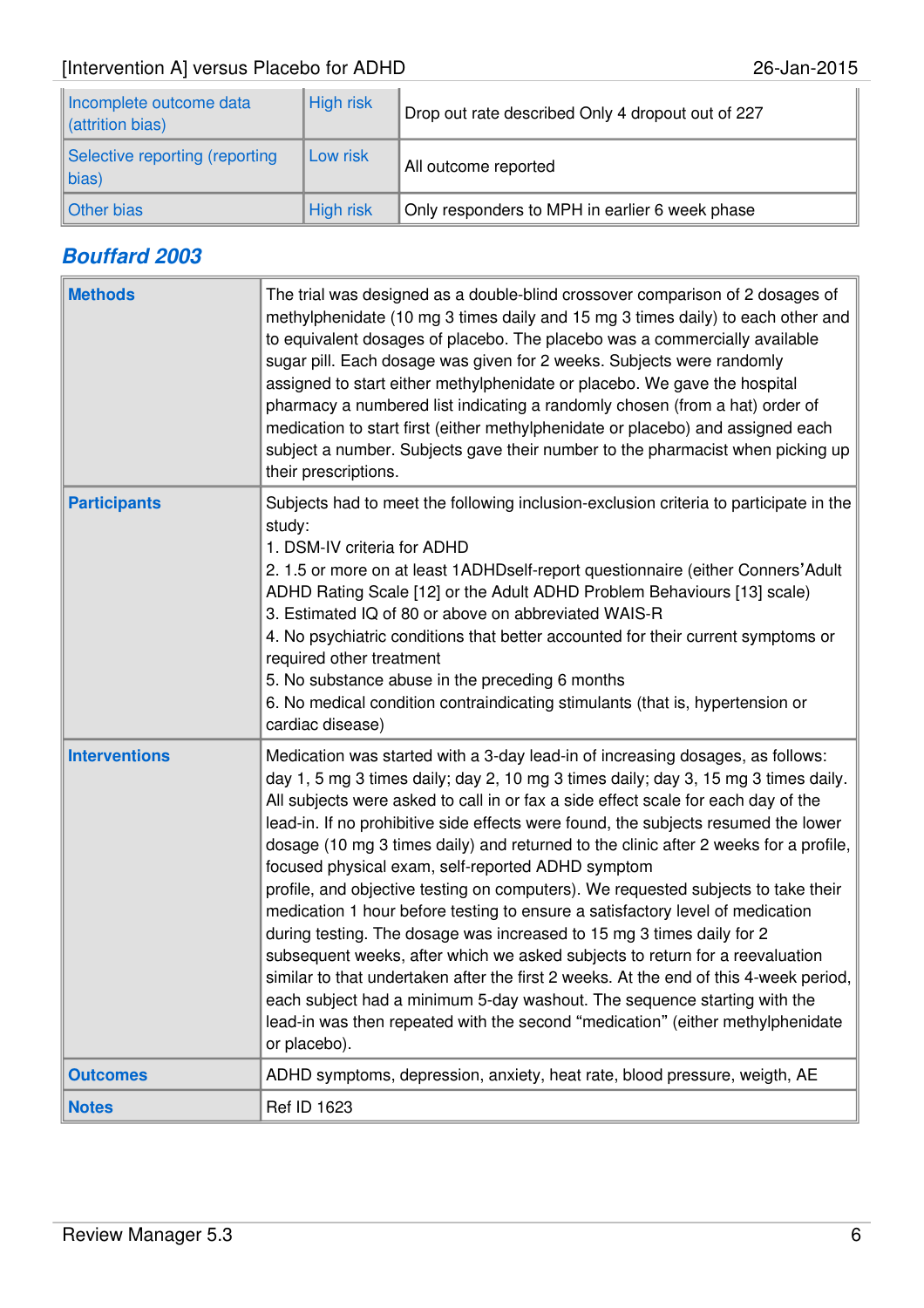| | | |
|---|---|---|
| Incomplete outcome data (attrition bias) | High risk | Drop out rate described Only 4 dropout out of 227 |
| Selective reporting (reporting bias) | Low risk | All outcome reported |
| Other bias | High risk | Only responders to MPH in earlier 6 week phase |

## *Bouffard 2003*

| | |
|---|---|
| **Methods** | The trial was designed as a double-blind crossover comparison of 2 dosages of methylphenidate (10 mg 3 times daily and 15 mg 3 times daily) to each other and to equivalent dosages of placebo. The placebo was a commercially available sugar pill. Each dosage was given for 2 weeks. Subjects were randomly assigned to start either methylphenidate or placebo. We gave the hospital pharmacy a numbered list indicating a randomly chosen (from a hat) order of medication to start first (either methylphenidate or placebo) and assigned each subject a number. Subjects gave their number to the pharmacist when picking up their prescriptions. |
| **Participants** | Subjects had to meet the following inclusion-exclusion criteria to participate in the study:<br>1. DSM-IV criteria for ADHD<br>2. 1.5 or more on at least 1ADHDself-report questionnaire (either Conners'Adult ADHD Rating Scale [12] or the Adult ADHD Problem Behaviours [13] scale)<br>3. Estimated IQ of 80 or above on abbreviated WAIS-R<br>4. No psychiatric conditions that better accounted for their current symptoms or required other treatment<br>5. No substance abuse in the preceding 6 months<br>6. No medical condition contraindicating stimulants (that is, hypertension or cardiac disease) |
| **Interventions** | Medication was started with a 3-day lead-in of increasing dosages, as follows: day 1, 5 mg 3 times daily; day 2, 10 mg 3 times daily; day 3, 15 mg 3 times daily. All subjects were asked to call in or fax a side effect scale for each day of the lead-in. If no prohibitive side effects were found, the subjects resumed the lower dosage (10 mg 3 times daily) and returned to the clinic after 2 weeks for a profile, focused physical exam, self-reported ADHD symptom profile, and objective testing on computers). We requested subjects to take their medication 1 hour before testing to ensure a satisfactory level of medication during testing. The dosage was increased to 15 mg 3 times daily for 2 subsequent weeks, after which we asked subjects to return for a reevaluation similar to that undertaken after the first 2 weeks. At the end of this 4-week period, each subject had a minimum 5-day washout. The sequence starting with the lead-in was then repeated with the second "medication" (either methylphenidate or placebo). |
| **Outcomes** | ADHD symptoms, depression, anxiety, heat rate, blood pressure, weigth, AE |
| **Notes** | Ref ID 1623 |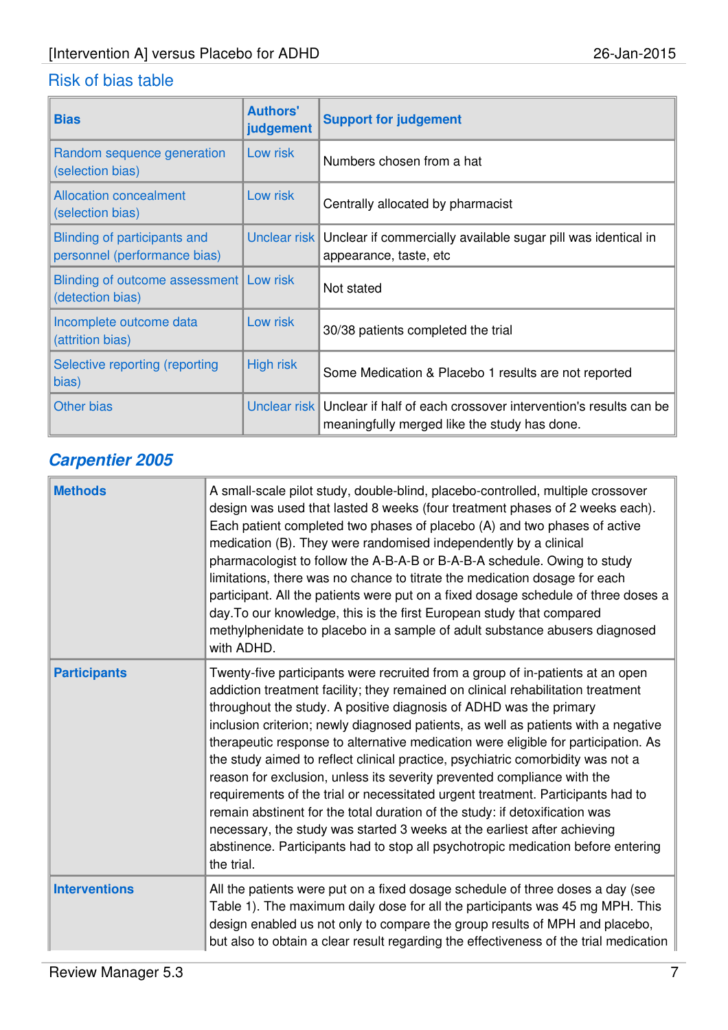## Risk of bias table

| Bias | Authors' judgement | Support for judgement |
|---|---|---|
| Random sequence generation (selection bias) | Low risk | Numbers chosen from a hat |
| Allocation concealment (selection bias) | Low risk | Centrally allocated by pharmacist |
| Blinding of participants and personnel (performance bias) | Unclear risk | Unclear if commercially available sugar pill was identical in appearance, taste, etc |
| Blinding of outcome assessment (detection bias) | Low risk | Not stated |
| Incomplete outcome data (attrition bias) | Low risk | 30/38 patients completed the trial |
| Selective reporting (reporting bias) | High risk | Some Medication & Placebo 1 results are not reported |
| Other bias | Unclear risk | Unclear if half of each crossover intervention's results can be meaningfully merged like the study has done. |

## *Carpentier 2005*

| | |
|---|---|
| **Methods** | A small-scale pilot study, double-blind, placebo-controlled, multiple crossover design was used that lasted 8 weeks (four treatment phases of 2 weeks each). Each patient completed two phases of placebo (A) and two phases of active medication (B). They were randomised independently by a clinical pharmacologist to follow the A-B-A-B or B-A-B-A schedule. Owing to study limitations, there was no chance to titrate the medication dosage for each participant. All the patients were put on a fixed dosage schedule of three doses a day.To our knowledge, this is the first European study that compared methylphenidate to placebo in a sample of adult substance abusers diagnosed with ADHD. |
| **Participants** | Twenty-five participants were recruited from a group of in-patients at an open addiction treatment facility; they remained on clinical rehabilitation treatment throughout the study. A positive diagnosis of ADHD was the primary inclusion criterion; newly diagnosed patients, as well as patients with a negative therapeutic response to alternative medication were eligible for participation. As the study aimed to reflect clinical practice, psychiatric comorbidity was not a reason for exclusion, unless its severity prevented compliance with the requirements of the trial or necessitated urgent treatment. Participants had to remain abstinent for the total duration of the study: if detoxification was necessary, the study was started 3 weeks at the earliest after achieving abstinence. Participants had to stop all psychotropic medication before entering the trial. |
| **Interventions** | All the patients were put on a fixed dosage schedule of three doses a day (see Table 1). The maximum daily dose for all the participants was 45 mg MPH. This design enabled us not only to compare the group results of MPH and placebo, but also to obtain a clear result regarding the effectiveness of the trial medication |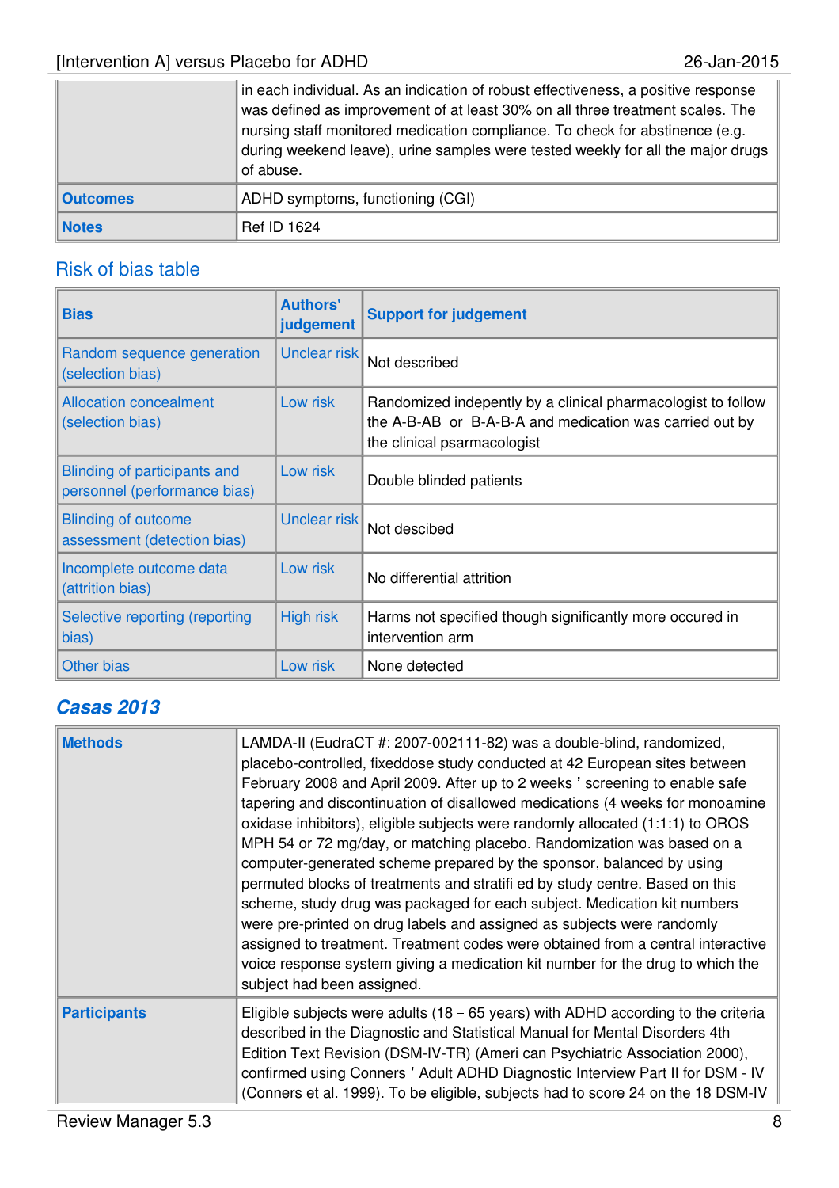| | |
|---|---|
| | in each individual. As an indication of robust effectiveness, a positive response was defined as improvement of at least 30% on all three treatment scales. The nursing staff monitored medication compliance. To check for abstinence (e.g. during weekend leave), urine samples were tested weekly for all the major drugs of abuse. |
| **Outcomes** | ADHD symptoms, functioning (CGI) |
| **Notes** | Ref ID 1624 |

## Risk of bias table

| Bias | Authors' judgement | Support for judgement |
|---|---|---|
| Random sequence generation (selection bias) | Unclear risk | Not described |
| Allocation concealment (selection bias) | Low risk | Randomized indepently by a clinical pharmacologist to follow the A-B-AB or B-A-B-A and medication was carried out by the clinical psarmacologist |
| Blinding of participants and personnel (performance bias) | Low risk | Double blinded patients |
| Blinding of outcome assessment (detection bias) | Unclear risk | Not descibed |
| Incomplete outcome data (attrition bias) | Low risk | No differential attrition |
| Selective reporting (reporting bias) | High risk | Harms not specified though significantly more occured in intervention arm |
| Other bias | Low risk | None detected |

## *Casas 2013*

| | |
|---|---|
| **Methods** | LAMDA-II (EudraCT #: 2007-002111-82) was a double-blind, randomized, placebo-controlled, fixeddose study conducted at 42 European sites between February 2008 and April 2009. After up to 2 weeks ' screening to enable safe tapering and discontinuation of disallowed medications (4 weeks for monoamine oxidase inhibitors), eligible subjects were randomly allocated (1:1:1) to OROS MPH 54 or 72 mg/day, or matching placebo. Randomization was based on a computer-generated scheme prepared by the sponsor, balanced by using permuted blocks of treatments and stratifi ed by study centre. Based on this scheme, study drug was packaged for each subject. Medication kit numbers were pre-printed on drug labels and assigned as subjects were randomly assigned to treatment. Treatment codes were obtained from a central interactive voice response system giving a medication kit number for the drug to which the subject had been assigned. |
| **Participants** | Eligible subjects were adults (18 – 65 years) with ADHD according to the criteria described in the Diagnostic and Statistical Manual for Mental Disorders 4th Edition Text Revision (DSM-IV-TR) (Ameri can Psychiatric Association 2000), confirmed using Conners ' Adult ADHD Diagnostic Interview Part II for DSM - IV (Conners et al. 1999). To be eligible, subjects had to score 24 on the 18 DSM-IV |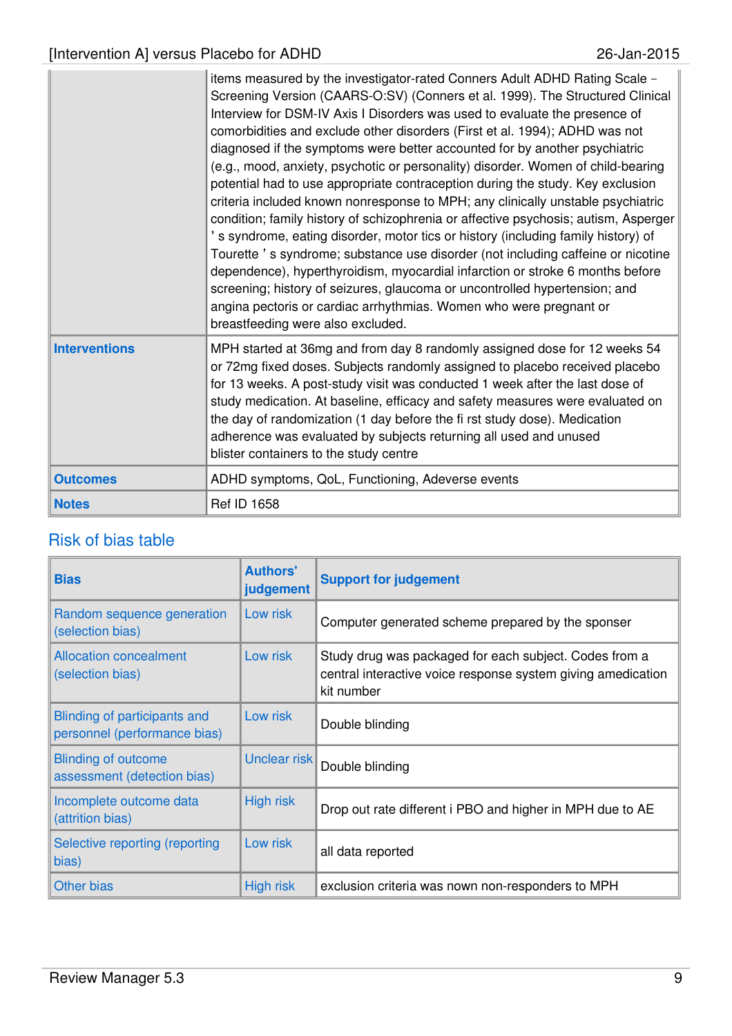| | |
|---|---|
| | items measured by the investigator-rated Conners Adult ADHD Rating Scale – Screening Version (CAARS-O:SV) (Conners et al. 1999). The Structured Clinical Interview for DSM-IV Axis I Disorders was used to evaluate the presence of comorbidities and exclude other disorders (First et al. 1994); ADHD was not diagnosed if the symptoms were better accounted for by another psychiatric (e.g., mood, anxiety, psychotic or personality) disorder. Women of child-bearing potential had to use appropriate contraception during the study. Key exclusion criteria included known nonresponse to MPH; any clinically unstable psychiatric condition; family history of schizophrenia or affective psychosis; autism, Asperger ' s syndrome, eating disorder, motor tics or history (including family history) of Tourette ' s syndrome; substance use disorder (not including caffeine or nicotine dependence), hyperthyroidism, myocardial infarction or stroke 6 months before screening; history of seizures, glaucoma or uncontrolled hypertension; and angina pectoris or cardiac arrhythmias. Women who were pregnant or breastfeeding were also excluded. |
| **Interventions** | MPH started at 36mg and from day 8 randomly assigned dose for 12 weeks 54 or 72mg fixed doses. Subjects randomly assigned to placebo received placebo for 13 weeks. A post-study visit was conducted 1 week after the last dose of study medication. At baseline, efficacy and safety measures were evaluated on the day of randomization (1 day before the fi rst study dose). Medication adherence was evaluated by subjects returning all used and unused blister containers to the study centre |
| **Outcomes** | ADHD symptoms, QoL, Functioning, Adeverse events |
| **Notes** | Ref ID 1658 |

## Risk of bias table

| Bias | Authors' judgement | Support for judgement |
|---|---|---|
| Random sequence generation (selection bias) | Low risk | Computer generated scheme prepared by the sponser |
| Allocation concealment (selection bias) | Low risk | Study drug was packaged for each subject. Codes from a central interactive voice response system giving amedication kit number |
| Blinding of participants and personnel (performance bias) | Low risk | Double blinding |
| Blinding of outcome assessment (detection bias) | Unclear risk | Double blinding |
| Incomplete outcome data (attrition bias) | High risk | Drop out rate different i PBO and higher in MPH due to AE |
| Selective reporting (reporting bias) | Low risk | all data reported |
| Other bias | High risk | exclusion criteria was nown non-responders to MPH |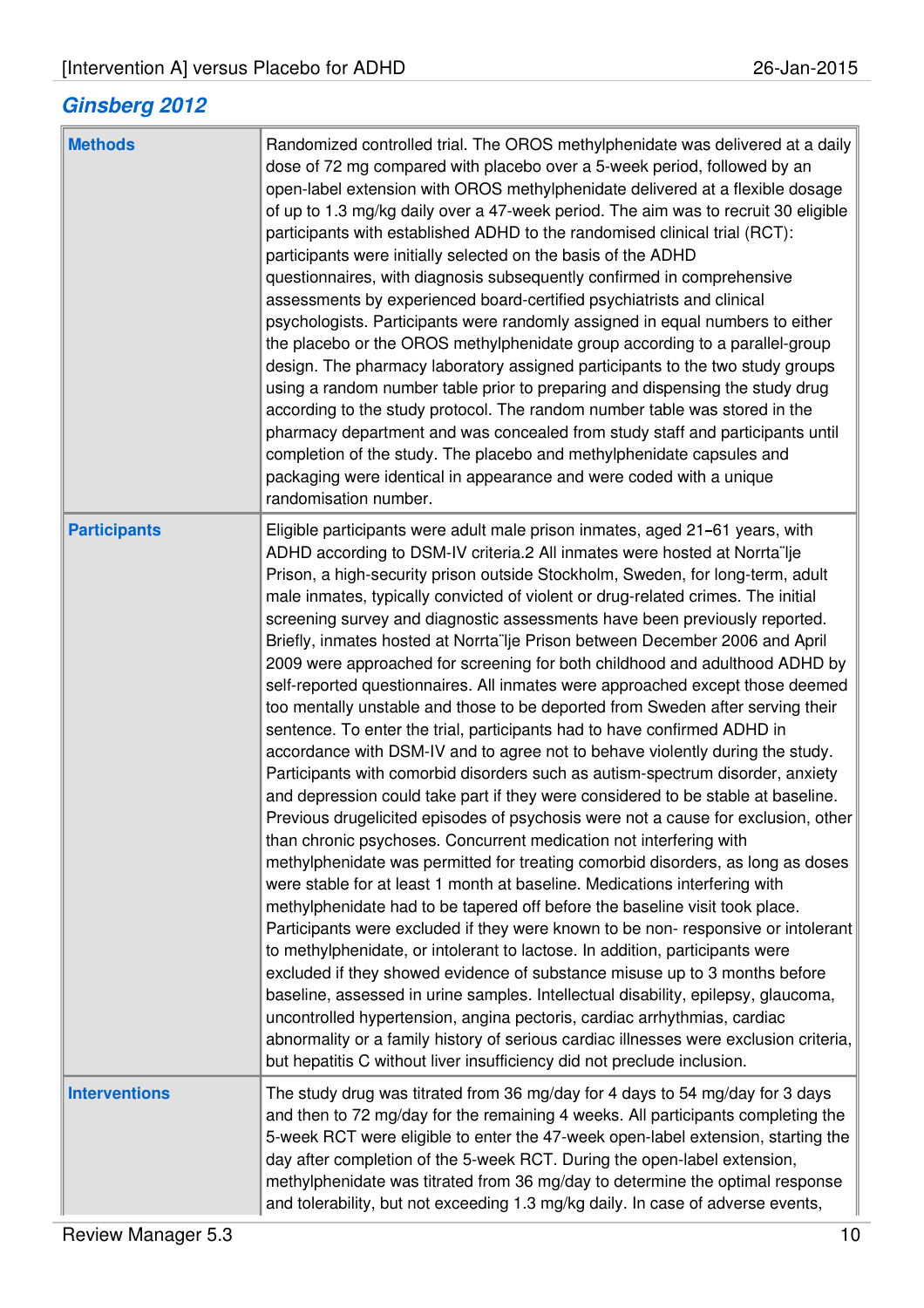## Ginsberg 2012

| | |
|---|---|
| **Methods** | Randomized controlled trial. The OROS methylphenidate was delivered at a daily dose of 72 mg compared with placebo over a 5-week period, followed by an open-label extension with OROS methylphenidate delivered at a flexible dosage of up to 1.3 mg/kg daily over a 47-week period. The aim was to recruit 30 eligible participants with established ADHD to the randomised clinical trial (RCT): participants were initially selected on the basis of the ADHD questionnaires, with diagnosis subsequently confirmed in comprehensive assessments by experienced board-certified psychiatrists and clinical psychologists. Participants were randomly assigned in equal numbers to either the placebo or the OROS methylphenidate group according to a parallel-group design. The pharmacy laboratory assigned participants to the two study groups using a random number table prior to preparing and dispensing the study drug according to the study protocol. The random number table was stored in the pharmacy department and was concealed from study staff and participants until completion of the study. The placebo and methylphenidate capsules and packaging were identical in appearance and were coded with a unique randomisation number. |
| **Participants** | Eligible participants were adult male prison inmates, aged 21–61 years, with ADHD according to DSM-IV criteria.2 All inmates were hosted at Norrta¨lje Prison, a high-security prison outside Stockholm, Sweden, for long-term, adult male inmates, typically convicted of violent or drug-related crimes. The initial screening survey and diagnostic assessments have been previously reported. Briefly, inmates hosted at Norrta¨lje Prison between December 2006 and April 2009 were approached for screening for both childhood and adulthood ADHD by self-reported questionnaires. All inmates were approached except those deemed too mentally unstable and those to be deported from Sweden after serving their sentence. To enter the trial, participants had to have confirmed ADHD in accordance with DSM-IV and to agree not to behave violently during the study. Participants with comorbid disorders such as autism-spectrum disorder, anxiety and depression could take part if they were considered to be stable at baseline. Previous drugelicited episodes of psychosis were not a cause for exclusion, other than chronic psychoses. Concurrent medication not interfering with methylphenidate was permitted for treating comorbid disorders, as long as doses were stable for at least 1 month at baseline. Medications interfering with methylphenidate had to be tapered off before the baseline visit took place. Participants were excluded if they were known to be non- responsive or intolerant to methylphenidate, or intolerant to lactose. In addition, participants were excluded if they showed evidence of substance misuse up to 3 months before baseline, assessed in urine samples. Intellectual disability, epilepsy, glaucoma, uncontrolled hypertension, angina pectoris, cardiac arrhythmias, cardiac abnormality or a family history of serious cardiac illnesses were exclusion criteria, but hepatitis C without liver insufficiency did not preclude inclusion. |
| **Interventions** | The study drug was titrated from 36 mg/day for 4 days to 54 mg/day for 3 days and then to 72 mg/day for the remaining 4 weeks. All participants completing the 5-week RCT were eligible to enter the 47-week open-label extension, starting the day after completion of the 5-week RCT. During the open-label extension, methylphenidate was titrated from 36 mg/day to determine the optimal response and tolerability, but not exceeding 1.3 mg/kg daily. In case of adverse events, |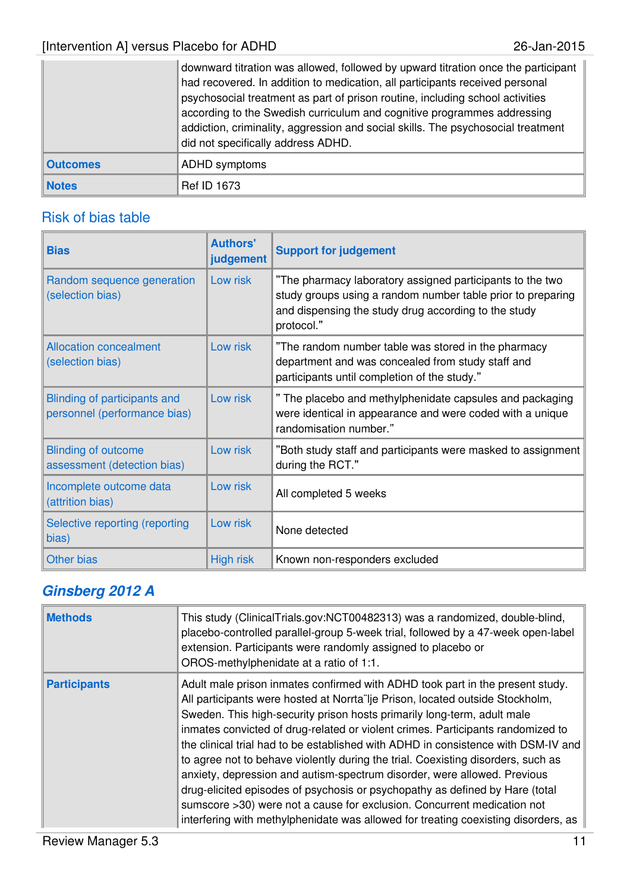| | |
|---|---|
| | downward titration was allowed, followed by upward titration once the participant had recovered. In addition to medication, all participants received personal psychosocial treatment as part of prison routine, including school activities according to the Swedish curriculum and cognitive programmes addressing addiction, criminality, aggression and social skills. The psychosocial treatment did not specifically address ADHD. |
| **Outcomes** | ADHD symptoms |
| **Notes** | Ref ID 1673 |

## Risk of bias table

| Bias | Authors' judgement | Support for judgement |
|---|---|---|
| Random sequence generation (selection bias) | Low risk | ”The pharmacy laboratory assigned participants to the two study groups using a random number table prior to preparing and dispensing the study drug according to the study protocol.” |
| Allocation concealment (selection bias) | Low risk | ”The random number table was stored in the pharmacy department and was concealed from study staff and participants until completion of the study.” |
| Blinding of participants and personnel (performance bias) | Low risk | ” The placebo and methylphenidate capsules and packaging were identical in appearance and were coded with a unique randomisation number.” |
| Blinding of outcome assessment (detection bias) | Low risk | ”Both study staff and participants were masked to assignment during the RCT.” |
| Incomplete outcome data (attrition bias) | Low risk | All completed 5 weeks |
| Selective reporting (reporting bias) | Low risk | None detected |
| Other bias | High risk | Known non-responders excluded |

## *Ginsberg 2012 A*

| | |
|---|---|
| **Methods** | This study (ClinicalTrials.gov:NCT00482313) was a randomized, double-blind, placebo-controlled parallel-group 5-week trial, followed by a 47-week open-label extension. Participants were randomly assigned to placebo or OROS-methylphenidate at a ratio of 1:1. |
| **Participants** | Adult male prison inmates confirmed with ADHD took part in the present study. All participants were hosted at Norrta¨lje Prison, located outside Stockholm, Sweden. This high-security prison hosts primarily long-term, adult male inmates convicted of drug-related or violent crimes. Participants randomized to the clinical trial had to be established with ADHD in consistence with DSM-IV and to agree not to behave violently during the trial. Coexisting disorders, such as anxiety, depression and autism-spectrum disorder, were allowed. Previous drug-elicited episodes of psychosis or psychopathy as defined by Hare (total sumscore >30) were not a cause for exclusion. Concurrent medication not interfering with methylphenidate was allowed for treating coexisting disorders, as |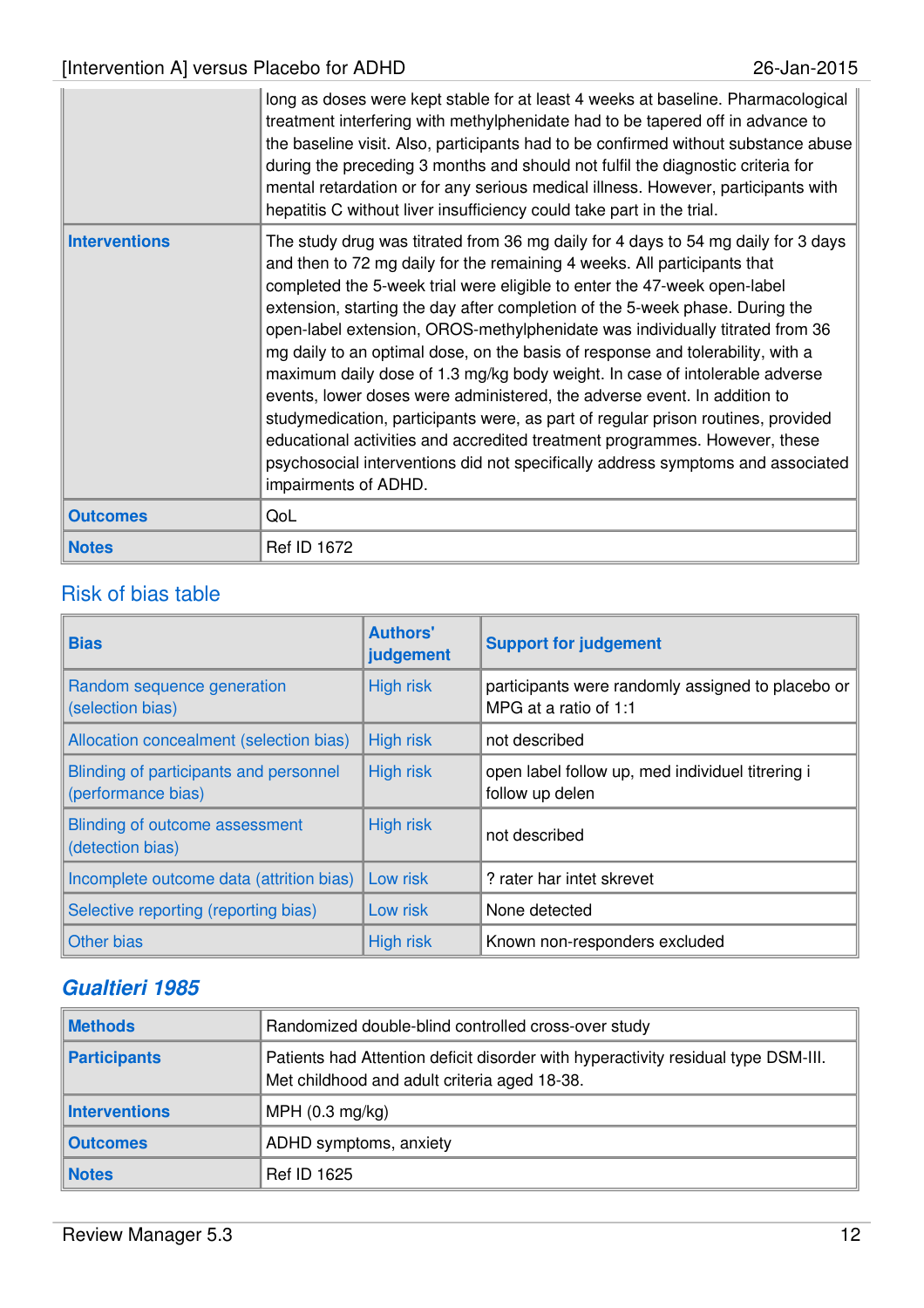| | |
|---|---|
| | long as doses were kept stable for at least 4 weeks at baseline. Pharmacological treatment interfering with methylphenidate had to be tapered off in advance to the baseline visit. Also, participants had to be confirmed without substance abuse during the preceding 3 months and should not fulfil the diagnostic criteria for mental retardation or for any serious medical illness. However, participants with hepatitis C without liver insufficiency could take part in the trial. |
| **Interventions** | The study drug was titrated from 36 mg daily for 4 days to 54 mg daily for 3 days and then to 72 mg daily for the remaining 4 weeks. All participants that completed the 5-week trial were eligible to enter the 47-week open-label extension, starting the day after completion of the 5-week phase. During the open-label extension, OROS-methylphenidate was individually titrated from 36 mg daily to an optimal dose, on the basis of response and tolerability, with a maximum daily dose of 1.3 mg/kg body weight. In case of intolerable adverse events, lower doses were administered, the adverse event. In addition to studymedication, participants were, as part of regular prison routines, provided educational activities and accredited treatment programmes. However, these psychosocial interventions did not specifically address symptoms and associated impairments of ADHD. |
| **Outcomes** | QoL |
| **Notes** | Ref ID 1672 |

## Risk of bias table

| Bias | Authors' judgement | Support for judgement |
|---|---|---|
| Random sequence generation (selection bias) | High risk | participants were randomly assigned to placebo or MPG at a ratio of 1:1 |
| Allocation concealment (selection bias) | High risk | not described |
| Blinding of participants and personnel (performance bias) | High risk | open label follow up, med individuel titrering i follow up delen |
| Blinding of outcome assessment (detection bias) | High risk | not described |
| Incomplete outcome data (attrition bias) | Low risk | ? rater har intet skrevet |
| Selective reporting (reporting bias) | Low risk | None detected |
| Other bias | High risk | Known non-responders excluded |

## *Gualtieri 1985*

| | |
|---|---|
| **Methods** | Randomized double-blind controlled cross-over study |
| **Participants** | Patients had Attention deficit disorder with hyperactivity residual type DSM-III. Met childhood and adult criteria aged 18-38. |
| **Interventions** | MPH (0.3 mg/kg) |
| **Outcomes** | ADHD symptoms, anxiety |
| **Notes** | Ref ID 1625 |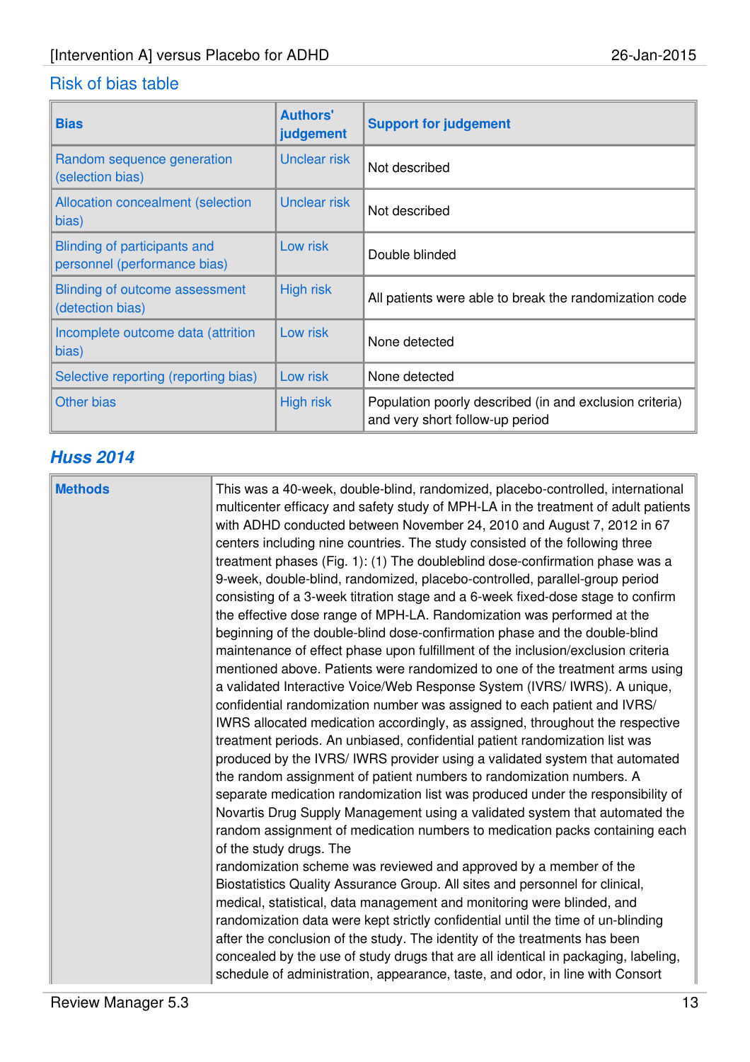### Risk of bias table

| Bias | Authors' judgement | Support for judgement |
|---|---|---|
| Random sequence generation (selection bias) | Unclear risk | Not described |
| Allocation concealment (selection bias) | Unclear risk | Not described |
| Blinding of participants and personnel (performance bias) | Low risk | Double blinded |
| Blinding of outcome assessment (detection bias) | High risk | All patients were able to break the randomization code |
| Incomplete outcome data (attrition bias) | Low risk | None detected |
| Selective reporting (reporting bias) | Low risk | None detected |
| Other bias | High risk | Population poorly described (in and exclusion criteria) and very short follow-up period |

## *Huss 2014*

| | |
|---|---|
| **Methods** | This was a 40-week, double-blind, randomized, placebo-controlled, international multicenter efficacy and safety study of MPH-LA in the treatment of adult patients with ADHD conducted between November 24, 2010 and August 7, 2012 in 67 centers including nine countries. The study consisted of the following three treatment phases (Fig. 1): (1) The doubleblind dose-confirmation phase was a 9-week, double-blind, randomized, placebo-controlled, parallel-group period consisting of a 3-week titration stage and a 6-week fixed-dose stage to confirm the effective dose range of MPH-LA. Randomization was performed at the beginning of the double-blind dose-confirmation phase and the double-blind maintenance of effect phase upon fulfillment of the inclusion/exclusion criteria mentioned above. Patients were randomized to one of the treatment arms using a validated Interactive Voice/Web Response System (IVRS/ IWRS). A unique, confidential randomization number was assigned to each patient and IVRS/ IWRS allocated medication accordingly, as assigned, throughout the respective treatment periods. An unbiased, confidential patient randomization list was produced by the IVRS/ IWRS provider using a validated system that automated the random assignment of patient numbers to randomization numbers. A separate medication randomization list was produced under the responsibility of Novartis Drug Supply Management using a validated system that automated the random assignment of medication numbers to medication packs containing each of the study drugs. The randomization scheme was reviewed and approved by a member of the Biostatistics Quality Assurance Group. All sites and personnel for clinical, medical, statistical, data management and monitoring were blinded, and randomization data were kept strictly confidential until the time of un-blinding after the conclusion of the study. The identity of the treatments has been concealed by the use of study drugs that are all identical in packaging, labeling, schedule of administration, appearance, taste, and odor, in line with Consort |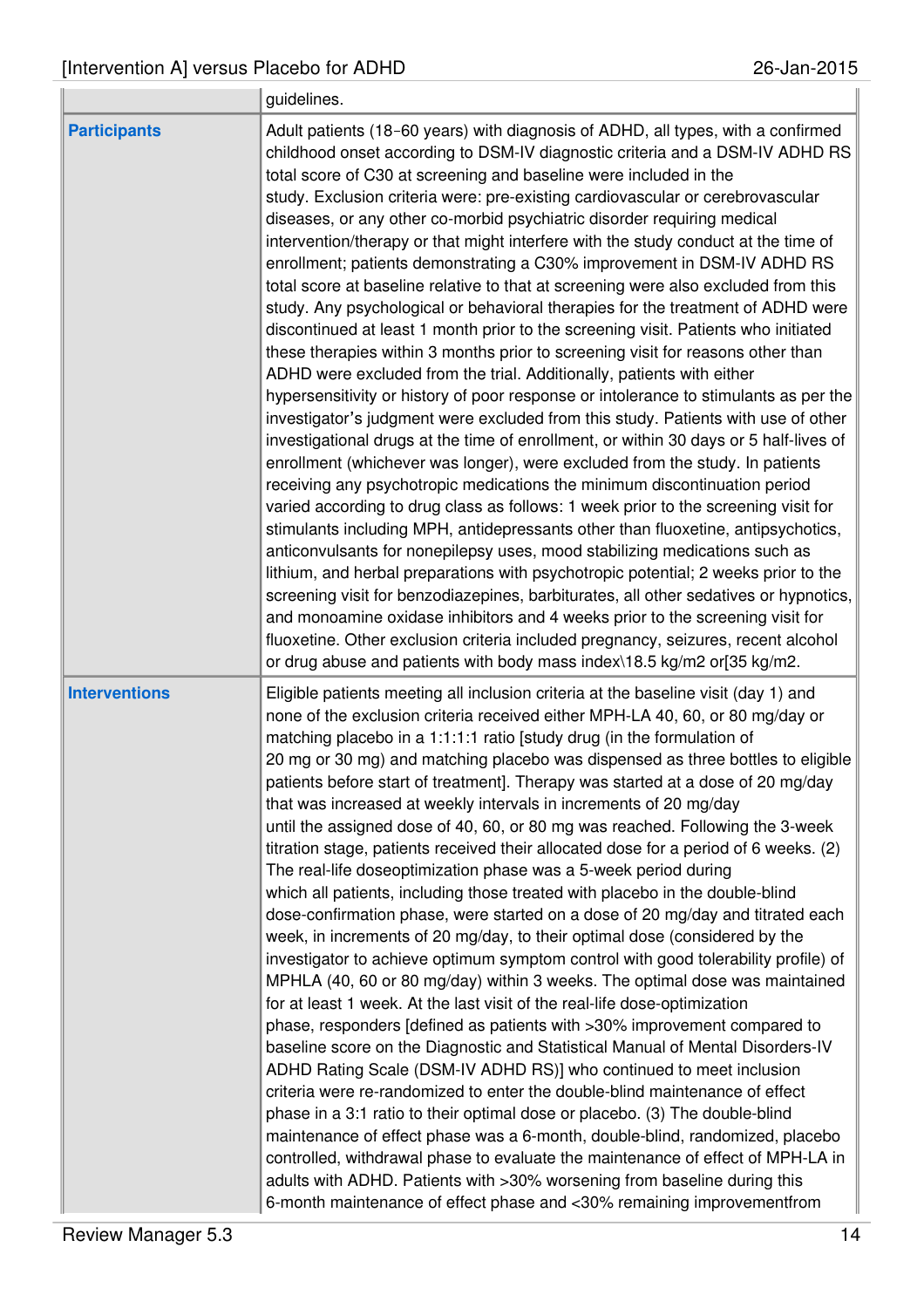|  |  |
|---|---|
|  | guidelines. |
| **Participants** | Adult patients (18-60 years) with diagnosis of ADHD, all types, with a confirmed childhood onset according to DSM-IV diagnostic criteria and a DSM-IV ADHD RS total score of C30 at screening and baseline were included in the study. Exclusion criteria were: pre-existing cardiovascular or cerebrovascular diseases, or any other co-morbid psychiatric disorder requiring medical intervention/therapy or that might interfere with the study conduct at the time of enrollment; patients demonstrating a C30% improvement in DSM-IV ADHD RS total score at baseline relative to that at screening were also excluded from this study. Any psychological or behavioral therapies for the treatment of ADHD were discontinued at least 1 month prior to the screening visit. Patients who initiated these therapies within 3 months prior to screening visit for reasons other than ADHD were excluded from the trial. Additionally, patients with either hypersensitivity or history of poor response or intolerance to stimulants as per the investigator's judgment were excluded from this study. Patients with use of other investigational drugs at the time of enrollment, or within 30 days or 5 half-lives of enrollment (whichever was longer), were excluded from the study. In patients receiving any psychotropic medications the minimum discontinuation period varied according to drug class as follows: 1 week prior to the screening visit for stimulants including MPH, antidepressants other than fluoxetine, antipsychotics, anticonvulsants for nonepilepsy uses, mood stabilizing medications such as lithium, and herbal preparations with psychotropic potential; 2 weeks prior to the screening visit for benzodiazepines, barbiturates, all other sedatives or hypnotics, and monoamine oxidase inhibitors and 4 weeks prior to the screening visit for fluoxetine. Other exclusion criteria included pregnancy, seizures, recent alcohol or drug abuse and patients with body mass index\18.5 kg/m2 or[35 kg/m2. |
| **Interventions** | Eligible patients meeting all inclusion criteria at the baseline visit (day 1) and none of the exclusion criteria received either MPH-LA 40, 60, or 80 mg/day or matching placebo in a 1:1:1:1 ratio [study drug (in the formulation of 20 mg or 30 mg) and matching placebo was dispensed as three bottles to eligible patients before start of treatment]. Therapy was started at a dose of 20 mg/day that was increased at weekly intervals in increments of 20 mg/day until the assigned dose of 40, 60, or 80 mg was reached. Following the 3-week titration stage, patients received their allocated dose for a period of 6 weeks. (2) The real-life doseoptimization phase was a 5-week period during which all patients, including those treated with placebo in the double-blind dose-confirmation phase, were started on a dose of 20 mg/day and titrated each week, in increments of 20 mg/day, to their optimal dose (considered by the investigator to achieve optimum symptom control with good tolerability profile) of MPHLA (40, 60 or 80 mg/day) within 3 weeks. The optimal dose was maintained for at least 1 week. At the last visit of the real-life dose-optimization phase, responders [defined as patients with >30% improvement compared to baseline score on the Diagnostic and Statistical Manual of Mental Disorders-IV ADHD Rating Scale (DSM-IV ADHD RS)] who continued to meet inclusion criteria were re-randomized to enter the double-blind maintenance of effect phase in a 3:1 ratio to their optimal dose or placebo. (3) The double-blind maintenance of effect phase was a 6-month, double-blind, randomized, placebo controlled, withdrawal phase to evaluate the maintenance of effect of MPH-LA in adults with ADHD. Patients with >30% worsening from baseline during this 6-month maintenance of effect phase and <30% remaining improvementfrom |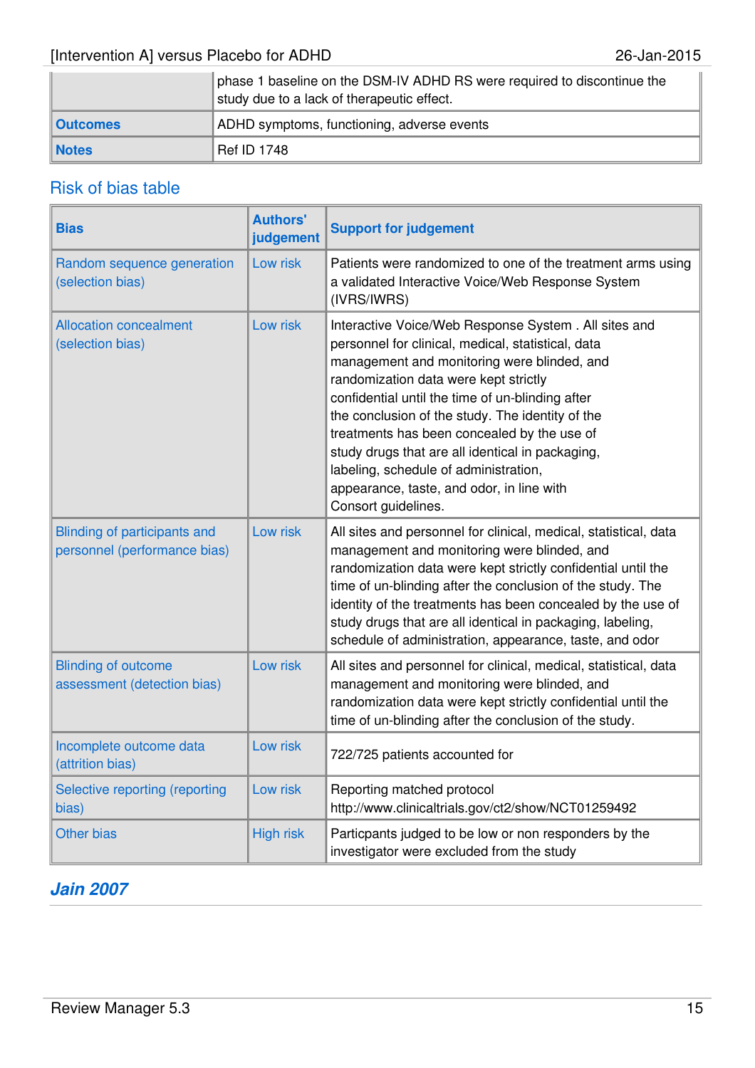| | |
|---|---|
| | phase 1 baseline on the DSM-IV ADHD RS were required to discontinue the study due to a lack of therapeutic effect. |
| **Outcomes** | ADHD symptoms, functioning, adverse events |
| **Notes** | Ref ID 1748 |

## Risk of bias table

| Bias | Authors' judgement | Support for judgement |
|---|---|---|
| Random sequence generation (selection bias) | Low risk | Patients were randomized to one of the treatment arms using a validated Interactive Voice/Web Response System (IVRS/IWRS) |
| Allocation concealment (selection bias) | Low risk | Interactive Voice/Web Response System . All sites and personnel for clinical, medical, statistical, data management and monitoring were blinded, and randomization data were kept strictly confidential until the time of un-blinding after the conclusion of the study. The identity of the treatments has been concealed by the use of study drugs that are all identical in packaging, labeling, schedule of administration, appearance, taste, and odor, in line with Consort guidelines. |
| Blinding of participants and personnel (performance bias) | Low risk | All sites and personnel for clinical, medical, statistical, data management and monitoring were blinded, and randomization data were kept strictly confidential until the time of un-blinding after the conclusion of the study. The identity of the treatments has been concealed by the use of study drugs that are all identical in packaging, labeling, schedule of administration, appearance, taste, and odor |
| Blinding of outcome assessment (detection bias) | Low risk | All sites and personnel for clinical, medical, statistical, data management and monitoring were blinded, and randomization data were kept strictly confidential until the time of un-blinding after the conclusion of the study. |
| Incomplete outcome data (attrition bias) | Low risk | 722/725 patients accounted for |
| Selective reporting (reporting bias) | Low risk | Reporting matched protocol http://www.clinicaltrials.gov/ct2/show/NCT01259492 |
| Other bias | High risk | Particpants judged to be low or non responders by the investigator were excluded from the study |

## *Jain 2007*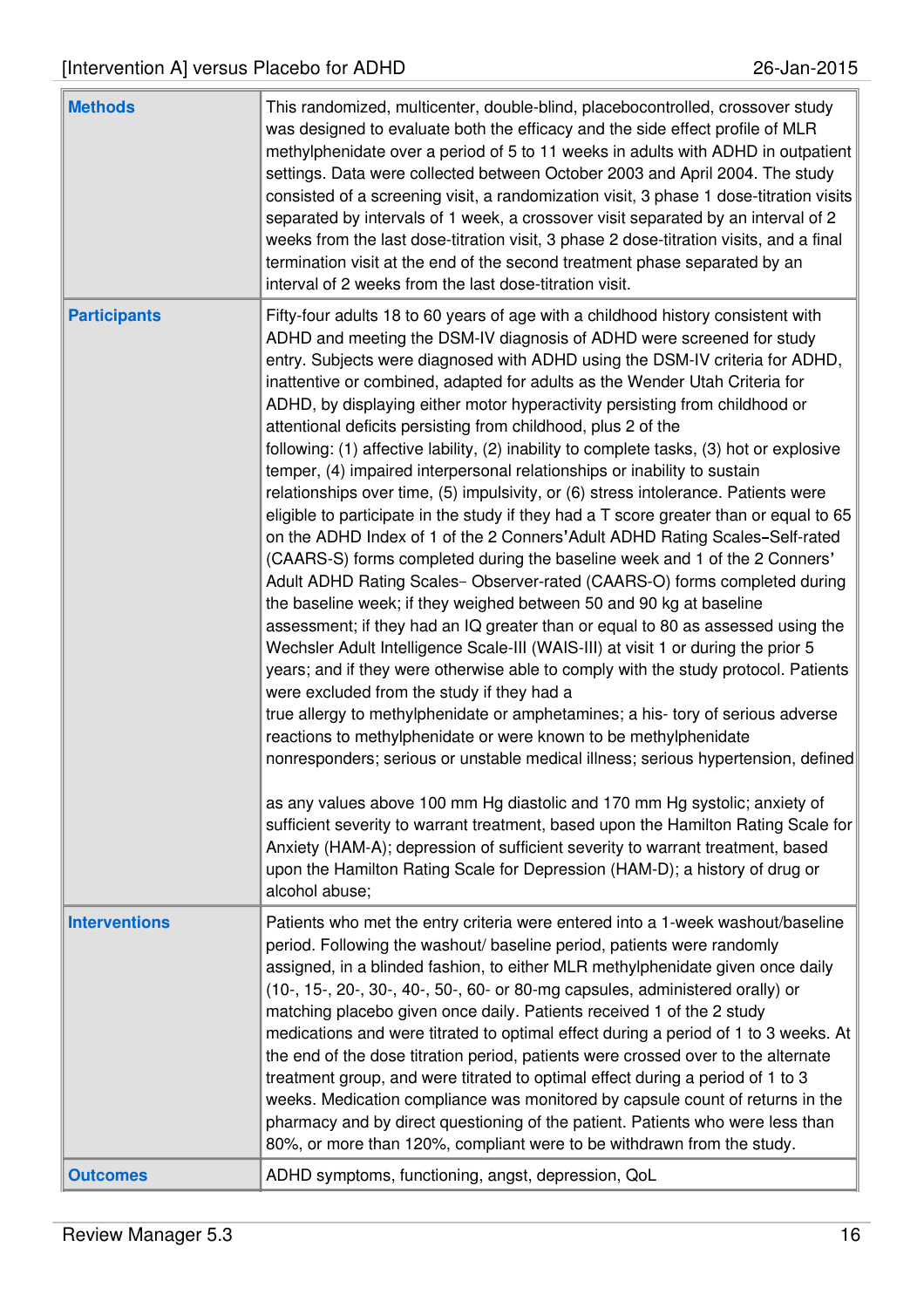| | |
|---|---|
| **Methods** | This randomized, multicenter, double-blind, placebocontrolled, crossover study was designed to evaluate both the efficacy and the side effect profile of MLR methylphenidate over a period of 5 to 11 weeks in adults with ADHD in outpatient settings. Data were collected between October 2003 and April 2004. The study consisted of a screening visit, a randomization visit, 3 phase 1 dose-titration visits separated by intervals of 1 week, a crossover visit separated by an interval of 2 weeks from the last dose-titration visit, 3 phase 2 dose-titration visits, and a final termination visit at the end of the second treatment phase separated by an interval of 2 weeks from the last dose-titration visit. |
| **Participants** | Fifty-four adults 18 to 60 years of age with a childhood history consistent with ADHD and meeting the DSM-IV diagnosis of ADHD were screened for study entry. Subjects were diagnosed with ADHD using the DSM-IV criteria for ADHD, inattentive or combined, adapted for adults as the Wender Utah Criteria for ADHD, by displaying either motor hyperactivity persisting from childhood or attentional deficits persisting from childhood, plus 2 of the following: (1) affective lability, (2) inability to complete tasks, (3) hot or explosive temper, (4) impaired interpersonal relationships or inability to sustain relationships over time, (5) impulsivity, or (6) stress intolerance. Patients were eligible to participate in the study if they had a T score greater than or equal to 65 on the ADHD Index of 1 of the 2 Conners'Adult ADHD Rating Scales–Self-rated (CAARS-S) forms completed during the baseline week and 1 of the 2 Conners' Adult ADHD Rating Scales– Observer-rated (CAARS-O) forms completed during the baseline week; if they weighed between 50 and 90 kg at baseline assessment; if they had an IQ greater than or equal to 80 as assessed using the Wechsler Adult Intelligence Scale-III (WAIS-III) at visit 1 or during the prior 5 years; and if they were otherwise able to comply with the study protocol. Patients were excluded from the study if they had a true allergy to methylphenidate or amphetamines; a his- tory of serious adverse reactions to methylphenidate or were known to be methylphenidate nonresponders; serious or unstable medical illness; serious hypertension, defined as any values above 100 mm Hg diastolic and 170 mm Hg systolic; anxiety of sufficient severity to warrant treatment, based upon the Hamilton Rating Scale for Anxiety (HAM-A); depression of sufficient severity to warrant treatment, based upon the Hamilton Rating Scale for Depression (HAM-D); a history of drug or alcohol abuse; |
| **Interventions** | Patients who met the entry criteria were entered into a 1-week washout/baseline period. Following the washout/ baseline period, patients were randomly assigned, in a blinded fashion, to either MLR methylphenidate given once daily (10-, 15-, 20-, 30-, 40-, 50-, 60- or 80-mg capsules, administered orally) or matching placebo given once daily. Patients received 1 of the 2 study medications and were titrated to optimal effect during a period of 1 to 3 weeks. At the end of the dose titration period, patients were crossed over to the alternate treatment group, and were titrated to optimal effect during a period of 1 to 3 weeks. Medication compliance was monitored by capsule count of returns in the pharmacy and by direct questioning of the patient. Patients who were less than 80%, or more than 120%, compliant were to be withdrawn from the study. |
| **Outcomes** | ADHD symptoms, functioning, angst, depression, QoL |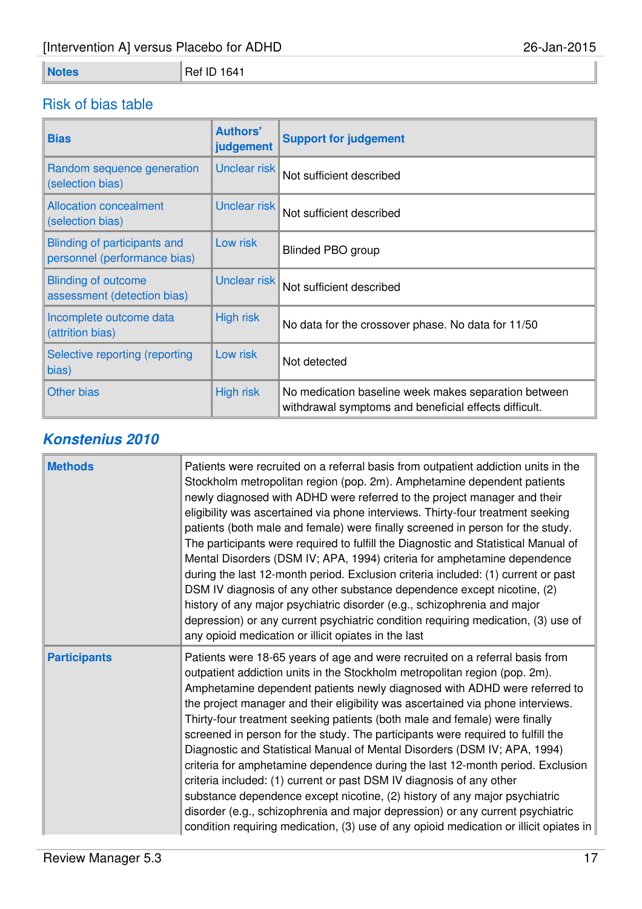| Notes | Ref ID 1641 |
|---|---|

## Risk of bias table

| Bias | Authors' judgement | Support for judgement |
|---|---|---|
| Random sequence generation (selection bias) | Unclear risk | Not sufficient described |
| Allocation concealment (selection bias) | Unclear risk | Not sufficient described |
| Blinding of participants and personnel (performance bias) | Low risk | Blinded PBO group |
| Blinding of outcome assessment (detection bias) | Unclear risk | Not sufficient described |
| Incomplete outcome data (attrition bias) | High risk | No data for the crossover phase. No data for 11/50 |
| Selective reporting (reporting bias) | Low risk | Not detected |
| Other bias | High risk | No medication baseline week makes separation between withdrawal symptoms and beneficial effects difficult. |

### *Konstenius 2010*

| | |
|---|---|
| **Methods** | Patients were recruited on a referral basis from outpatient addiction units in the Stockholm metropolitan region (pop. 2m). Amphetamine dependent patients newly diagnosed with ADHD were referred to the project manager and their eligibility was ascertained via phone interviews. Thirty-four treatment seeking patients (both male and female) were finally screened in person for the study. The participants were required to fulfill the Diagnostic and Statistical Manual of Mental Disorders (DSM IV; APA, 1994) criteria for amphetamine dependence during the last 12-month period. Exclusion criteria included: (1) current or past DSM IV diagnosis of any other substance dependence except nicotine, (2) history of any major psychiatric disorder (e.g., schizophrenia and major depression) or any current psychiatric condition requiring medication, (3) use of any opioid medication or illicit opiates in the last |
| **Participants** | Patients were 18-65 years of age and were recruited on a referral basis from outpatient addiction units in the Stockholm metropolitan region (pop. 2m). Amphetamine dependent patients newly diagnosed with ADHD were referred to the project manager and their eligibility was ascertained via phone interviews. Thirty-four treatment seeking patients (both male and female) were finally screened in person for the study. The participants were required to fulfill the Diagnostic and Statistical Manual of Mental Disorders (DSM IV; APA, 1994) criteria for amphetamine dependence during the last 12-month period. Exclusion criteria included: (1) current or past DSM IV diagnosis of any other substance dependence except nicotine, (2) history of any major psychiatric disorder (e.g., schizophrenia and major depression) or any current psychiatric condition requiring medication, (3) use of any opioid medication or illicit opiates in |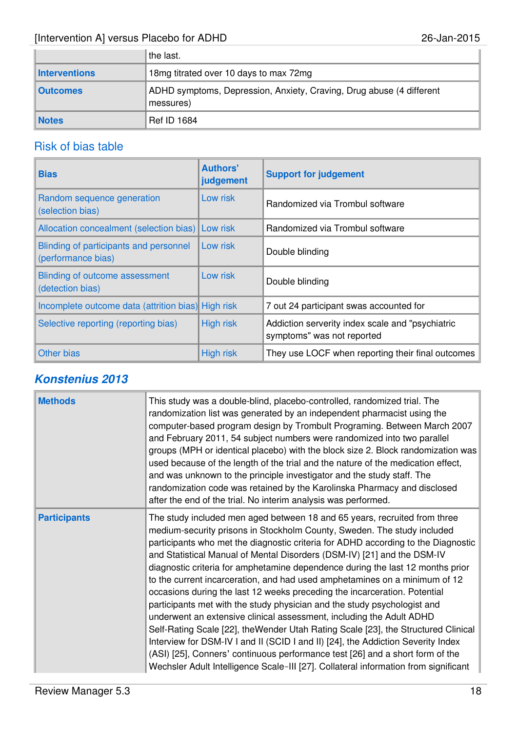| | |
|---|---|
| | the last. |
| **Interventions** | 18mg titrated over 10 days to max 72mg |
| **Outcomes** | ADHD symptoms, Depression, Anxiety, Craving, Drug abuse (4 different messures) |
| **Notes** | Ref ID 1684 |

## Risk of bias table

| Bias | Authors' judgement | Support for judgement |
|---|---|---|
| Random sequence generation (selection bias) | Low risk | Randomized via Trombul software |
| Allocation concealment (selection bias) | Low risk | Randomized via Trombul software |
| Blinding of participants and personnel (performance bias) | Low risk | Double blinding |
| Blinding of outcome assessment (detection bias) | Low risk | Double blinding |
| Incomplete outcome data (attrition bias) | High risk | 7 out 24 participant swas accounted for |
| Selective reporting (reporting bias) | High risk | Addiction serverity index scale and "psychiatric symptoms" was not reported |
| Other bias | High risk | They use LOCF when reporting their final outcomes |

## *Konstenius 2013*

| | |
|---|---|
| **Methods** | This study was a double-blind, placebo-controlled, randomized trial. The randomization list was generated by an independent pharmacist using the computer-based program design by Trombult Programing. Between March 2007 and February 2011, 54 subject numbers were randomized into two parallel groups (MPH or identical placebo) with the block size 2. Block randomization was used because of the length of the trial and the nature of the medication effect, and was unknown to the principle investigator and the study staff. The randomization code was retained by the Karolinska Pharmacy and disclosed after the end of the trial. No interim analysis was performed. |
| **Participants** | The study included men aged between 18 and 65 years, recruited from three medium-security prisons in Stockholm County, Sweden. The study included participants who met the diagnostic criteria for ADHD according to the Diagnostic and Statistical Manual of Mental Disorders (DSM-IV) [21] and the DSM-IV diagnostic criteria for amphetamine dependence during the last 12 months prior to the current incarceration, and had used amphetamines on a minimum of 12 occasions during the last 12 weeks preceding the incarceration. Potential participants met with the study physician and the study psychologist and underwent an extensive clinical assessment, including the Adult ADHD Self-Rating Scale [22], theWender Utah Rating Scale [23], the Structured Clinical Interview for DSM-IV I and II (SCID I and II) [24], the Addiction Severity Index (ASI) [25], Conners' continuous performance test [26] and a short form of the Wechsler Adult Intelligence Scale-III [27]. Collateral information from significant |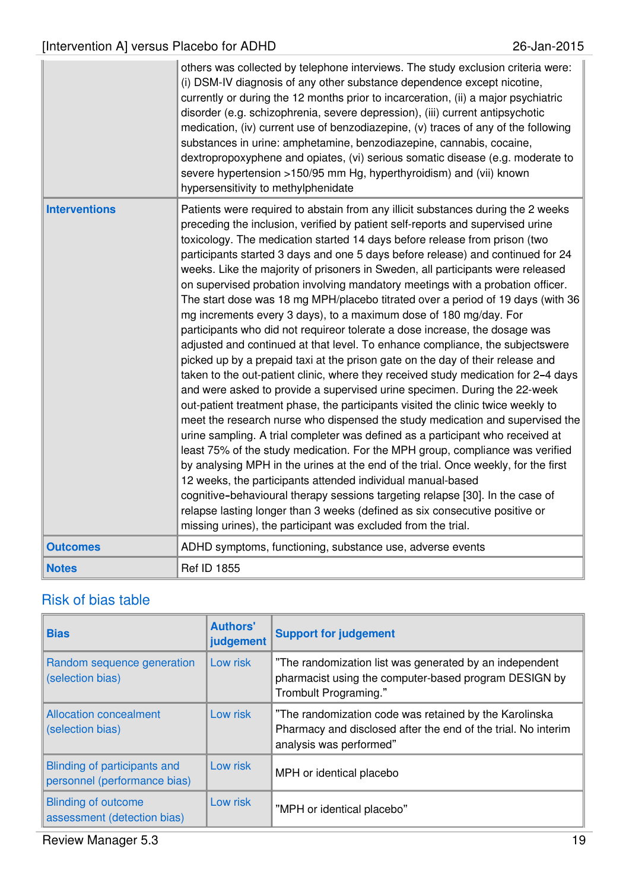| | |
|---|---|
| | others was collected by telephone interviews. The study exclusion criteria were: (i) DSM-IV diagnosis of any other substance dependence except nicotine, currently or during the 12 months prior to incarceration, (ii) a major psychiatric disorder (e.g. schizophrenia, severe depression), (iii) current antipsychotic medication, (iv) current use of benzodiazepine, (v) traces of any of the following substances in urine: amphetamine, benzodiazepine, cannabis, cocaine, dextropropoxyphene and opiates, (vi) serious somatic disease (e.g. moderate to severe hypertension >150/95 mm Hg, hyperthyroidism) and (vii) known hypersensitivity to methylphenidate |
| **Interventions** | Patients were required to abstain from any illicit substances during the 2 weeks preceding the inclusion, verified by patient self-reports and supervised urine toxicology. The medication started 14 days before release from prison (two participants started 3 days and one 5 days before release) and continued for 24 weeks. Like the majority of prisoners in Sweden, all participants were released on supervised probation involving mandatory meetings with a probation officer. The start dose was 18 mg MPH/placebo titrated over a period of 19 days (with 36 mg increments every 3 days), to a maximum dose of 180 mg/day. For participants who did not requireor tolerate a dose increase, the dosage was adjusted and continued at that level. To enhance compliance, the subjectswere picked up by a prepaid taxi at the prison gate on the day of their release and taken to the out-patient clinic, where they received study medication for 2–4 days and were asked to provide a supervised urine specimen. During the 22-week out-patient treatment phase, the participants visited the clinic twice weekly to meet the research nurse who dispensed the study medication and supervised the urine sampling. A trial completer was defined as a participant who received at least 75% of the study medication. For the MPH group, compliance was verified by analysing MPH in the urines at the end of the trial. Once weekly, for the first 12 weeks, the participants attended individual manual-based cognitive-behavioural therapy sessions targeting relapse [30]. In the case of relapse lasting longer than 3 weeks (defined as six consecutive positive or missing urines), the participant was excluded from the trial. |
| **Outcomes** | ADHD symptoms, functioning, substance use, adverse events |
| **Notes** | Ref ID 1855 |

## Risk of bias table

| Bias | Authors' judgement | Support for judgement |
|---|---|---|
| Random sequence generation (selection bias) | Low risk | "The randomization list was generated by an independent pharmacist using the computer-based program DESIGN by Trombult Programing." |
| Allocation concealment (selection bias) | Low risk | "The randomization code was retained by the Karolinska Pharmacy and disclosed after the end of the trial. No interim analysis was performed" |
| Blinding of participants and personnel (performance bias) | Low risk | MPH or identical placebo |
| Blinding of outcome assessment (detection bias) | Low risk | "MPH or identical placebo" |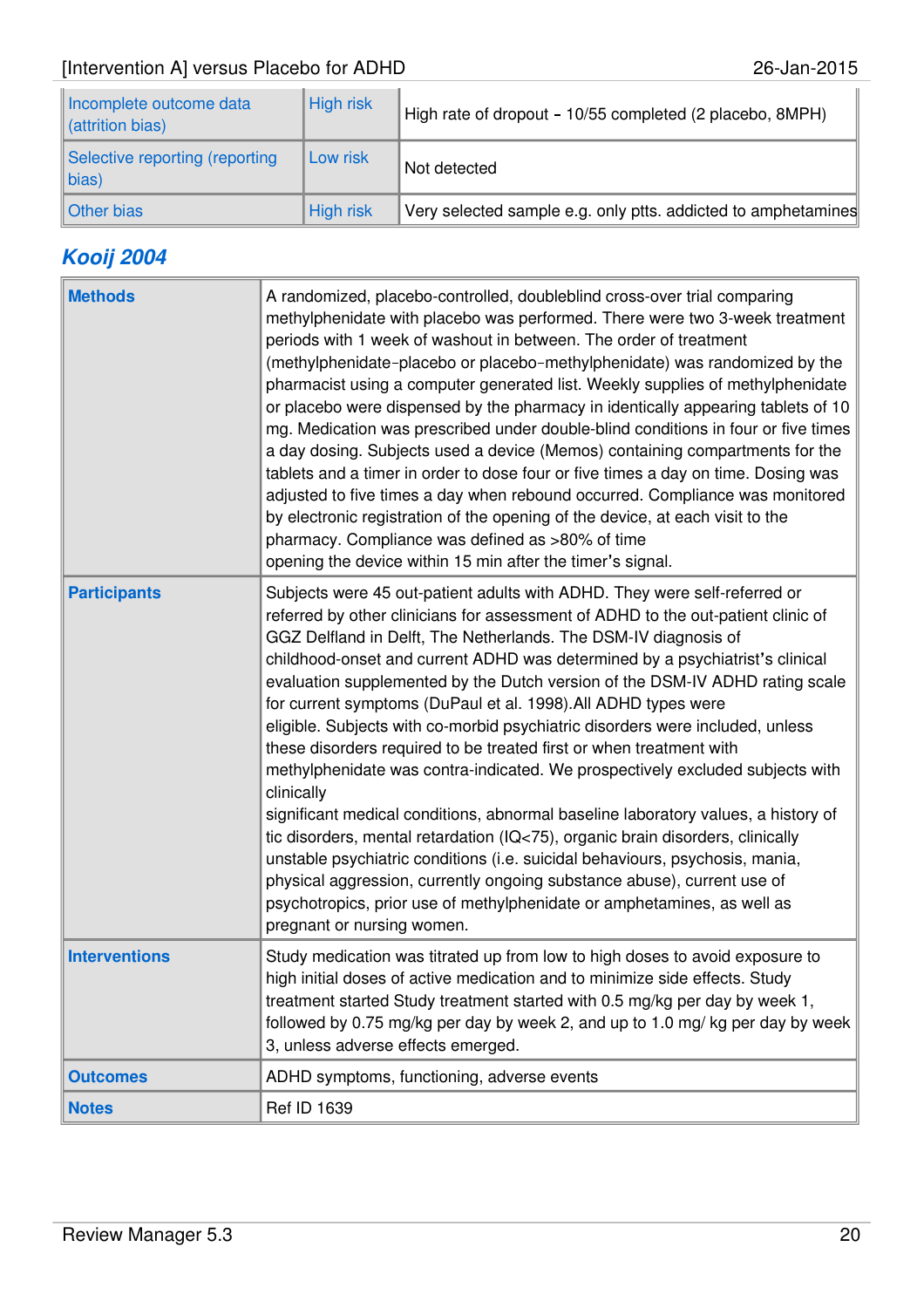| | | |
|---|---|---|
| Incomplete outcome data (attrition bias) | High risk | High rate of dropout - 10/55 completed (2 placebo, 8MPH) |
| Selective reporting (reporting bias) | Low risk | Not detected |
| Other bias | High risk | Very selected sample e.g. only ptts. addicted to amphetamines |

## *Kooij 2004*

| | |
|---|---|
| **Methods** | A randomized, placebo-controlled, doubleblind cross-over trial comparing methylphenidate with placebo was performed. There were two 3-week treatment periods with 1 week of washout in between. The order of treatment (methylphenidate-placebo or placebo-methylphenidate) was randomized by the pharmacist using a computer generated list. Weekly supplies of methylphenidate or placebo were dispensed by the pharmacy in identically appearing tablets of 10 mg. Medication was prescribed under double-blind conditions in four or five times a day dosing. Subjects used a device (Memos) containing compartments for the tablets and a timer in order to dose four or five times a day on time. Dosing was adjusted to five times a day when rebound occurred. Compliance was monitored by electronic registration of the opening of the device, at each visit to the pharmacy. Compliance was defined as >80% of time opening the device within 15 min after the timer's signal. |
| **Participants** | Subjects were 45 out-patient adults with ADHD. They were self-referred or referred by other clinicians for assessment of ADHD to the out-patient clinic of GGZ Delfland in Delft, The Netherlands. The DSM-IV diagnosis of childhood-onset and current ADHD was determined by a psychiatrist's clinical evaluation supplemented by the Dutch version of the DSM-IV ADHD rating scale for current symptoms (DuPaul et al. 1998).All ADHD types were eligible. Subjects with co-morbid psychiatric disorders were included, unless these disorders required to be treated first or when treatment with methylphenidate was contra-indicated. We prospectively excluded subjects with clinically significant medical conditions, abnormal baseline laboratory values, a history of tic disorders, mental retardation (IQ<75), organic brain disorders, clinically unstable psychiatric conditions (i.e. suicidal behaviours, psychosis, mania, physical aggression, currently ongoing substance abuse), current use of psychotropics, prior use of methylphenidate or amphetamines, as well as pregnant or nursing women. |
| **Interventions** | Study medication was titrated up from low to high doses to avoid exposure to high initial doses of active medication and to minimize side effects. Study treatment started Study treatment started with 0.5 mg/kg per day by week 1, followed by 0.75 mg/kg per day by week 2, and up to 1.0 mg/ kg per day by week 3, unless adverse effects emerged. |
| **Outcomes** | ADHD symptoms, functioning, adverse events |
| **Notes** | Ref ID 1639 |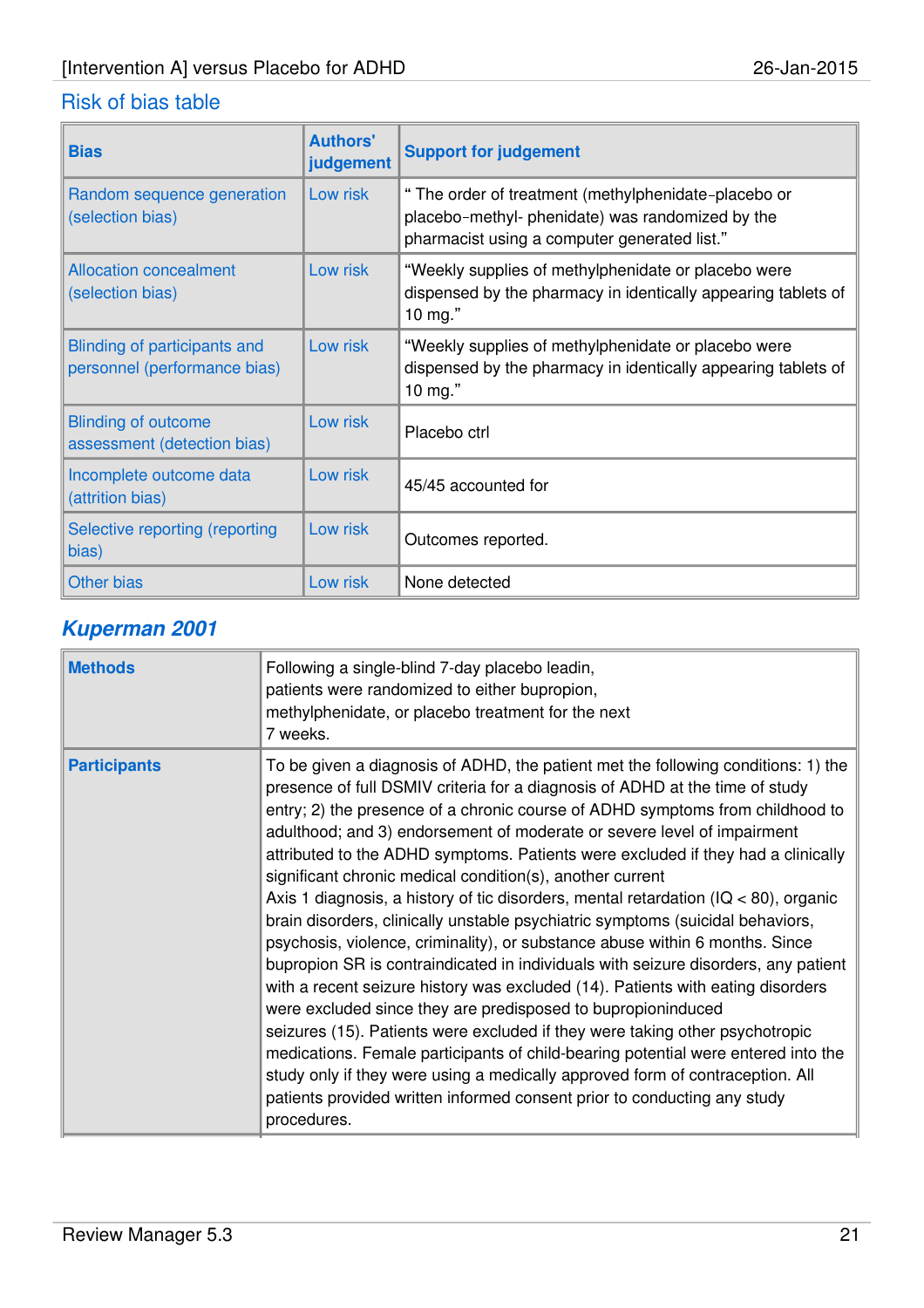## Risk of bias table

| Bias | Authors' judgement | Support for judgement |
|---|---|---|
| Random sequence generation (selection bias) | Low risk | " The order of treatment (methylphenidate-placebo or placebo-methyl- phenidate) was randomized by the pharmacist using a computer generated list." |
| Allocation concealment (selection bias) | Low risk | "Weekly supplies of methylphenidate or placebo were dispensed by the pharmacy in identically appearing tablets of 10 mg." |
| Blinding of participants and personnel (performance bias) | Low risk | "Weekly supplies of methylphenidate or placebo were dispensed by the pharmacy in identically appearing tablets of 10 mg." |
| Blinding of outcome assessment (detection bias) | Low risk | Placebo ctrl |
| Incomplete outcome data (attrition bias) | Low risk | 45/45 accounted for |
| Selective reporting (reporting bias) | Low risk | Outcomes reported. |
| Other bias | Low risk | None detected |

## *Kuperman 2001*

| | |
|---|---|
| **Methods** | Following a single-blind 7-day placebo leadin, patients were randomized to either bupropion, methylphenidate, or placebo treatment for the next 7 weeks. |
| **Participants** | To be given a diagnosis of ADHD, the patient met the following conditions: 1) the presence of full DSMIV criteria for a diagnosis of ADHD at the time of study entry; 2) the presence of a chronic course of ADHD symptoms from childhood to adulthood; and 3) endorsement of moderate or severe level of impairment attributed to the ADHD symptoms. Patients were excluded if they had a clinically significant chronic medical condition(s), another current Axis 1 diagnosis, a history of tic disorders, mental retardation (IQ < 80), organic brain disorders, clinically unstable psychiatric symptoms (suicidal behaviors, psychosis, violence, criminality), or substance abuse within 6 months. Since bupropion SR is contraindicated in individuals with seizure disorders, any patient with a recent seizure history was excluded (14). Patients with eating disorders were excluded since they are predisposed to bupropioninduced seizures (15). Patients were excluded if they were taking other psychotropic medications. Female participants of child-bearing potential were entered into the study only if they were using a medically approved form of contraception. All patients provided written informed consent prior to conducting any study procedures. |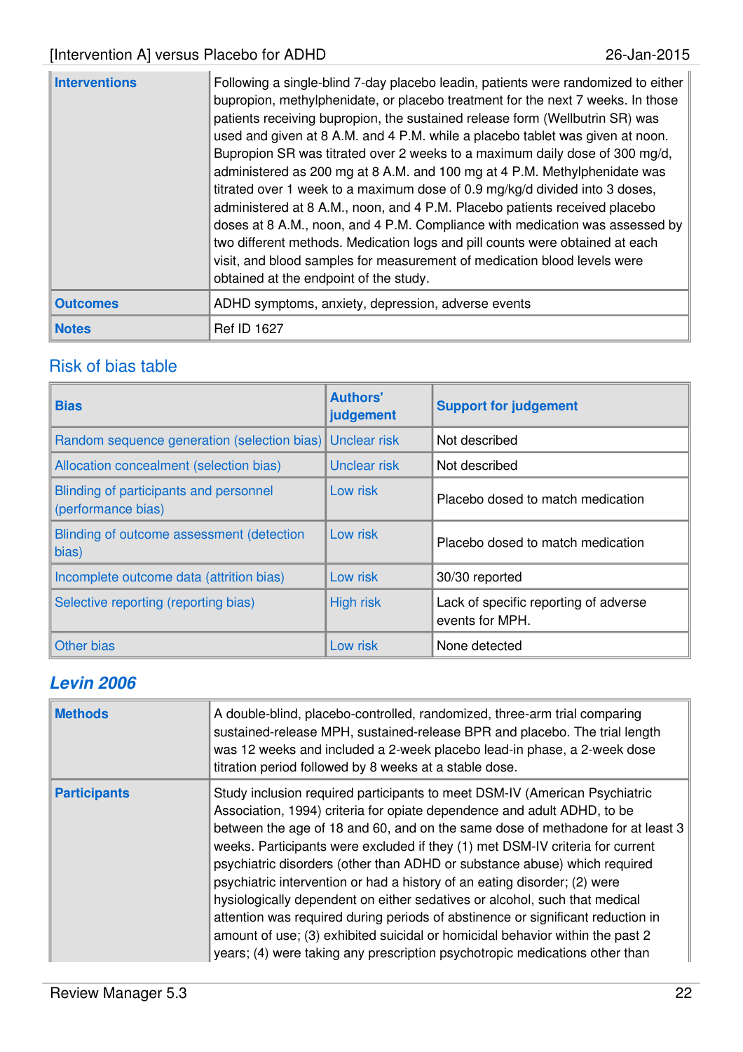| | |
|---|---|
| **Interventions** | Following a single-blind 7-day placebo leadin, patients were randomized to either bupropion, methylphenidate, or placebo treatment for the next 7 weeks. In those patients receiving bupropion, the sustained release form (Wellbutrin SR) was used and given at 8 A.M. and 4 P.M. while a placebo tablet was given at noon. Bupropion SR was titrated over 2 weeks to a maximum daily dose of 300 mg/d, administered as 200 mg at 8 A.M. and 100 mg at 4 P.M. Methylphenidate was titrated over 1 week to a maximum dose of 0.9 mg/kg/d divided into 3 doses, administered at 8 A.M., noon, and 4 P.M. Placebo patients received placebo doses at 8 A.M., noon, and 4 P.M. Compliance with medication was assessed by two different methods. Medication logs and pill counts were obtained at each visit, and blood samples for measurement of medication blood levels were obtained at the endpoint of the study. |
| **Outcomes** | ADHD symptoms, anxiety, depression, adverse events |
| **Notes** | Ref ID 1627 |

## Risk of bias table

| Bias | Authors' judgement | Support for judgement |
|---|---|---|
| Random sequence generation (selection bias) | Unclear risk | Not described |
| Allocation concealment (selection bias) | Unclear risk | Not described |
| Blinding of participants and personnel (performance bias) | Low risk | Placebo dosed to match medication |
| Blinding of outcome assessment (detection bias) | Low risk | Placebo dosed to match medication |
| Incomplete outcome data (attrition bias) | Low risk | 30/30 reported |
| Selective reporting (reporting bias) | High risk | Lack of specific reporting of adverse events for MPH. |
| Other bias | Low risk | None detected |

## *Levin 2006*

| | |
|---|---|
| **Methods** | A double-blind, placebo-controlled, randomized, three-arm trial comparing sustained-release MPH, sustained-release BPR and placebo. The trial length was 12 weeks and included a 2-week placebo lead-in phase, a 2-week dose titration period followed by 8 weeks at a stable dose. |
| **Participants** | Study inclusion required participants to meet DSM-IV (American Psychiatric Association, 1994) criteria for opiate dependence and adult ADHD, to be between the age of 18 and 60, and on the same dose of methadone for at least 3 weeks. Participants were excluded if they (1) met DSM-IV criteria for current psychiatric disorders (other than ADHD or substance abuse) which required psychiatric intervention or had a history of an eating disorder; (2) were hysiologically dependent on either sedatives or alcohol, such that medical attention was required during periods of abstinence or significant reduction in amount of use; (3) exhibited suicidal or homicidal behavior within the past 2 years; (4) were taking any prescription psychotropic medications other than |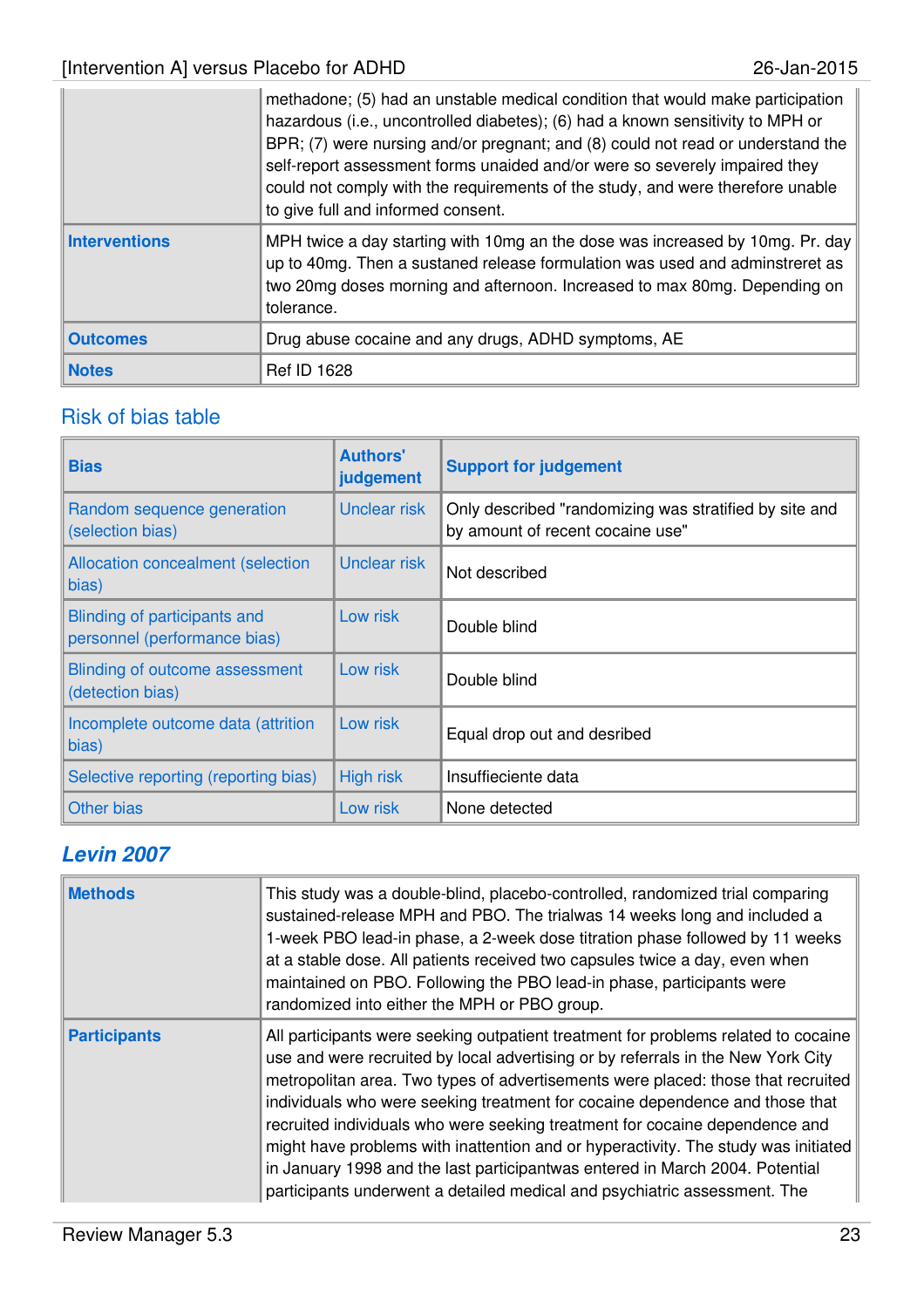| | |
|---|---|
| | methadone; (5) had an unstable medical condition that would make participation hazardous (i.e., uncontrolled diabetes); (6) had a known sensitivity to MPH or BPR; (7) were nursing and/or pregnant; and (8) could not read or understand the self-report assessment forms unaided and/or were so severely impaired they could not comply with the requirements of the study, and were therefore unable to give full and informed consent. |
| **Interventions** | MPH twice a day starting with 10mg an the dose was increased by 10mg. Pr. day up to 40mg. Then a sustaned release formulation was used and adminstreret as two 20mg doses morning and afternoon. Increased to max 80mg. Depending on tolerance. |
| **Outcomes** | Drug abuse cocaine and any drugs, ADHD symptoms, AE |
| **Notes** | Ref ID 1628 |

## Risk of bias table

| Bias | Authors' judgement | Support for judgement |
|---|---|---|
| Random sequence generation (selection bias) | Unclear risk | Only described "randomizing was stratified by site and by amount of recent cocaine use" |
| Allocation concealment (selection bias) | Unclear risk | Not described |
| Blinding of participants and personnel (performance bias) | Low risk | Double blind |
| Blinding of outcome assessment (detection bias) | Low risk | Double blind |
| Incomplete outcome data (attrition bias) | Low risk | Equal drop out and desribed |
| Selective reporting (reporting bias) | High risk | Insuffieciente data |
| Other bias | Low risk | None detected |

## *Levin 2007*

| | |
|---|---|
| **Methods** | This study was a double-blind, placebo-controlled, randomized trial comparing sustained-release MPH and PBO. The trialwas 14 weeks long and included a 1-week PBO lead-in phase, a 2-week dose titration phase followed by 11 weeks at a stable dose. All patients received two capsules twice a day, even when maintained on PBO. Following the PBO lead-in phase, participants were randomized into either the MPH or PBO group. |
| **Participants** | All participants were seeking outpatient treatment for problems related to cocaine use and were recruited by local advertising or by referrals in the New York City metropolitan area. Two types of advertisements were placed: those that recruited individuals who were seeking treatment for cocaine dependence and those that recruited individuals who were seeking treatment for cocaine dependence and might have problems with inattention and or hyperactivity. The study was initiated in January 1998 and the last participantwas entered in March 2004. Potential participants underwent a detailed medical and psychiatric assessment. The |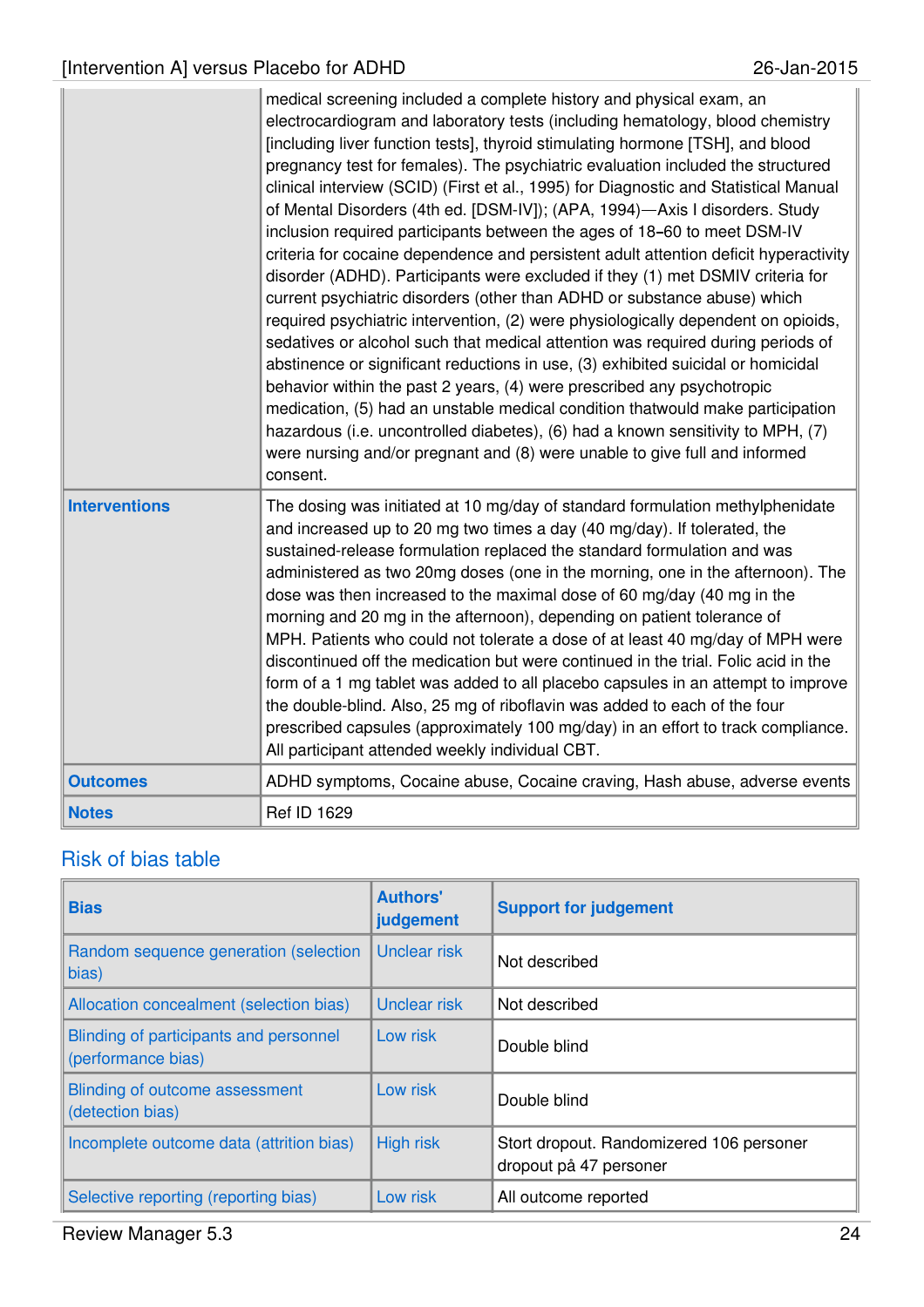| | |
|---|---|
| | medical screening included a complete history and physical exam, an electrocardiogram and laboratory tests (including hematology, blood chemistry [including liver function tests], thyroid stimulating hormone [TSH], and blood pregnancy test for females). The psychiatric evaluation included the structured clinical interview (SCID) (First et al., 1995) for Diagnostic and Statistical Manual of Mental Disorders (4th ed. [DSM-IV]); (APA, 1994)—Axis I disorders. Study inclusion required participants between the ages of 18–60 to meet DSM-IV criteria for cocaine dependence and persistent adult attention deficit hyperactivity disorder (ADHD). Participants were excluded if they (1) met DSMIV criteria for current psychiatric disorders (other than ADHD or substance abuse) which required psychiatric intervention, (2) were physiologically dependent on opioids, sedatives or alcohol such that medical attention was required during periods of abstinence or significant reductions in use, (3) exhibited suicidal or homicidal behavior within the past 2 years, (4) were prescribed any psychotropic medication, (5) had an unstable medical condition thatwould make participation hazardous (i.e. uncontrolled diabetes), (6) had a known sensitivity to MPH, (7) were nursing and/or pregnant and (8) were unable to give full and informed consent. |
| **Interventions** | The dosing was initiated at 10 mg/day of standard formulation methylphenidate and increased up to 20 mg two times a day (40 mg/day). If tolerated, the sustained-release formulation replaced the standard formulation and was administered as two 20mg doses (one in the morning, one in the afternoon). The dose was then increased to the maximal dose of 60 mg/day (40 mg in the morning and 20 mg in the afternoon), depending on patient tolerance of MPH. Patients who could not tolerate a dose of at least 40 mg/day of MPH were discontinued off the medication but were continued in the trial. Folic acid in the form of a 1 mg tablet was added to all placebo capsules in an attempt to improve the double-blind. Also, 25 mg of riboflavin was added to each of the four prescribed capsules (approximately 100 mg/day) in an effort to track compliance. All participant attended weekly individual CBT. |
| **Outcomes** | ADHD symptoms, Cocaine abuse, Cocaine craving, Hash abuse, adverse events |
| **Notes** | Ref ID 1629 |

## Risk of bias table

| Bias | Authors' judgement | Support for judgement |
|---|---|---|
| Random sequence generation (selection bias) | Unclear risk | Not described |
| Allocation concealment (selection bias) | Unclear risk | Not described |
| Blinding of participants and personnel (performance bias) | Low risk | Double blind |
| Blinding of outcome assessment (detection bias) | Low risk | Double blind |
| Incomplete outcome data (attrition bias) | High risk | Stort dropout. Randomizered 106 personer dropout på 47 personer |
| Selective reporting (reporting bias) | Low risk | All outcome reported |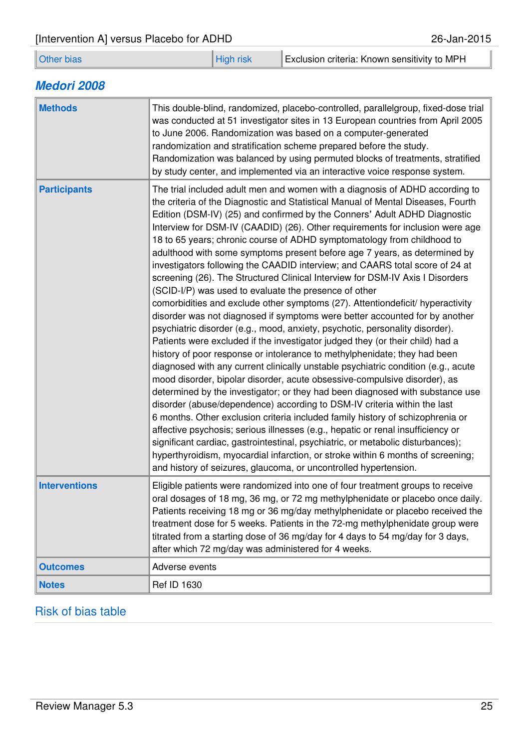| Other bias | High risk | Exclusion criteria: Known sensitivity to MPH |
|---|---|---|

### Medori 2008

| | |
|---|---|
| **Methods** | This double-blind, randomized, placebo-controlled, parallelgroup, fixed-dose trial was conducted at 51 investigator sites in 13 European countries from April 2005 to June 2006. Randomization was based on a computer-generated randomization and stratification scheme prepared before the study. Randomization was balanced by using permuted blocks of treatments, stratified by study center, and implemented via an interactive voice response system. |
| **Participants** | The trial included adult men and women with a diagnosis of ADHD according to the criteria of the Diagnostic and Statistical Manual of Mental Diseases, Fourth Edition (DSM-IV) (25) and confirmed by the Conners' Adult ADHD Diagnostic Interview for DSM-IV (CAADID) (26). Other requirements for inclusion were age 18 to 65 years; chronic course of ADHD symptomatology from childhood to adulthood with some symptoms present before age 7 years, as determined by investigators following the CAADID interview; and CAARS total score of 24 at screening (26). The Structured Clinical Interview for DSM-IV Axis I Disorders (SCID-I/P) was used to evaluate the presence of other comorbidities and exclude other symptoms (27). Attentiondeficit/ hyperactivity disorder was not diagnosed if symptoms were better accounted for by another psychiatric disorder (e.g., mood, anxiety, psychotic, personality disorder). Patients were excluded if the investigator judged they (or their child) had a history of poor response or intolerance to methylphenidate; they had been diagnosed with any current clinically unstable psychiatric condition (e.g., acute mood disorder, bipolar disorder, acute obsessive-compulsive disorder), as determined by the investigator; or they had been diagnosed with substance use disorder (abuse/dependence) according to DSM-IV criteria within the last 6 months. Other exclusion criteria included family history of schizophrenia or affective psychosis; serious illnesses (e.g., hepatic or renal insufficiency or significant cardiac, gastrointestinal, psychiatric, or metabolic disturbances); hyperthyroidism, myocardial infarction, or stroke within 6 months of screening; and history of seizures, glaucoma, or uncontrolled hypertension. |
| **Interventions** | Eligible patients were randomized into one of four treatment groups to receive oral dosages of 18 mg, 36 mg, or 72 mg methylphenidate or placebo once daily. Patients receiving 18 mg or 36 mg/day methylphenidate or placebo received the treatment dose for 5 weeks. Patients in the 72-mg methylphenidate group were titrated from a starting dose of 36 mg/day for 4 days to 54 mg/day for 3 days, after which 72 mg/day was administered for 4 weeks. |
| **Outcomes** | Adverse events |
| **Notes** | Ref ID 1630 |

Risk of bias table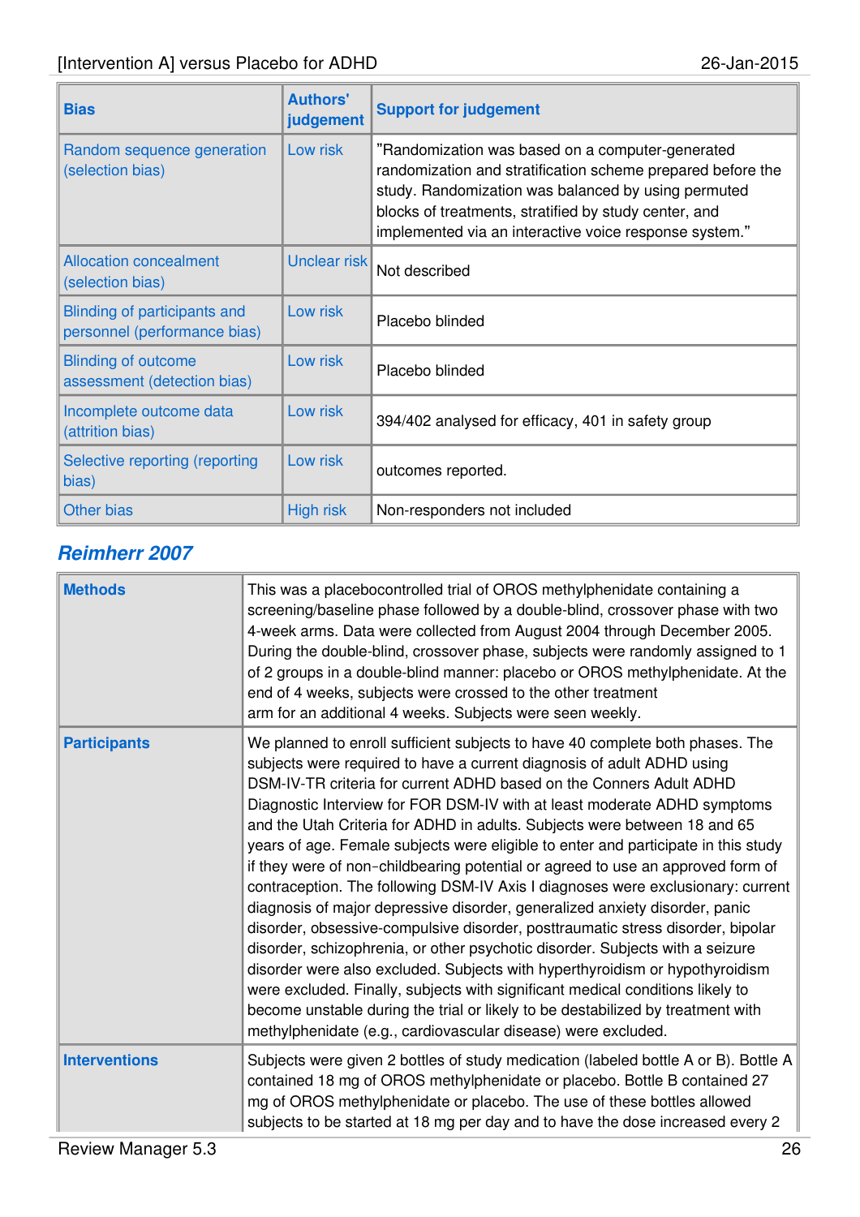| Bias | Authors' judgement | Support for judgement |
| --- | --- | --- |
| Random sequence generation (selection bias) | Low risk | "Randomization was based on a computer-generated randomization and stratification scheme prepared before the study. Randomization was balanced by using permuted blocks of treatments, stratified by study center, and implemented via an interactive voice response system." |
| Allocation concealment (selection bias) | Unclear risk | Not described |
| Blinding of participants and personnel (performance bias) | Low risk | Placebo blinded |
| Blinding of outcome assessment (detection bias) | Low risk | Placebo blinded |
| Incomplete outcome data (attrition bias) | Low risk | 394/402 analysed for efficacy, 401 in safety group |
| Selective reporting (reporting bias) | Low risk | outcomes reported. |
| Other bias | High risk | Non-responders not included |

## Reimherr 2007

| | |
| --- | --- |
| **Methods** | This was a placebocontrolled trial of OROS methylphenidate containing a screening/baseline phase followed by a double-blind, crossover phase with two 4-week arms. Data were collected from August 2004 through December 2005. During the double-blind, crossover phase, subjects were randomly assigned to 1 of 2 groups in a double-blind manner: placebo or OROS methylphenidate. At the end of 4 weeks, subjects were crossed to the other treatment arm for an additional 4 weeks. Subjects were seen weekly. |
| **Participants** | We planned to enroll sufficient subjects to have 40 complete both phases. The subjects were required to have a current diagnosis of adult ADHD using DSM-IV-TR criteria for current ADHD based on the Conners Adult ADHD Diagnostic Interview for FOR DSM-IV with at least moderate ADHD symptoms and the Utah Criteria for ADHD in adults. Subjects were between 18 and 65 years of age. Female subjects were eligible to enter and participate in this study if they were of non-childbearing potential or agreed to use an approved form of contraception. The following DSM-IV Axis I diagnoses were exclusionary: current diagnosis of major depressive disorder, generalized anxiety disorder, panic disorder, obsessive-compulsive disorder, posttraumatic stress disorder, bipolar disorder, schizophrenia, or other psychotic disorder. Subjects with a seizure disorder were also excluded. Subjects with hyperthyroidism or hypothyroidism were excluded. Finally, subjects with significant medical conditions likely to become unstable during the trial or likely to be destabilized by treatment with methylphenidate (e.g., cardiovascular disease) were excluded. |
| **Interventions** | Subjects were given 2 bottles of study medication (labeled bottle A or B). Bottle A contained 18 mg of OROS methylphenidate or placebo. Bottle B contained 27 mg of OROS methylphenidate or placebo. The use of these bottles allowed subjects to be started at 18 mg per day and to have the dose increased every 2 |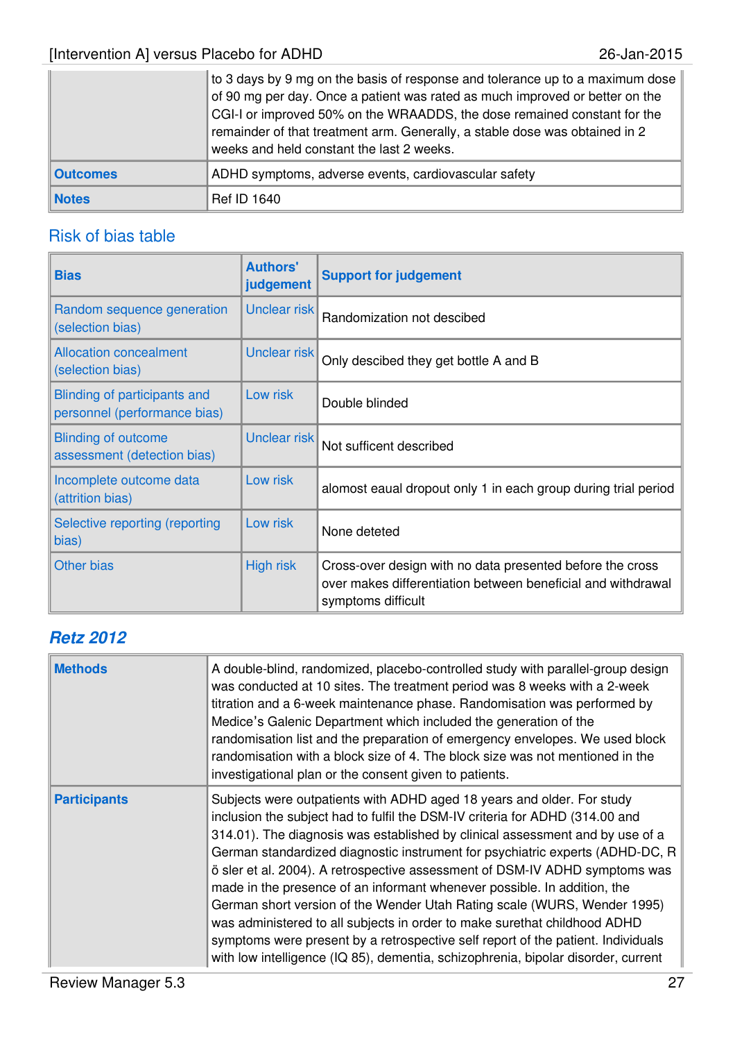|  |  |
|---|---|
|  | to 3 days by 9 mg on the basis of response and tolerance up to a maximum dose of 90 mg per day. Once a patient was rated as much improved or better on the CGI-I or improved 50% on the WRAADDS, the dose remained constant for the remainder of that treatment arm. Generally, a stable dose was obtained in 2 weeks and held constant the last 2 weeks. |
| **Outcomes** | ADHD symptoms, adverse events, cardiovascular safety |
| **Notes** | Ref ID 1640 |

## Risk of bias table

| Bias | Authors' judgement | Support for judgement |
|---|---|---|
| Random sequence generation (selection bias) | Unclear risk | Randomization not descibed |
| Allocation concealment (selection bias) | Unclear risk | Only descibed they get bottle A and B |
| Blinding of participants and personnel (performance bias) | Low risk | Double blinded |
| Blinding of outcome assessment (detection bias) | Unclear risk | Not sufficent described |
| Incomplete outcome data (attrition bias) | Low risk | alomost eaual dropout only 1 in each group during trial period |
| Selective reporting (reporting bias) | Low risk | None deteted |
| Other bias | High risk | Cross-over design with no data presented before the cross over makes differentiation between beneficial and withdrawal symptoms difficult |

## *Retz 2012*

|  |  |
|---|---|
| **Methods** | A double-blind, randomized, placebo-controlled study with parallel-group design was conducted at 10 sites. The treatment period was 8 weeks with a 2-week titration and a 6-week maintenance phase. Randomisation was performed by Medice's Galenic Department which included the generation of the randomisation list and the preparation of emergency envelopes. We used block randomisation with a block size of 4. The block size was not mentioned in the investigational plan or the consent given to patients. |
| **Participants** | Subjects were outpatients with ADHD aged 18 years and older. For study inclusion the subject had to fulfil the DSM-IV criteria for ADHD (314.00 and 314.01). The diagnosis was established by clinical assessment and by use of a German standardized diagnostic instrument for psychiatric experts (ADHD-DC, R ö sler et al. 2004). A retrospective assessment of DSM-IV ADHD symptoms was made in the presence of an informant whenever possible. In addition, the German short version of the Wender Utah Rating scale (WURS, Wender 1995) was administered to all subjects in order to make surethat childhood ADHD symptoms were present by a retrospective self report of the patient. Individuals with low intelligence (IQ 85), dementia, schizophrenia, bipolar disorder, current |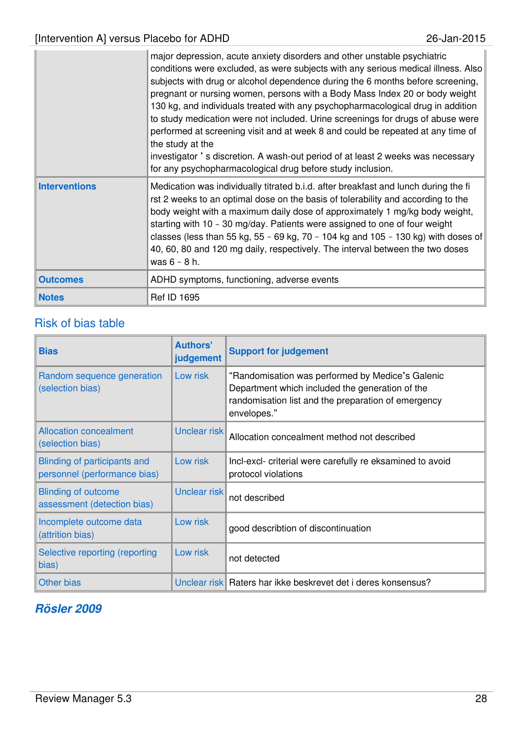| | |
|---|---|
| | major depression, acute anxiety disorders and other unstable psychiatric conditions were excluded, as were subjects with any serious medical illness. Also subjects with drug or alcohol dependence during the 6 months before screening, pregnant or nursing women, persons with a Body Mass Index 20 or body weight 130 kg, and individuals treated with any psychopharmacological drug in addition to study medication were not included. Urine screenings for drugs of abuse were performed at screening visit and at week 8 and could be repeated at any time of the study at the investigator ' s discretion. A wash-out period of at least 2 weeks was necessary for any psychopharmacological drug before study inclusion. |
| **Interventions** | Medication was individually titrated b.i.d. after breakfast and lunch during the fi rst 2 weeks to an optimal dose on the basis of tolerability and according to the body weight with a maximum daily dose of approximately 1 mg/kg body weight, starting with 10 – 30 mg/day. Patients were assigned to one of four weight classes (less than 55 kg, 55 – 69 kg, 70 – 104 kg and 105 – 130 kg) with doses of 40, 60, 80 and 120 mg daily, respectively. The interval between the two doses was 6 – 8 h. |
| **Outcomes** | ADHD symptoms, functioning, adverse events |
| **Notes** | Ref ID 1695 |

## Risk of bias table

| Bias | Authors' judgement | Support for judgement |
|---|---|---|
| Random sequence generation (selection bias) | Low risk | "Randomisation was performed by Medice's Galenic Department which included the generation of the randomisation list and the preparation of emergency envelopes." |
| Allocation concealment (selection bias) | Unclear risk | Allocation concealment method not described |
| Blinding of participants and personnel (performance bias) | Low risk | Incl-excl- criterial were carefully re eksamined to avoid protocol violations |
| Blinding of outcome assessment (detection bias) | Unclear risk | not described |
| Incomplete outcome data (attrition bias) | Low risk | good describtion of discontinuation |
| Selective reporting (reporting bias) | Low risk | not detected |
| Other bias | Unclear risk | Raters har ikke beskrevet det i deres konsensus? |

### *Rösler 2009*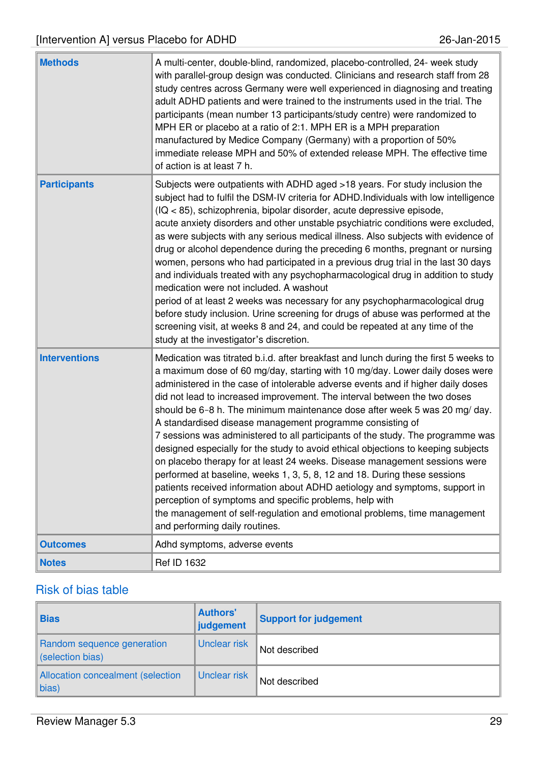| | |
|---|---|
| **Methods** | A multi-center, double-blind, randomized, placebo-controlled, 24- week study with parallel-group design was conducted. Clinicians and research staff from 28 study centres across Germany were well experienced in diagnosing and treating adult ADHD patients and were trained to the instruments used in the trial. The participants (mean number 13 participants/study centre) were randomized to MPH ER or placebo at a ratio of 2:1. MPH ER is a MPH preparation manufactured by Medice Company (Germany) with a proportion of 50% immediate release MPH and 50% of extended release MPH. The effective time of action is at least 7 h. |
| **Participants** | Subjects were outpatients with ADHD aged >18 years. For study inclusion the subject had to fulfil the DSM-IV criteria for ADHD.Individuals with low intelligence (IQ < 85), schizophrenia, bipolar disorder, acute depressive episode, acute anxiety disorders and other unstable psychiatric conditions were excluded, as were subjects with any serious medical illness. Also subjects with evidence of drug or alcohol dependence during the preceding 6 months, pregnant or nursing women, persons who had participated in a previous drug trial in the last 30 days and individuals treated with any psychopharmacological drug in addition to study medication were not included. A washout period of at least 2 weeks was necessary for any psychopharmacological drug before study inclusion. Urine screening for drugs of abuse was performed at the screening visit, at weeks 8 and 24, and could be repeated at any time of the study at the investigator's discretion. |
| **Interventions** | Medication was titrated b.i.d. after breakfast and lunch during the first 5 weeks to a maximum dose of 60 mg/day, starting with 10 mg/day. Lower daily doses were administered in the case of intolerable adverse events and if higher daily doses did not lead to increased improvement. The interval between the two doses should be 6–8 h. The minimum maintenance dose after week 5 was 20 mg/ day. A standardised disease management programme consisting of 7 sessions was administered to all participants of the study. The programme was designed especially for the study to avoid ethical objections to keeping subjects on placebo therapy for at least 24 weeks. Disease management sessions were performed at baseline, weeks 1, 3, 5, 8, 12 and 18. During these sessions patients received information about ADHD aetiology and symptoms, support in perception of symptoms and specific problems, help with the management of self-regulation and emotional problems, time management and performing daily routines. |
| **Outcomes** | Adhd symptoms, adverse events |
| **Notes** | Ref ID 1632 |

## Risk of bias table

| Bias | Authors' judgement | Support for judgement |
|---|---|---|
| Random sequence generation (selection bias) | Unclear risk | Not described |
| Allocation concealment (selection bias) | Unclear risk | Not described |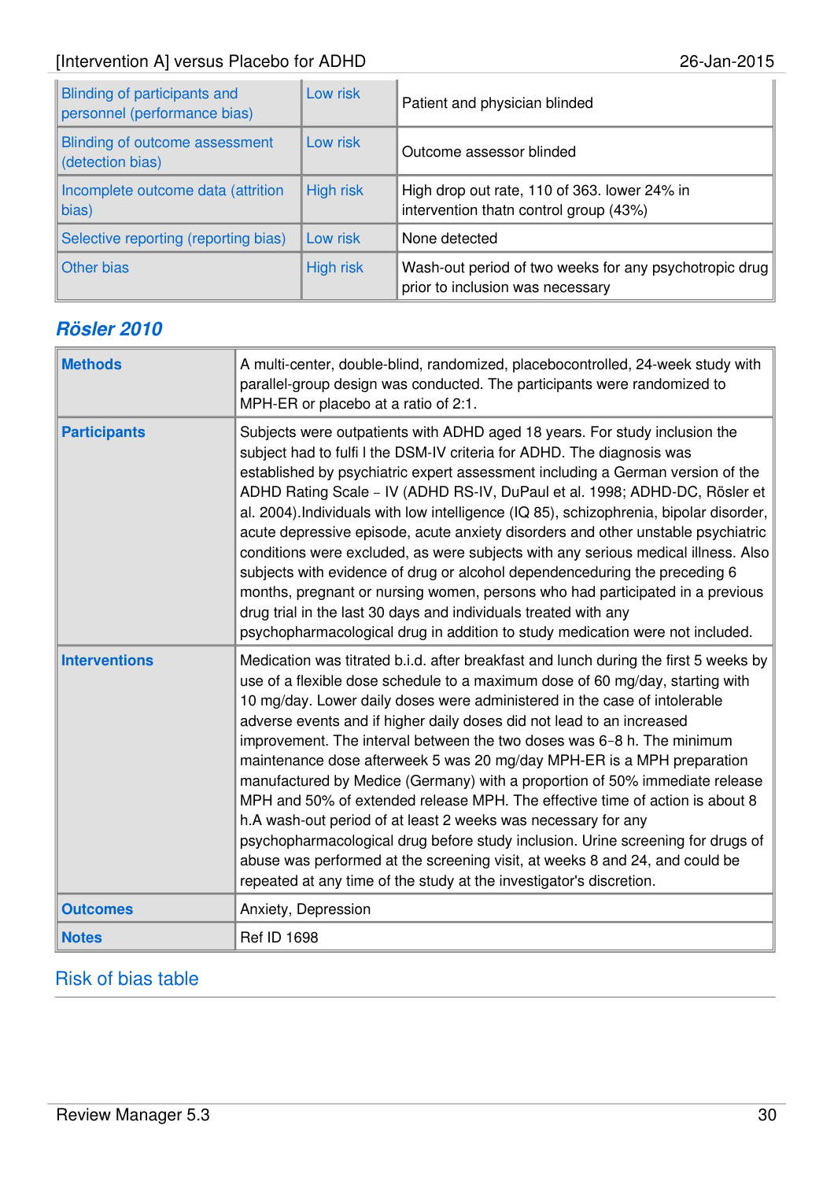| | | |
|---|---|---|
| Blinding of participants and personnel (performance bias) | Low risk | Patient and physician blinded |
| Blinding of outcome assessment (detection bias) | Low risk | Outcome assessor blinded |
| Incomplete outcome data (attrition bias) | High risk | High drop out rate, 110 of 363. lower 24% in intervention thatn control group (43%) |
| Selective reporting (reporting bias) | Low risk | None detected |
| Other bias | High risk | Wash-out period of two weeks for any psychotropic drug prior to inclusion was necessary |

## Rösler 2010

| | |
|---|---|
| **Methods** | A multi-center, double-blind, randomized, placebocontrolled, 24-week study with parallel-group design was conducted. The participants were randomized to MPH-ER or placebo at a ratio of 2:1. |
| **Participants** | Subjects were outpatients with ADHD aged 18 years. For study inclusion the subject had to fulfi l the DSM-IV criteria for ADHD. The diagnosis was established by psychiatric expert assessment including a German version of the ADHD Rating Scale – IV (ADHD RS-IV, DuPaul et al. 1998; ADHD-DC, Rösler et al. 2004).Individuals with low intelligence (IQ 85), schizophrenia, bipolar disorder, acute depressive episode, acute anxiety disorders and other unstable psychiatric conditions were excluded, as were subjects with any serious medical illness. Also subjects with evidence of drug or alcohol dependenceduring the preceding 6 months, pregnant or nursing women, persons who had participated in a previous drug trial in the last 30 days and individuals treated with any psychopharmacological drug in addition to study medication were not included. |
| **Interventions** | Medication was titrated b.i.d. after breakfast and lunch during the first 5 weeks by use of a flexible dose schedule to a maximum dose of 60 mg/day, starting with 10 mg/day. Lower daily doses were administered in the case of intolerable adverse events and if higher daily doses did not lead to an increased improvement. The interval between the two doses was 6–8 h. The minimum maintenance dose afterweek 5 was 20 mg/day MPH-ER is a MPH preparation manufactured by Medice (Germany) with a proportion of 50% immediate release MPH and 50% of extended release MPH. The effective time of action is about 8 h.A wash-out period of at least 2 weeks was necessary for any psychopharmacological drug before study inclusion. Urine screening for drugs of abuse was performed at the screening visit, at weeks 8 and 24, and could be repeated at any time of the study at the investigator's discretion. |
| **Outcomes** | Anxiety, Depression |
| **Notes** | Ref ID 1698 |

Risk of bias table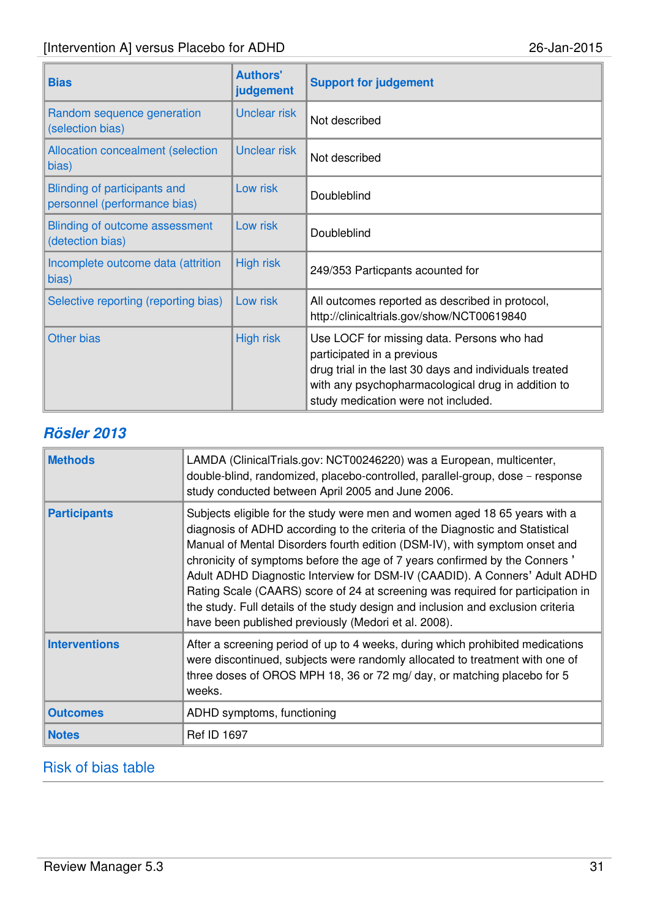| Bias | Authors' judgement | Support for judgement |
| --- | --- | --- |
| Random sequence generation (selection bias) | Unclear risk | Not described |
| Allocation concealment (selection bias) | Unclear risk | Not described |
| Blinding of participants and personnel (performance bias) | Low risk | Doubleblind |
| Blinding of outcome assessment (detection bias) | Low risk | Doubleblind |
| Incomplete outcome data (attrition bias) | High risk | 249/353 Particpants acounted for |
| Selective reporting (reporting bias) | Low risk | All outcomes reported as described in protocol, http://clinicaltrials.gov/show/NCT00619840 |
| Other bias | High risk | Use LOCF for missing data. Persons who had participated in a previous drug trial in the last 30 days and individuals treated with any psychopharmacological drug in addition to study medication were not included. |

## Rösler 2013

| | |
| --- | --- |
| **Methods** | LAMDA (ClinicalTrials.gov: NCT00246220) was a European, multicenter, double-blind, randomized, placebo-controlled, parallel-group, dose – response study conducted between April 2005 and June 2006. |
| **Participants** | Subjects eligible for the study were men and women aged 18 65 years with a diagnosis of ADHD according to the criteria of the Diagnostic and Statistical Manual of Mental Disorders fourth edition (DSM-IV), with symptom onset and chronicity of symptoms before the age of 7 years confirmed by the Conners ' Adult ADHD Diagnostic Interview for DSM-IV (CAADID). A Conners' Adult ADHD Rating Scale (CAARS) score of 24 at screening was required for participation in the study. Full details of the study design and inclusion and exclusion criteria have been published previously (Medori et al. 2008). |
| **Interventions** | After a screening period of up to 4 weeks, during which prohibited medications were discontinued, subjects were randomly allocated to treatment with one of three doses of OROS MPH 18, 36 or 72 mg/ day, or matching placebo for 5 weeks. |
| **Outcomes** | ADHD symptoms, functioning |
| **Notes** | Ref ID 1697 |

### Risk of bias table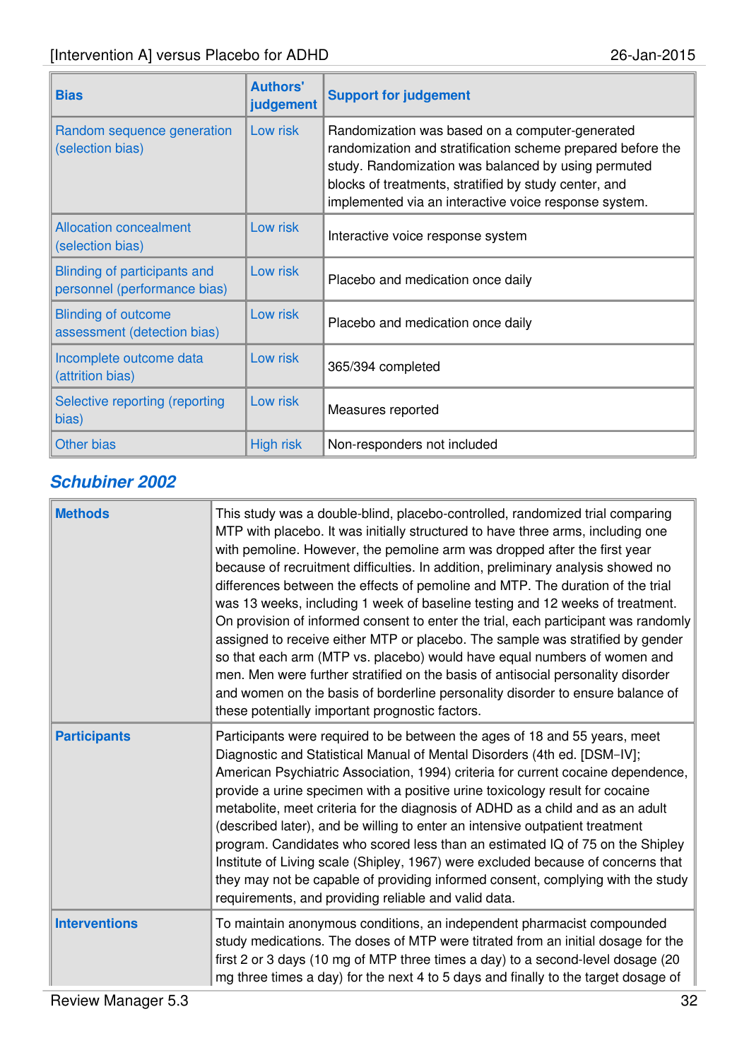| Bias | Authors' judgement | Support for judgement |
|---|---|---|
| Random sequence generation (selection bias) | Low risk | Randomization was based on a computer-generated randomization and stratification scheme prepared before the study. Randomization was balanced by using permuted blocks of treatments, stratified by study center, and implemented via an interactive voice response system. |
| Allocation concealment (selection bias) | Low risk | Interactive voice response system |
| Blinding of participants and personnel (performance bias) | Low risk | Placebo and medication once daily |
| Blinding of outcome assessment (detection bias) | Low risk | Placebo and medication once daily |
| Incomplete outcome data (attrition bias) | Low risk | 365/394 completed |
| Selective reporting (reporting bias) | Low risk | Measures reported |
| Other bias | High risk | Non-responders not included |

## Schubiner 2002

| | |
|---|---|
| **Methods** | This study was a double-blind, placebo-controlled, randomized trial comparing MTP with placebo. It was initially structured to have three arms, including one with pemoline. However, the pemoline arm was dropped after the first year because of recruitment difficulties. In addition, preliminary analysis showed no differences between the effects of pemoline and MTP. The duration of the trial was 13 weeks, including 1 week of baseline testing and 12 weeks of treatment. On provision of informed consent to enter the trial, each participant was randomly assigned to receive either MTP or placebo. The sample was stratified by gender so that each arm (MTP vs. placebo) would have equal numbers of women and men. Men were further stratified on the basis of antisocial personality disorder and women on the basis of borderline personality disorder to ensure balance of these potentially important prognostic factors. |
| **Participants** | Participants were required to be between the ages of 18 and 55 years, meet Diagnostic and Statistical Manual of Mental Disorders (4th ed. [DSM–IV]; American Psychiatric Association, 1994) criteria for current cocaine dependence, provide a urine specimen with a positive urine toxicology result for cocaine metabolite, meet criteria for the diagnosis of ADHD as a child and as an adult (described later), and be willing to enter an intensive outpatient treatment program. Candidates who scored less than an estimated IQ of 75 on the Shipley Institute of Living scale (Shipley, 1967) were excluded because of concerns that they may not be capable of providing informed consent, complying with the study requirements, and providing reliable and valid data. |
| **Interventions** | To maintain anonymous conditions, an independent pharmacist compounded study medications. The doses of MTP were titrated from an initial dosage for the first 2 or 3 days (10 mg of MTP three times a day) to a second-level dosage (20 mg three times a day) for the next 4 to 5 days and finally to the target dosage of |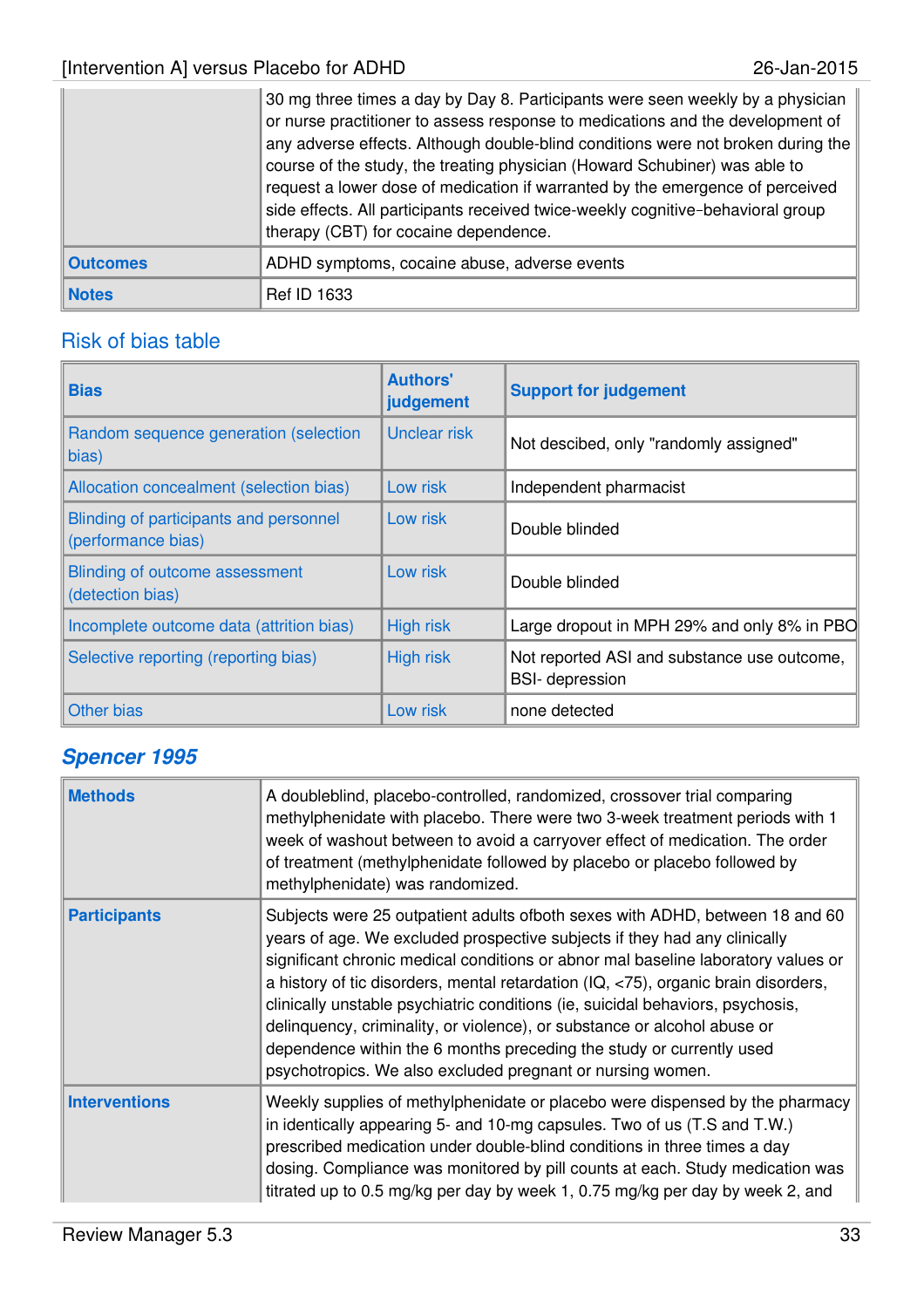| | |
|---|---|
| | 30 mg three times a day by Day 8. Participants were seen weekly by a physician or nurse practitioner to assess response to medications and the development of any adverse effects. Although double-blind conditions were not broken during the course of the study, the treating physician (Howard Schubiner) was able to request a lower dose of medication if warranted by the emergence of perceived side effects. All participants received twice-weekly cognitive-behavioral group therapy (CBT) for cocaine dependence. |
| **Outcomes** | ADHD symptoms, cocaine abuse, adverse events |
| **Notes** | Ref ID 1633 |

## Risk of bias table

| Bias | Authors' judgement | Support for judgement |
|---|---|---|
| Random sequence generation (selection bias) | Unclear risk | Not descibed, only "randomly assigned" |
| Allocation concealment (selection bias) | Low risk | Independent pharmacist |
| Blinding of participants and personnel (performance bias) | Low risk | Double blinded |
| Blinding of outcome assessment (detection bias) | Low risk | Double blinded |
| Incomplete outcome data (attrition bias) | High risk | Large dropout in MPH 29% and only 8% in PBO |
| Selective reporting (reporting bias) | High risk | Not reported ASI and substance use outcome, BSI- depression |
| Other bias | Low risk | none detected |

## *Spencer 1995*

| | |
|---|---|
| **Methods** | A doubleblind, placebo-controlled, randomized, crossover trial comparing methylphenidate with placebo. There were two 3-week treatment periods with 1 week of washout between to avoid a carryover effect of medication. The order of treatment (methylphenidate followed by placebo or placebo followed by methylphenidate) was randomized. |
| **Participants** | Subjects were 25 outpatient adults ofboth sexes with ADHD, between 18 and 60 years of age. We excluded prospective subjects if they had any clinically significant chronic medical conditions or abnor mal baseline laboratory values or a history of tic disorders, mental retardation (IQ, <75), organic brain disorders, clinically unstable psychiatric conditions (ie, suicidal behaviors, psychosis, delinquency, criminality, or violence), or substance or alcohol abuse or dependence within the 6 months preceding the study or currently used psychotropics. We also excluded pregnant or nursing women. |
| **Interventions** | Weekly supplies of methylphenidate or placebo were dispensed by the pharmacy in identically appearing 5- and 10-mg capsules. Two of us (T.S and T.W.) prescribed medication under double-blind conditions in three times a day dosing. Compliance was monitored by pill counts at each. Study medication was titrated up to 0.5 mg/kg per day by week 1, 0.75 mg/kg per day by week 2, and |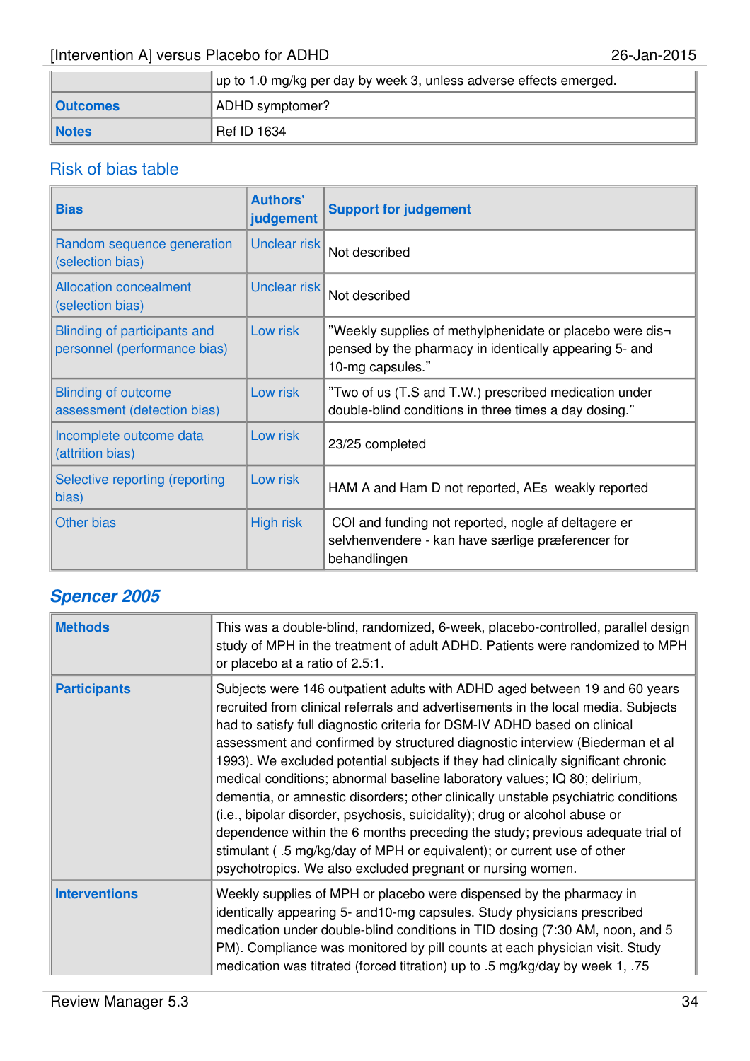| | |
|---|---|
| | up to 1.0 mg/kg per day by week 3, unless adverse effects emerged. |
| **Outcomes** | ADHD symptomer? |
| **Notes** | Ref ID 1634 |

## Risk of bias table

| Bias | Authors' judgement | Support for judgement |
|---|---|---|
| Random sequence generation (selection bias) | Unclear risk | Not described |
| Allocation concealment (selection bias) | Unclear risk | Not described |
| Blinding of participants and personnel (performance bias) | Low risk | "Weekly supplies of methylphenidate or placebo were dis¬ pensed by the pharmacy in identically appearing 5- and 10-mg capsules." |
| Blinding of outcome assessment (detection bias) | Low risk | "Two of us (T.S and T.W.) prescribed medication under double-blind conditions in three times a day dosing." |
| Incomplete outcome data (attrition bias) | Low risk | 23/25 completed |
| Selective reporting (reporting bias) | Low risk | HAM A and Ham D not reported, AEs weakly reported |
| Other bias | High risk | COI and funding not reported, nogle af deltagere er selvhenvendere - kan have særlige præferencer for behandlingen |

## *Spencer 2005*

| | |
|---|---|
| **Methods** | This was a double-blind, randomized, 6-week, placebo-controlled, parallel design study of MPH in the treatment of adult ADHD. Patients were randomized to MPH or placebo at a ratio of 2.5:1. |
| **Participants** | Subjects were 146 outpatient adults with ADHD aged between 19 and 60 years recruited from clinical referrals and advertisements in the local media. Subjects had to satisfy full diagnostic criteria for DSM-IV ADHD based on clinical assessment and confirmed by structured diagnostic interview (Biederman et al 1993). We excluded potential subjects if they had clinically significant chronic medical conditions; abnormal baseline laboratory values; IQ 80; delirium, dementia, or amnestic disorders; other clinically unstable psychiatric conditions (i.e., bipolar disorder, psychosis, suicidality); drug or alcohol abuse or dependence within the 6 months preceding the study; previous adequate trial of stimulant ( .5 mg/kg/day of MPH or equivalent); or current use of other psychotropics. We also excluded pregnant or nursing women. |
| **Interventions** | Weekly supplies of MPH or placebo were dispensed by the pharmacy in identically appearing 5- and10-mg capsules. Study physicians prescribed medication under double-blind conditions in TID dosing (7:30 AM, noon, and 5 PM). Compliance was monitored by pill counts at each physician visit. Study medication was titrated (forced titration) up to .5 mg/kg/day by week 1, .75 |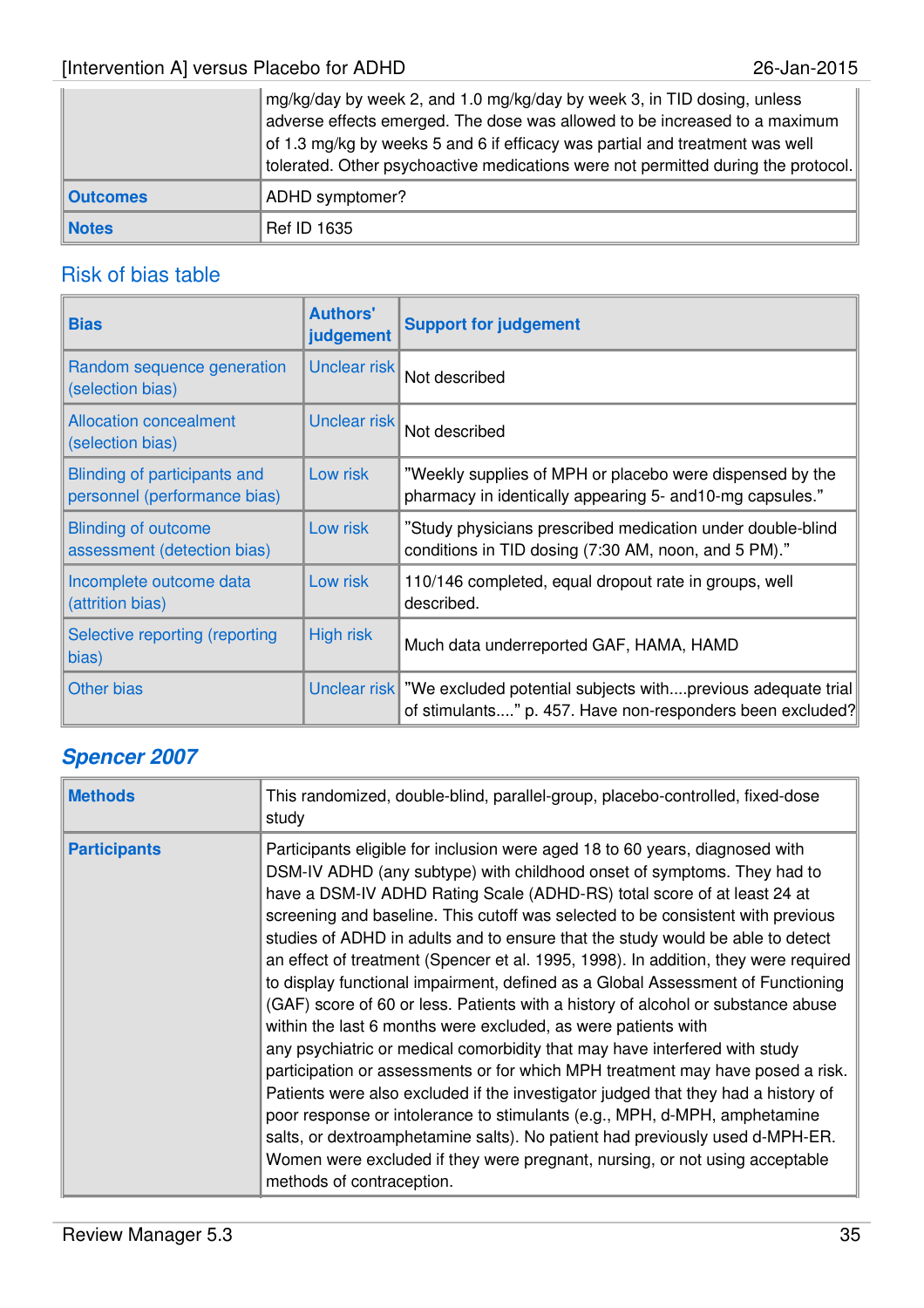| | |
|---|---|
| | mg/kg/day by week 2, and 1.0 mg/kg/day by week 3, in TID dosing, unless adverse effects emerged. The dose was allowed to be increased to a maximum of 1.3 mg/kg by weeks 5 and 6 if efficacy was partial and treatment was well tolerated. Other psychoactive medications were not permitted during the protocol. |
| **Outcomes** | ADHD symptomer? |
| **Notes** | Ref ID 1635 |

## Risk of bias table

| Bias | Authors' judgement | Support for judgement |
|---|---|---|
| Random sequence generation (selection bias) | Unclear risk | Not described |
| Allocation concealment (selection bias) | Unclear risk | Not described |
| Blinding of participants and personnel (performance bias) | Low risk | "Weekly supplies of MPH or placebo were dispensed by the pharmacy in identically appearing 5- and10-mg capsules." |
| Blinding of outcome assessment (detection bias) | Low risk | "Study physicians prescribed medication under double-blind conditions in TID dosing (7:30 AM, noon, and 5 PM)." |
| Incomplete outcome data (attrition bias) | Low risk | 110/146 completed, equal dropout rate in groups, well described. |
| Selective reporting (reporting bias) | High risk | Much data underreported GAF, HAMA, HAMD |
| Other bias | Unclear risk | "We excluded potential subjects with....previous adequate trial of stimulants...." p. 457. Have non-responders been excluded? |

## *Spencer 2007*

| | |
|---|---|
| **Methods** | This randomized, double-blind, parallel-group, placebo-controlled, fixed-dose study |
| **Participants** | Participants eligible for inclusion were aged 18 to 60 years, diagnosed with DSM-IV ADHD (any subtype) with childhood onset of symptoms. They had to have a DSM-IV ADHD Rating Scale (ADHD-RS) total score of at least 24 at screening and baseline. This cutoff was selected to be consistent with previous studies of ADHD in adults and to ensure that the study would be able to detect an effect of treatment (Spencer et al. 1995, 1998). In addition, they were required to display functional impairment, defined as a Global Assessment of Functioning (GAF) score of 60 or less. Patients with a history of alcohol or substance abuse within the last 6 months were excluded, as were patients with any psychiatric or medical comorbidity that may have interfered with study participation or assessments or for which MPH treatment may have posed a risk. Patients were also excluded if the investigator judged that they had a history of poor response or intolerance to stimulants (e.g., MPH, d-MPH, amphetamine salts, or dextroamphetamine salts). No patient had previously used d-MPH-ER. Women were excluded if they were pregnant, nursing, or not using acceptable methods of contraception. |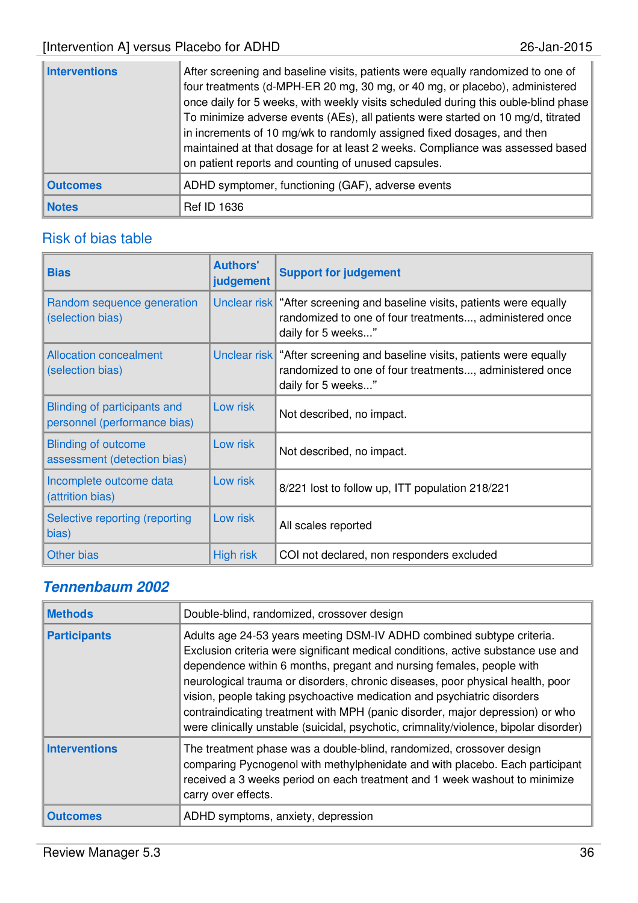| Interventions | After screening and baseline visits, patients were equally randomized to one of four treatments (d-MPH-ER 20 mg, 30 mg, or 40 mg, or placebo), administered once daily for 5 weeks, with weekly visits scheduled during this ouble-blind phase To minimize adverse events (AEs), all patients were started on 10 mg/d, titrated in increments of 10 mg/wk to randomly assigned fixed dosages, and then maintained at that dosage for at least 2 weeks. Compliance was assessed based on patient reports and counting of unused capsules. |
|---|---|
| Outcomes | ADHD symptomer, functioning (GAF), adverse events |
| Notes | Ref ID 1636 |

## Risk of bias table

| Bias | Authors' judgement | Support for judgement |
|---|---|---|
| Random sequence generation (selection bias) | Unclear risk | "After screening and baseline visits, patients were equally randomized to one of four treatments..., administered once daily for 5 weeks..." |
| Allocation concealment (selection bias) | Unclear risk | "After screening and baseline visits, patients were equally randomized to one of four treatments..., administered once daily for 5 weeks..." |
| Blinding of participants and personnel (performance bias) | Low risk | Not described, no impact. |
| Blinding of outcome assessment (detection bias) | Low risk | Not described, no impact. |
| Incomplete outcome data (attrition bias) | Low risk | 8/221 lost to follow up, ITT population 218/221 |
| Selective reporting (reporting bias) | Low risk | All scales reported |
| Other bias | High risk | COI not declared, non responders excluded |

## *Tennenbaum 2002*

| Methods | Double-blind, randomized, crossover design |
|---|---|
| Participants | Adults age 24-53 years meeting DSM-IV ADHD combined subtype criteria. Exclusion criteria were significant medical conditions, active substance use and dependence within 6 months, pregant and nursing females, people with neurological trauma or disorders, chronic diseases, poor physical health, poor vision, people taking psychoactive medication and psychiatric disorders contraindicating treatment with MPH (panic disorder, major depression) or who were clinically unstable (suicidal, psychotic, crimnality/violence, bipolar disorder) |
| Interventions | The treatment phase was a double-blind, randomized, crossover design comparing Pycnogenol with methylphenidate and with placebo. Each participant received a 3 weeks period on each treatment and 1 week washout to minimize carry over effects. |
| Outcomes | ADHD symptoms, anxiety, depression |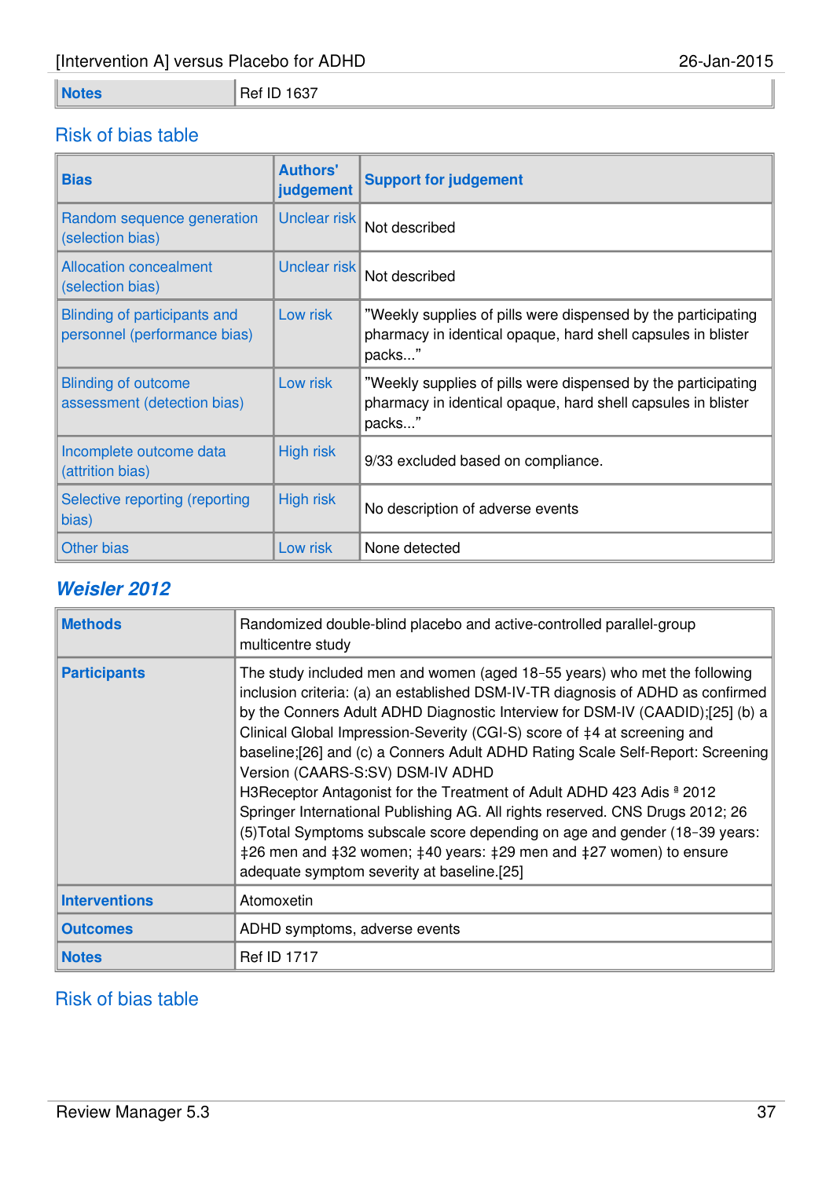| Notes | Ref ID 1637 |
|---|---|

## Risk of bias table

| Bias | Authors' judgement | Support for judgement |
|---|---|---|
| Random sequence generation (selection bias) | Unclear risk | Not described |
| Allocation concealment (selection bias) | Unclear risk | Not described |
| Blinding of participants and personnel (performance bias) | Low risk | "Weekly supplies of pills were dispensed by the participating pharmacy in identical opaque, hard shell capsules in blister packs..." |
| Blinding of outcome assessment (detection bias) | Low risk | "Weekly supplies of pills were dispensed by the participating pharmacy in identical opaque, hard shell capsules in blister packs..." |
| Incomplete outcome data (attrition bias) | High risk | 9/33 excluded based on compliance. |
| Selective reporting (reporting bias) | High risk | No description of adverse events |
| Other bias | Low risk | None detected |

## *Weisler 2012*

| Methods | Randomized double-blind placebo and active-controlled parallel-group multicentre study |
|---|---|
| Participants | The study included men and women (aged 18–55 years) who met the following inclusion criteria: (a) an established DSM-IV-TR diagnosis of ADHD as confirmed by the Conners Adult ADHD Diagnostic Interview for DSM-IV (CAADID);[25] (b) a Clinical Global Impression-Severity (CGI-S) score of ‡4 at screening and baseline;[26] and (c) a Conners Adult ADHD Rating Scale Self-Report: Screening Version (CAARS-S:SV) DSM-IV ADHD H3Receptor Antagonist for the Treatment of Adult ADHD 423 Adis ª 2012 Springer International Publishing AG. All rights reserved. CNS Drugs 2012; 26 (5)Total Symptoms subscale score depending on age and gender (18–39 years: ‡26 men and ‡32 women; ‡40 years: ‡29 men and ‡27 women) to ensure adequate symptom severity at baseline.[25] |
| Interventions | Atomoxetin |
| Outcomes | ADHD symptoms, adverse events |
| Notes | Ref ID 1717 |

## Risk of bias table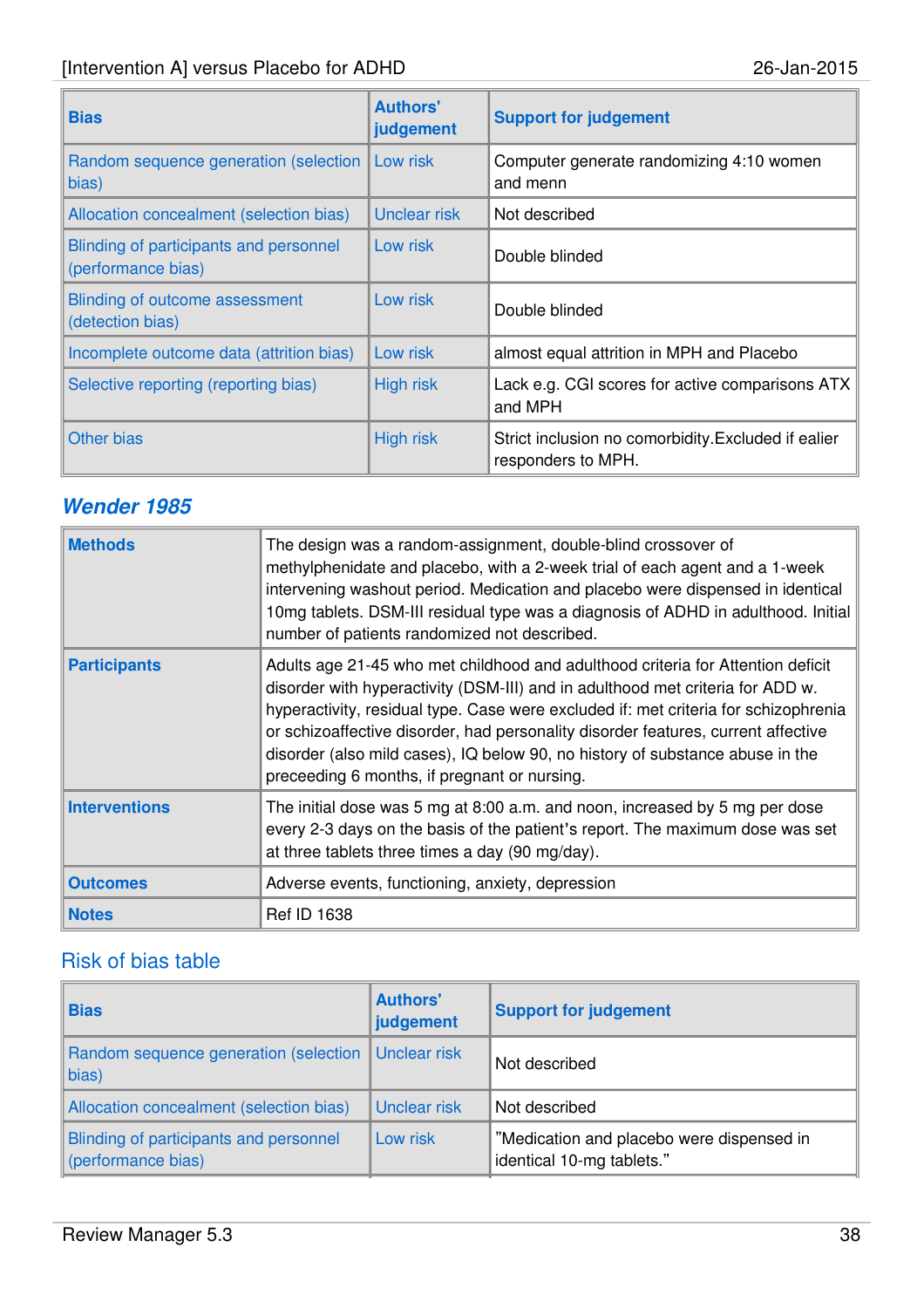| Bias | Authors' judgement | Support for judgement |
|---|---|---|
| Random sequence generation (selection bias) | Low risk | Computer generate randomizing 4:10 women and menn |
| Allocation concealment (selection bias) | Unclear risk | Not described |
| Blinding of participants and personnel (performance bias) | Low risk | Double blinded |
| Blinding of outcome assessment (detection bias) | Low risk | Double blinded |
| Incomplete outcome data (attrition bias) | Low risk | almost equal attrition in MPH and Placebo |
| Selective reporting (reporting bias) | High risk | Lack e.g. CGI scores for active comparisons ATX and MPH |
| Other bias | High risk | Strict inclusion no comorbidity.Excluded if ealier responders to MPH. |

## *Wender 1985*

| | |
|---|---|
| **Methods** | The design was a random-assignment, double-blind crossover of methylphenidate and placebo, with a 2-week trial of each agent and a 1-week intervening washout period. Medication and placebo were dispensed in identical 10mg tablets. DSM-III residual type was a diagnosis of ADHD in adulthood. Initial number of patients randomized not described. |
| **Participants** | Adults age 21-45 who met childhood and adulthood criteria for Attention deficit disorder with hyperactivity (DSM-III) and in adulthood met criteria for ADD w. hyperactivity, residual type. Case were excluded if: met criteria for schizophrenia or schizoaffective disorder, had personality disorder features, current affective disorder (also mild cases), IQ below 90, no history of substance abuse in the preceeding 6 months, if pregnant or nursing. |
| **Interventions** | The initial dose was 5 mg at 8:00 a.m. and noon, increased by 5 mg per dose every 2-3 days on the basis of the patient's report. The maximum dose was set at three tablets three times a day (90 mg/day). |
| **Outcomes** | Adverse events, functioning, anxiety, depression |
| **Notes** | Ref ID 1638 |

### Risk of bias table

| Bias | Authors' judgement | Support for judgement |
|---|---|---|
| Random sequence generation (selection bias) | Unclear risk | Not described |
| Allocation concealment (selection bias) | Unclear risk | Not described |
| Blinding of participants and personnel (performance bias) | Low risk | "Medication and placebo were dispensed in identical 10-mg tablets." |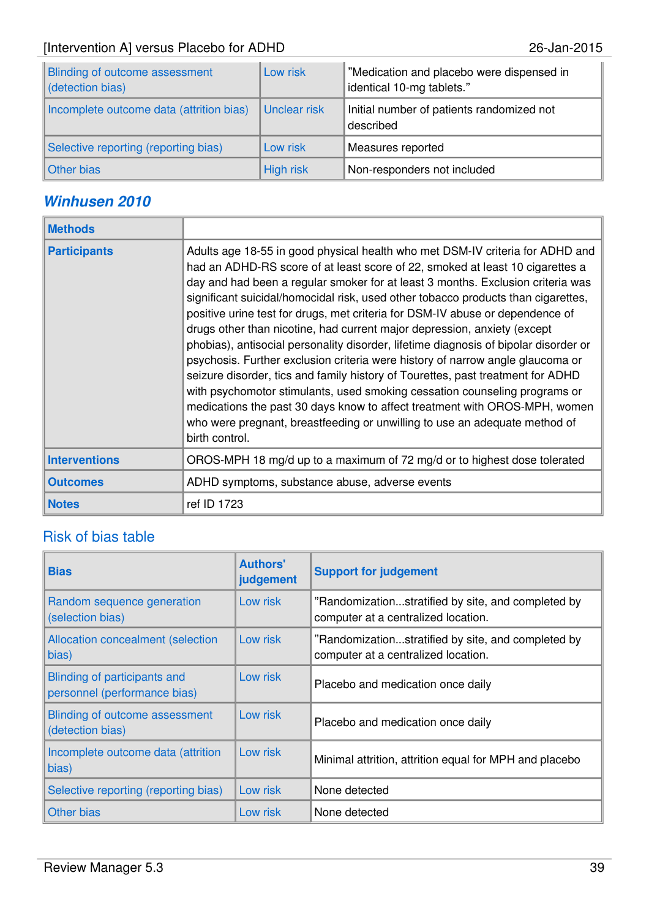| | | |
|---|---|---|
| Blinding of outcome assessment (detection bias) | Low risk | "Medication and placebo were dispensed in identical 10-mg tablets." |
| Incomplete outcome data (attrition bias) | Unclear risk | Initial number of patients randomized not described |
| Selective reporting (reporting bias) | Low risk | Measures reported |
| Other bias | High risk | Non-responders not included |

## *Winhusen 2010*

| | |
|---|---|
| **Methods** | |
| **Participants** | Adults age 18-55 in good physical health who met DSM-IV criteria for ADHD and had an ADHD-RS score of at least score of 22, smoked at least 10 cigarettes a day and had been a regular smoker for at least 3 months. Exclusion criteria was significant suicidal/homocidal risk, used other tobacco products than cigarettes, positive urine test for drugs, met criteria for DSM-IV abuse or dependence of drugs other than nicotine, had current major depression, anxiety (except phobias), antisocial personality disorder, lifetime diagnosis of bipolar disorder or psychosis. Further exclusion criteria were history of narrow angle glaucoma or seizure disorder, tics and family history of Tourettes, past treatment for ADHD with psychomotor stimulants, used smoking cessation counseling programs or medications the past 30 days know to affect treatment with OROS-MPH, women who were pregnant, breastfeeding or unwilling to use an adequate method of birth control. |
| **Interventions** | OROS-MPH 18 mg/d up to a maximum of 72 mg/d or to highest dose tolerated |
| **Outcomes** | ADHD symptoms, substance abuse, adverse events |
| **Notes** | ref ID 1723 |

### Risk of bias table

| Bias | Authors' judgement | Support for judgement |
|---|---|---|
| Random sequence generation (selection bias) | Low risk | "Randomization...stratified by site, and completed by computer at a centralized location. |
| Allocation concealment (selection bias) | Low risk | "Randomization...stratified by site, and completed by computer at a centralized location. |
| Blinding of participants and personnel (performance bias) | Low risk | Placebo and medication once daily |
| Blinding of outcome assessment (detection bias) | Low risk | Placebo and medication once daily |
| Incomplete outcome data (attrition bias) | Low risk | Minimal attrition, attrition equal for MPH and placebo |
| Selective reporting (reporting bias) | Low risk | None detected |
| Other bias | Low risk | None detected |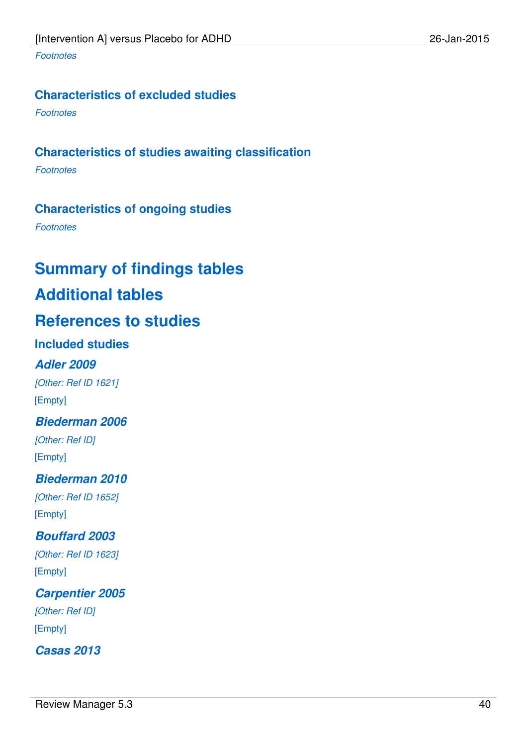*Footnotes*

### Characteristics of excluded studies

*Footnotes*

### Characteristics of studies awaiting classification

*Footnotes*

### Characteristics of ongoing studies

*Footnotes*

## Summary of findings tables

## Additional tables

## References to studies

### Included studies

#### *Adler 2009*

*[Other: Ref ID 1621]*

[Empty]

#### *Biederman 2006*

*[Other: Ref ID]*

[Empty]

#### *Biederman 2010*

*[Other: Ref ID 1652]*

[Empty]

#### *Bouffard 2003*

*[Other: Ref ID 1623]*

[Empty]

#### *Carpentier 2005*

*[Other: Ref ID]*

[Empty]

#### *Casas 2013*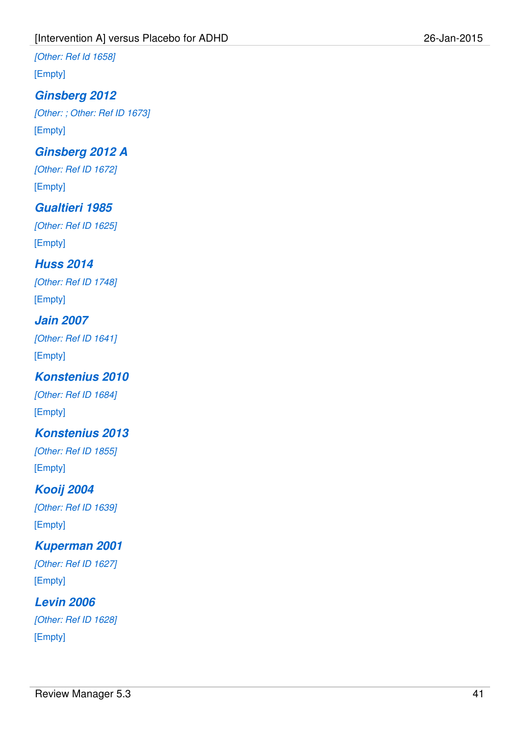*[Other: Ref Id 1658]*

[Empty]

### *Ginsberg 2012*

*[Other: ; Other: Ref ID 1673]*

[Empty]

### *Ginsberg 2012 A*

*[Other: Ref ID 1672]*

[Empty]

### *Gualtieri 1985*

*[Other: Ref ID 1625]*

[Empty]

### *Huss 2014*

*[Other: Ref ID 1748]*

[Empty]

### *Jain 2007*

*[Other: Ref ID 1641]*

[Empty]

### *Konstenius 2010*

*[Other: Ref ID 1684]*

[Empty]

### *Konstenius 2013*

*[Other: Ref ID 1855]*

[Empty]

### *Kooij 2004*

*[Other: Ref ID 1639]*

[Empty]

### *Kuperman 2001*

*[Other: Ref ID 1627]*

[Empty]

### *Levin 2006*

*[Other: Ref ID 1628]*

[Empty]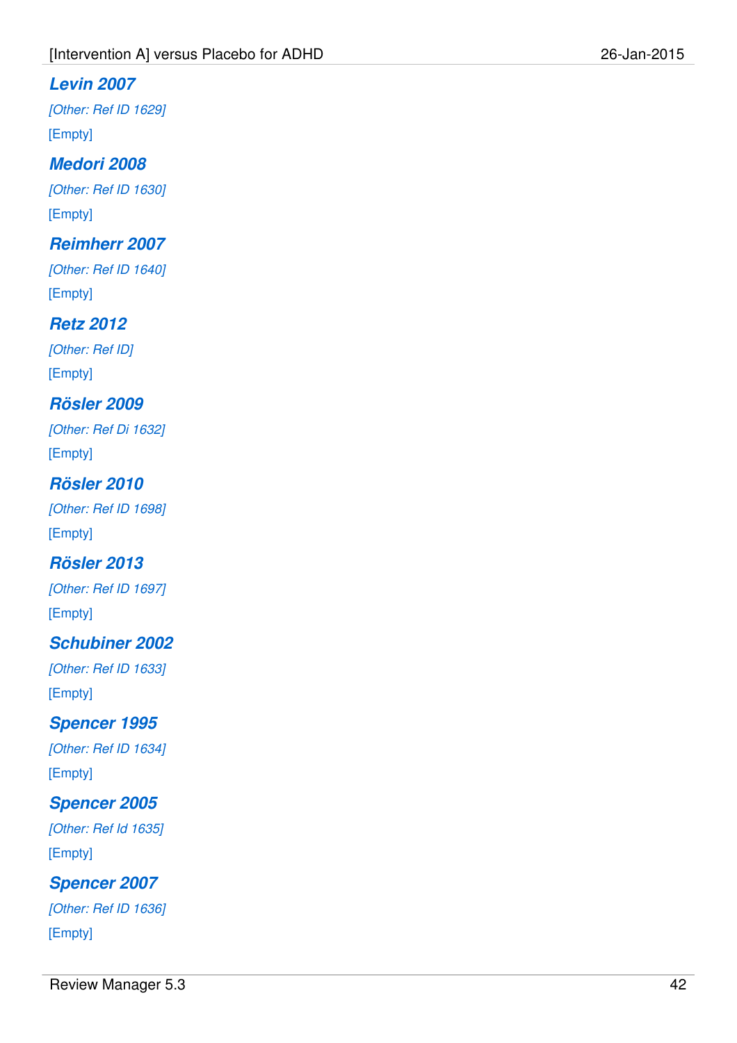### *Levin 2007*

*[Other: Ref ID 1629]*

[Empty]

### *Medori 2008*

*[Other: Ref ID 1630]*

[Empty]

### *Reimherr 2007*

*[Other: Ref ID 1640]*

[Empty]

### *Retz 2012*

*[Other: Ref ID]*

[Empty]

### *Rösler 2009*

*[Other: Ref Di 1632]*

[Empty]

### *Rösler 2010*

*[Other: Ref ID 1698]*

[Empty]

### *Rösler 2013*

*[Other: Ref ID 1697]*

[Empty]

### *Schubiner 2002*

*[Other: Ref ID 1633]*

[Empty]

### *Spencer 1995*

*[Other: Ref ID 1634]*

[Empty]

### *Spencer 2005*

*[Other: Ref Id 1635]*

[Empty]

### *Spencer 2007*

*[Other: Ref ID 1636]*

[Empty]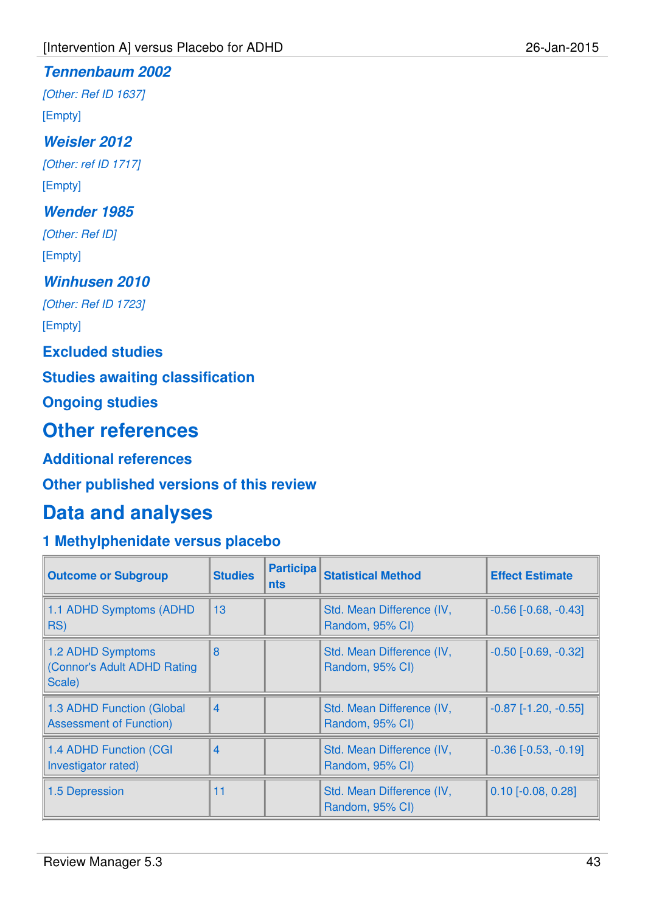### *Tennenbaum 2002*

*[Other: Ref ID 1637]*

[Empty]

### *Weisler 2012*

*[Other: ref ID 1717]*

[Empty]

### *Wender 1985*

*[Other: Ref ID]*

[Empty]

### *Winhusen 2010*

*[Other: Ref ID 1723]*

[Empty]

## Excluded studies

## Studies awaiting classification

## Ongoing studies

# Other references

## Additional references

## Other published versions of this review

# Data and analyses

## 1 Methylphenidate versus placebo

| Outcome or Subgroup | Studies | Participants | Statistical Method | Effect Estimate |
|---|---|---|---|---|
| 1.1 ADHD Symptoms (ADHD RS) | 13 | | Std. Mean Difference (IV, Random, 95% CI) | -0.56 [-0.68, -0.43] |
| 1.2 ADHD Symptoms (Connor's Adult ADHD Rating Scale) | 8 | | Std. Mean Difference (IV, Random, 95% CI) | -0.50 [-0.69, -0.32] |
| 1.3 ADHD Function (Global Assessment of Function) | 4 | | Std. Mean Difference (IV, Random, 95% CI) | -0.87 [-1.20, -0.55] |
| 1.4 ADHD Function (CGI Investigator rated) | 4 | | Std. Mean Difference (IV, Random, 95% CI) | -0.36 [-0.53, -0.19] |
| 1.5 Depression | 11 | | Std. Mean Difference (IV, Random, 95% CI) | 0.10 [-0.08, 0.28] |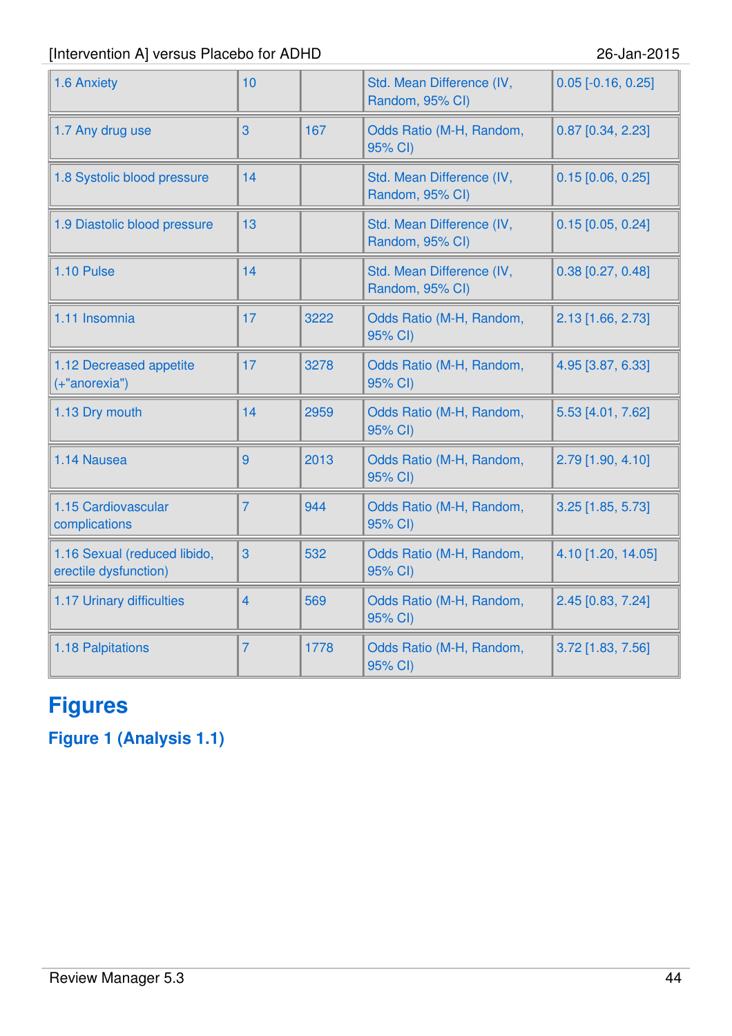| | | | | |
|---|---|---|---|---|
| 1.6 Anxiety | 10 | | Std. Mean Difference (IV, Random, 95% CI) | 0.05 [-0.16, 0.25] |
| 1.7 Any drug use | 3 | 167 | Odds Ratio (M-H, Random, 95% CI) | 0.87 [0.34, 2.23] |
| 1.8 Systolic blood pressure | 14 | | Std. Mean Difference (IV, Random, 95% CI) | 0.15 [0.06, 0.25] |
| 1.9 Diastolic blood pressure | 13 | | Std. Mean Difference (IV, Random, 95% CI) | 0.15 [0.05, 0.24] |
| 1.10 Pulse | 14 | | Std. Mean Difference (IV, Random, 95% CI) | 0.38 [0.27, 0.48] |
| 1.11 Insomnia | 17 | 3222 | Odds Ratio (M-H, Random, 95% CI) | 2.13 [1.66, 2.73] |
| 1.12 Decreased appetite (+"anorexia") | 17 | 3278 | Odds Ratio (M-H, Random, 95% CI) | 4.95 [3.87, 6.33] |
| 1.13 Dry mouth | 14 | 2959 | Odds Ratio (M-H, Random, 95% CI) | 5.53 [4.01, 7.62] |
| 1.14 Nausea | 9 | 2013 | Odds Ratio (M-H, Random, 95% CI) | 2.79 [1.90, 4.10] |
| 1.15 Cardiovascular complications | 7 | 944 | Odds Ratio (M-H, Random, 95% CI) | 3.25 [1.85, 5.73] |
| 1.16 Sexual (reduced libido, erectile dysfunction) | 3 | 532 | Odds Ratio (M-H, Random, 95% CI) | 4.10 [1.20, 14.05] |
| 1.17 Urinary difficulties | 4 | 569 | Odds Ratio (M-H, Random, 95% CI) | 2.45 [0.83, 7.24] |
| 1.18 Palpitations | 7 | 1778 | Odds Ratio (M-H, Random, 95% CI) | 3.72 [1.83, 7.56] |

# Figures

## Figure 1 (Analysis 1.1)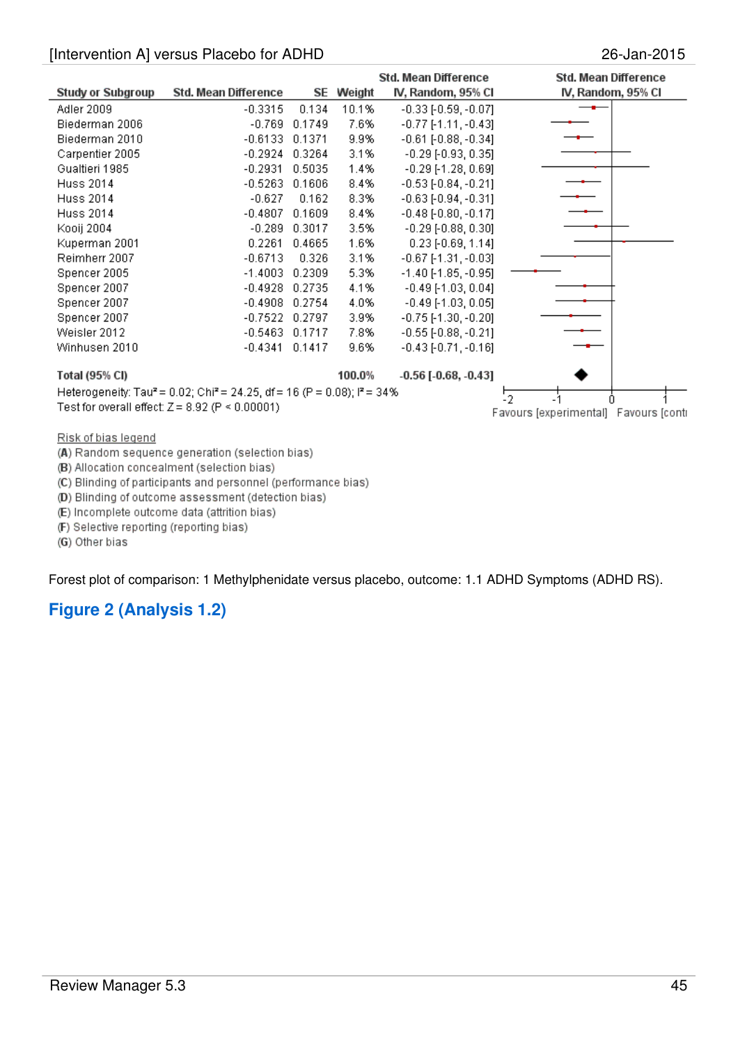[Intervention A] versus Placebo for ADHD

26-Jan-2015

| Study or Subgroup | Std. Mean Difference | SE | Weight | Std. Mean Difference IV, Random, 95% CI |
|---|---|---|---|---|
| Adler 2009 | -0.3315 | 0.134 | 10.1% | -0.33 [-0.59, -0.07] |
| Biederman 2006 | -0.769 | 0.1749 | 7.6% | -0.77 [-1.11, -0.43] |
| Biederman 2010 | -0.6133 | 0.1371 | 9.9% | -0.61 [-0.88, -0.34] |
| Carpentier 2005 | -0.2924 | 0.3264 | 3.1% | -0.29 [-0.93, 0.35] |
| Gualtieri 1985 | -0.2931 | 0.5035 | 1.4% | -0.29 [-1.28, 0.69] |
| Huss 2014 | -0.5263 | 0.1606 | 8.4% | -0.53 [-0.84, -0.21] |
| Huss 2014 | -0.627 | 0.162 | 8.3% | -0.63 [-0.94, -0.31] |
| Huss 2014 | -0.4807 | 0.1609 | 8.4% | -0.48 [-0.80, -0.17] |
| Kooij 2004 | -0.289 | 0.3017 | 3.5% | -0.29 [-0.88, 0.30] |
| Kuperman 2001 | 0.2261 | 0.4665 | 1.6% | 0.23 [-0.69, 1.14] |
| Reimherr 2007 | -0.6713 | 0.326 | 3.1% | -0.67 [-1.31, -0.03] |
| Spencer 2005 | -1.4003 | 0.2309 | 5.3% | -1.40 [-1.85, -0.95] |
| Spencer 2007 | -0.4928 | 0.2735 | 4.1% | -0.49 [-1.03, 0.04] |
| Spencer 2007 | -0.4908 | 0.2754 | 4.0% | -0.49 [-1.03, 0.05] |
| Spencer 2007 | -0.7522 | 0.2797 | 3.9% | -0.75 [-1.30, -0.20] |
| Weisler 2012 | -0.5463 | 0.1717 | 7.8% | -0.55 [-0.88, -0.21] |
| Winhusen 2010 | -0.4341 | 0.1417 | 9.6% | -0.43 [-0.71, -0.16] |
| **Total (95% CI)** | | | **100.0%** | **-0.56 [-0.68, -0.43]** |

Heterogeneity: $Tau^2 = 0.02$; $Chi^2 = 24.25$, df = 16 (P = 0.08); $I^2 = 34\%$

Test for overall effect: Z = 8.92 (P < 0.00001)

Favours [experimental] Favours [conti

Risk of bias legend

(A) Random sequence generation (selection bias)

(B) Allocation concealment (selection bias)

(C) Blinding of participants and personnel (performance bias)

(D) Blinding of outcome assessment (detection bias)

(E) Incomplete outcome data (attrition bias)

(F) Selective reporting (reporting bias)

(G) Other bias

Forest plot of comparison: 1 Methylphenidate versus placebo, outcome: 1.1 ADHD Symptoms (ADHD RS).

## Figure 2 (Analysis 1.2)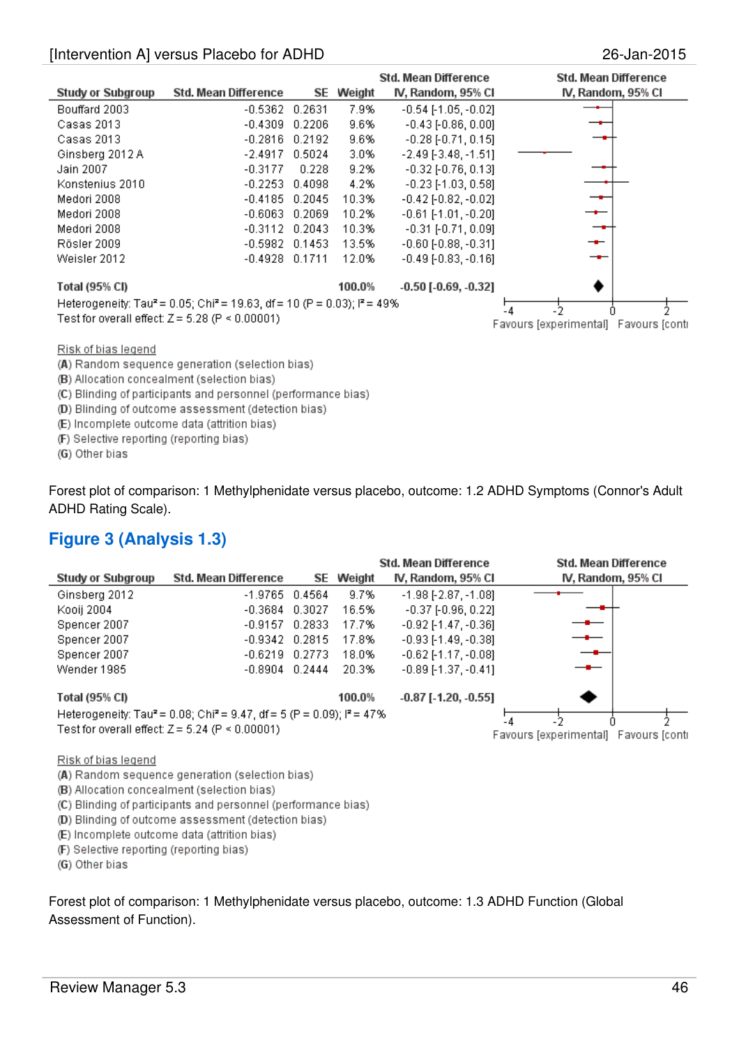| Study or Subgroup | Std. Mean Difference | SE | Weight | Std. Mean Difference IV, Random, 95% CI |
|---|---|---|---|---|
| Bouffard 2003 | -0.5362 | 0.2631 | 7.9% | -0.54 [-1.05, -0.02] |
| Casas 2013 | -0.4309 | 0.2206 | 9.6% | -0.43 [-0.86, 0.00] |
| Casas 2013 | -0.2816 | 0.2192 | 9.6% | -0.28 [-0.71, 0.15] |
| Ginsberg 2012 A | -2.4917 | 0.5024 | 3.0% | -2.49 [-3.48, -1.51] |
| Jain 2007 | -0.3177 | 0.228 | 9.2% | -0.32 [-0.76, 0.13] |
| Konstenius 2010 | -0.2253 | 0.4098 | 4.2% | -0.23 [-1.03, 0.58] |
| Medori 2008 | -0.4185 | 0.2045 | 10.3% | -0.42 [-0.82, -0.02] |
| Medori 2008 | -0.6063 | 0.2069 | 10.2% | -0.61 [-1.01, -0.20] |
| Medori 2008 | -0.3112 | 0.2043 | 10.3% | -0.31 [-0.71, 0.09] |
| Rösler 2009 | -0.5982 | 0.1453 | 13.5% | -0.60 [-0.88, -0.31] |
| Weisler 2012 | -0.4928 | 0.1711 | 12.0% | -0.49 [-0.83, -0.16] |
| **Total (95% CI)** | | | **100.0%** | **-0.50 [-0.69, -0.32]** |

Heterogeneity: Tau² = 0.05; Chi² = 19.63, df = 10 (P = 0.03); I² = 49%
Test for overall effect: Z = 5.28 (P < 0.00001)

Favours [experimental] Favours [control]

Risk of bias legend
(A) Random sequence generation (selection bias)
(B) Allocation concealment (selection bias)
(C) Blinding of participants and personnel (performance bias)
(D) Blinding of outcome assessment (detection bias)
(E) Incomplete outcome data (attrition bias)
(F) Selective reporting (reporting bias)
(G) Other bias

Forest plot of comparison: 1 Methylphenidate versus placebo, outcome: 1.2 ADHD Symptoms (Connor's Adult ADHD Rating Scale).

## Figure 3 (Analysis 1.3)

| Study or Subgroup | Std. Mean Difference | SE | Weight | Std. Mean Difference IV, Random, 95% CI |
|---|---|---|---|---|
| Ginsberg 2012 | -1.9765 | 0.4564 | 9.7% | -1.98 [-2.87, -1.08] |
| Kooij 2004 | -0.3684 | 0.3027 | 16.5% | -0.37 [-0.96, 0.22] |
| Spencer 2007 | -0.9157 | 0.2833 | 17.7% | -0.92 [-1.47, -0.36] |
| Spencer 2007 | -0.9342 | 0.2815 | 17.8% | -0.93 [-1.49, -0.38] |
| Spencer 2007 | -0.6219 | 0.2773 | 18.0% | -0.62 [-1.17, -0.08] |
| Wender 1985 | -0.8904 | 0.2444 | 20.3% | -0.89 [-1.37, -0.41] |
| **Total (95% CI)** | | | **100.0%** | **-0.87 [-1.20, -0.55]** |

Heterogeneity: Tau² = 0.08; Chi² = 9.47, df = 5 (P = 0.09); I² = 47%
Test for overall effect: Z = 5.24 (P < 0.00001)

Favours [experimental] Favours [control]

Risk of bias legend
(A) Random sequence generation (selection bias)
(B) Allocation concealment (selection bias)
(C) Blinding of participants and personnel (performance bias)
(D) Blinding of outcome assessment (detection bias)
(E) Incomplete outcome data (attrition bias)
(F) Selective reporting (reporting bias)
(G) Other bias

Forest plot of comparison: 1 Methylphenidate versus placebo, outcome: 1.3 ADHD Function (Global Assessment of Function).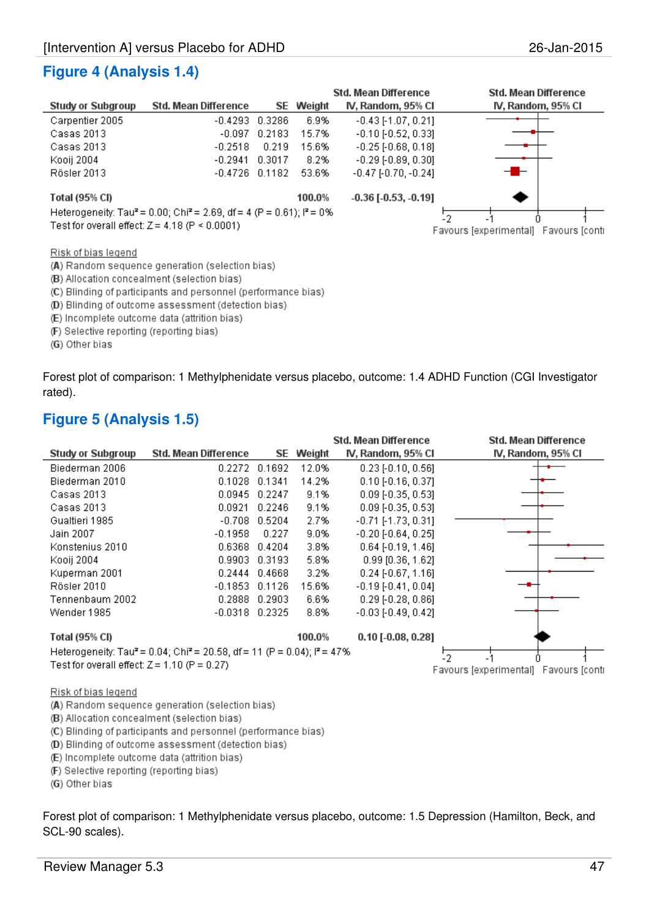## Figure 4 (Analysis 1.4)

| Study or Subgroup | Std. Mean Difference | SE | Weight | Std. Mean Difference IV, Random, 95% CI |
|---|---|---|---|---|
| Carpentier 2005 | -0.4293 | 0.3286 | 6.9% | -0.43 [-1.07, 0.21] |
| Casas 2013 | -0.097 | 0.2183 | 15.7% | -0.10 [-0.52, 0.33] |
| Casas 2013 | -0.2518 | 0.219 | 15.6% | -0.25 [-0.68, 0.18] |
| Kooij 2004 | -0.2941 | 0.3017 | 8.2% | -0.29 [-0.89, 0.30] |
| Rösler 2013 | -0.4726 | 0.1182 | 53.6% | -0.47 [-0.70, -0.24] |
| **Total (95% CI)** | | | **100.0%** | **-0.36 [-0.53, -0.19]** |

Heterogeneity: Tau² = 0.00; Chi² = 2.69, df = 4 (P = 0.61); I² = 0%
Test for overall effect: Z = 4.18 (P < 0.0001)

Std. Mean Difference IV, Random, 95% CI (axis: -2, -1, 0, 1) — Favours [experimental] Favours [conti

Risk of bias legend
(A) Random sequence generation (selection bias)
(B) Allocation concealment (selection bias)
(C) Blinding of participants and personnel (performance bias)
(D) Blinding of outcome assessment (detection bias)
(E) Incomplete outcome data (attrition bias)
(F) Selective reporting (reporting bias)
(G) Other bias

Forest plot of comparison: 1 Methylphenidate versus placebo, outcome: 1.4 ADHD Function (CGI Investigator rated).

## Figure 5 (Analysis 1.5)

| Study or Subgroup | Std. Mean Difference | SE | Weight | Std. Mean Difference IV, Random, 95% CI |
|---|---|---|---|---|
| Biederman 2006 | 0.2272 | 0.1692 | 12.0% | 0.23 [-0.10, 0.56] |
| Biederman 2010 | 0.1028 | 0.1341 | 14.2% | 0.10 [-0.16, 0.37] |
| Casas 2013 | 0.0945 | 0.2247 | 9.1% | 0.09 [-0.35, 0.53] |
| Casas 2013 | 0.0921 | 0.2246 | 9.1% | 0.09 [-0.35, 0.53] |
| Gualtieri 1985 | -0.708 | 0.5204 | 2.7% | -0.71 [-1.73, 0.31] |
| Jain 2007 | -0.1958 | 0.227 | 9.0% | -0.20 [-0.64, 0.25] |
| Konstenius 2010 | 0.6368 | 0.4204 | 3.8% | 0.64 [-0.19, 1.46] |
| Kooij 2004 | 0.9903 | 0.3193 | 5.8% | 0.99 [0.36, 1.62] |
| Kuperman 2001 | 0.2444 | 0.4668 | 3.2% | 0.24 [-0.67, 1.16] |
| Rösler 2010 | -0.1853 | 0.1126 | 15.6% | -0.19 [-0.41, 0.04] |
| Tennenbaum 2002 | 0.2888 | 0.2903 | 6.6% | 0.29 [-0.28, 0.86] |
| Wender 1985 | -0.0318 | 0.2325 | 8.8% | -0.03 [-0.49, 0.42] |
| **Total (95% CI)** | | | **100.0%** | **0.10 [-0.08, 0.28]** |

Heterogeneity: Tau² = 0.04; Chi² = 20.58, df = 11 (P = 0.04); I² = 47%
Test for overall effect: Z = 1.10 (P = 0.27)

Std. Mean Difference IV, Random, 95% CI (axis: -2, -1, 0, 1) — Favours [experimental] Favours [conti

Risk of bias legend
(A) Random sequence generation (selection bias)
(B) Allocation concealment (selection bias)
(C) Blinding of participants and personnel (performance bias)
(D) Blinding of outcome assessment (detection bias)
(E) Incomplete outcome data (attrition bias)
(F) Selective reporting (reporting bias)
(G) Other bias

Forest plot of comparison: 1 Methylphenidate versus placebo, outcome: 1.5 Depression (Hamilton, Beck, and SCL-90 scales).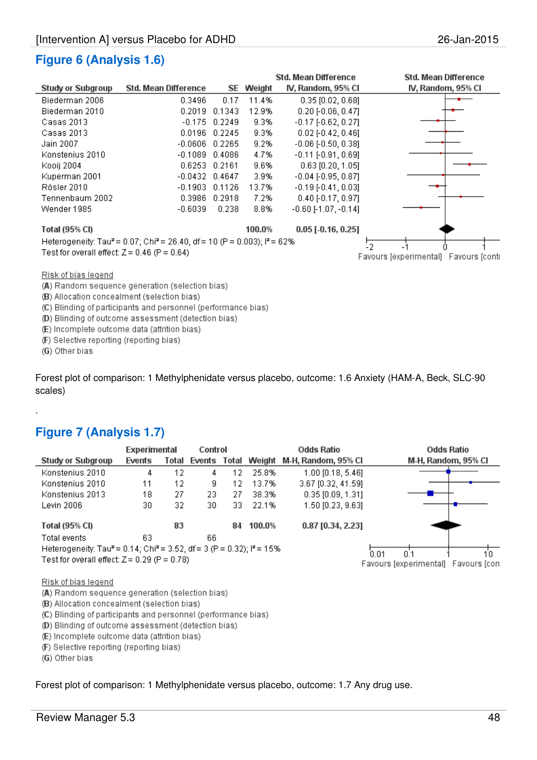## Figure 6 (Analysis 1.6)

| Study or Subgroup | Std. Mean Difference | SE | Weight | Std. Mean Difference IV, Random, 95% CI |
|---|---|---|---|---|
| Biederman 2006 | 0.3496 | 0.17 | 11.4% | 0.35 [0.02, 0.68] |
| Biederman 2010 | 0.2019 | 0.1343 | 12.9% | 0.20 [-0.06, 0.47] |
| Casas 2013 | -0.175 | 0.2249 | 9.3% | -0.17 [-0.62, 0.27] |
| Casas 2013 | 0.0196 | 0.2245 | 9.3% | 0.02 [-0.42, 0.46] |
| Jain 2007 | -0.0606 | 0.2265 | 9.2% | -0.06 [-0.50, 0.38] |
| Konstenius 2010 | -0.1089 | 0.4086 | 4.7% | -0.11 [-0.91, 0.69] |
| Kooij 2004 | 0.6253 | 0.2161 | 9.6% | 0.63 [0.20, 1.05] |
| Kuperman 2001 | -0.0432 | 0.4647 | 3.9% | -0.04 [-0.95, 0.87] |
| Rösler 2010 | -0.1903 | 0.1126 | 13.7% | -0.19 [-0.41, 0.03] |
| Tennenbaum 2002 | 0.3986 | 0.2918 | 7.2% | 0.40 [-0.17, 0.97] |
| Wender 1985 | -0.6039 | 0.238 | 8.8% | -0.60 [-1.07, -0.14] |
| **Total (95% CI)** | | | **100.0%** | **0.05 [-0.16, 0.25]** |

Heterogeneity: $Tau^2 = 0.07$; $Chi^2 = 26.40$, df = 10 (P = 0.003); $I^2 = 62\%$

Test for overall effect: Z = 0.46 (P = 0.64)

Std. Mean Difference IV, Random, 95% CI — axis: -2, -1, 0, 1 — Favours [experimental] Favours [conti

Risk of bias legend

(A) Random sequence generation (selection bias)
(B) Allocation concealment (selection bias)
(C) Blinding of participants and personnel (performance bias)
(D) Blinding of outcome assessment (detection bias)
(E) Incomplete outcome data (attrition bias)
(F) Selective reporting (reporting bias)
(G) Other bias

Forest plot of comparison: 1 Methylphenidate versus placebo, outcome: 1.6 Anxiety (HAM-A, Beck, SLC-90 scales)

.

## Figure 7 (Analysis 1.7)

| Study or Subgroup | Experimental Events | Experimental Total | Control Events | Control Total | Weight | Odds Ratio M-H, Random, 95% CI |
|---|---|---|---|---|---|---|
| Konstenius 2010 | 4 | 12 | 4 | 12 | 25.8% | 1.00 [0.18, 5.46] |
| Konstenius 2010 | 11 | 12 | 9 | 12 | 13.7% | 3.67 [0.32, 41.59] |
| Konstenius 2013 | 18 | 27 | 23 | 27 | 38.3% | 0.35 [0.09, 1.31] |
| Levin 2006 | 30 | 32 | 30 | 33 | 22.1% | 1.50 [0.23, 9.63] |
| **Total (95% CI)** | | **83** | | **84** | **100.0%** | **0.87 [0.34, 2.23]** |
| Total events | 63 | | 66 | | | |

Heterogeneity: $Tau^2 = 0.14$; $Chi^2 = 3.52$, df = 3 (P = 0.32); $I^2 = 15\%$

Test for overall effect: Z = 0.29 (P = 0.78)

Odds Ratio M-H, Random, 95% CI — axis: 0.01, 0.1, 1, 10 — Favours [experimental] Favours [con

Risk of bias legend

(A) Random sequence generation (selection bias)
(B) Allocation concealment (selection bias)
(C) Blinding of participants and personnel (performance bias)
(D) Blinding of outcome assessment (detection bias)
(E) Incomplete outcome data (attrition bias)
(F) Selective reporting (reporting bias)
(G) Other bias

Forest plot of comparison: 1 Methylphenidate versus placebo, outcome: 1.7 Any drug use.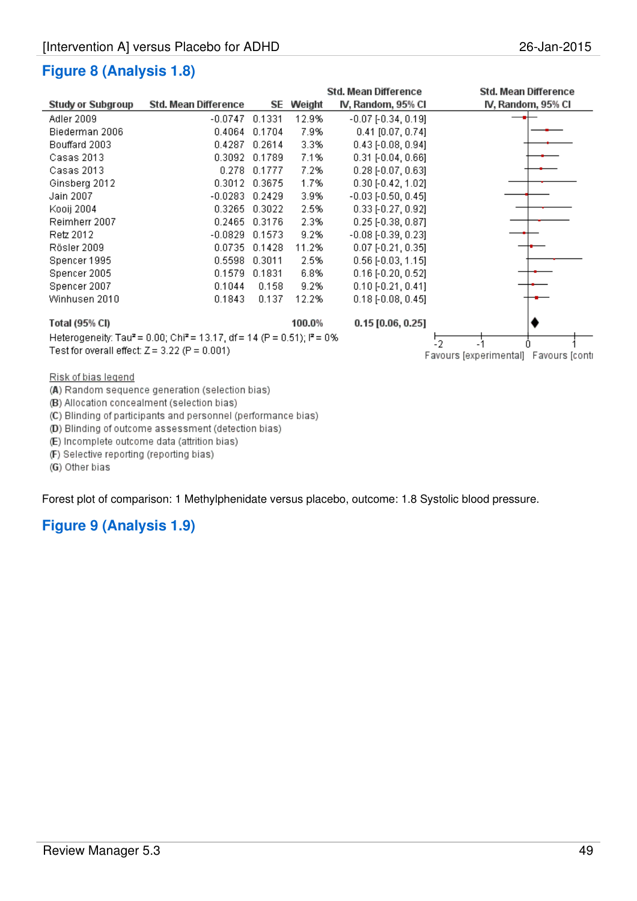## Figure 8 (Analysis 1.8)

| Study or Subgroup | Std. Mean Difference | SE | Weight | Std. Mean Difference IV, Random, 95% CI |
|---|---|---|---|---|
| Adler 2009 | -0.0747 | 0.1331 | 12.9% | -0.07 [-0.34, 0.19] |
| Biederman 2006 | 0.4064 | 0.1704 | 7.9% | 0.41 [0.07, 0.74] |
| Bouffard 2003 | 0.4287 | 0.2614 | 3.3% | 0.43 [-0.08, 0.94] |
| Casas 2013 | 0.3092 | 0.1789 | 7.1% | 0.31 [-0.04, 0.66] |
| Casas 2013 | 0.278 | 0.1777 | 7.2% | 0.28 [-0.07, 0.63] |
| Ginsberg 2012 | 0.3012 | 0.3675 | 1.7% | 0.30 [-0.42, 1.02] |
| Jain 2007 | -0.0283 | 0.2429 | 3.9% | -0.03 [-0.50, 0.45] |
| Kooij 2004 | 0.3265 | 0.3022 | 2.5% | 0.33 [-0.27, 0.92] |
| Reimherr 2007 | 0.2465 | 0.3176 | 2.3% | 0.25 [-0.38, 0.87] |
| Retz 2012 | -0.0829 | 0.1573 | 9.2% | -0.08 [-0.39, 0.23] |
| Rösler 2009 | 0.0735 | 0.1428 | 11.2% | 0.07 [-0.21, 0.35] |
| Spencer 1995 | 0.5598 | 0.3011 | 2.5% | 0.56 [-0.03, 1.15] |
| Spencer 2005 | 0.1579 | 0.1831 | 6.8% | 0.16 [-0.20, 0.52] |
| Spencer 2007 | 0.1044 | 0.158 | 9.2% | 0.10 [-0.21, 0.41] |
| Winhusen 2010 | 0.1843 | 0.137 | 12.2% | 0.18 [-0.08, 0.45] |
| **Total (95% CI)** | | | **100.0%** | **0.15 [0.06, 0.25]** |

Heterogeneity: $Tau^2 = 0.00$; $Chi^2 = 13.17$, df = 14 (P = 0.51); $I^2 = 0\%$

Test for overall effect: Z = 3.22 (P = 0.001)

Favours [experimental] Favours [control]

Risk of bias legend

(A) Random sequence generation (selection bias)
(B) Allocation concealment (selection bias)
(C) Blinding of participants and personnel (performance bias)
(D) Blinding of outcome assessment (detection bias)
(E) Incomplete outcome data (attrition bias)
(F) Selective reporting (reporting bias)
(G) Other bias

Forest plot of comparison: 1 Methylphenidate versus placebo, outcome: 1.8 Systolic blood pressure.

## Figure 9 (Analysis 1.9)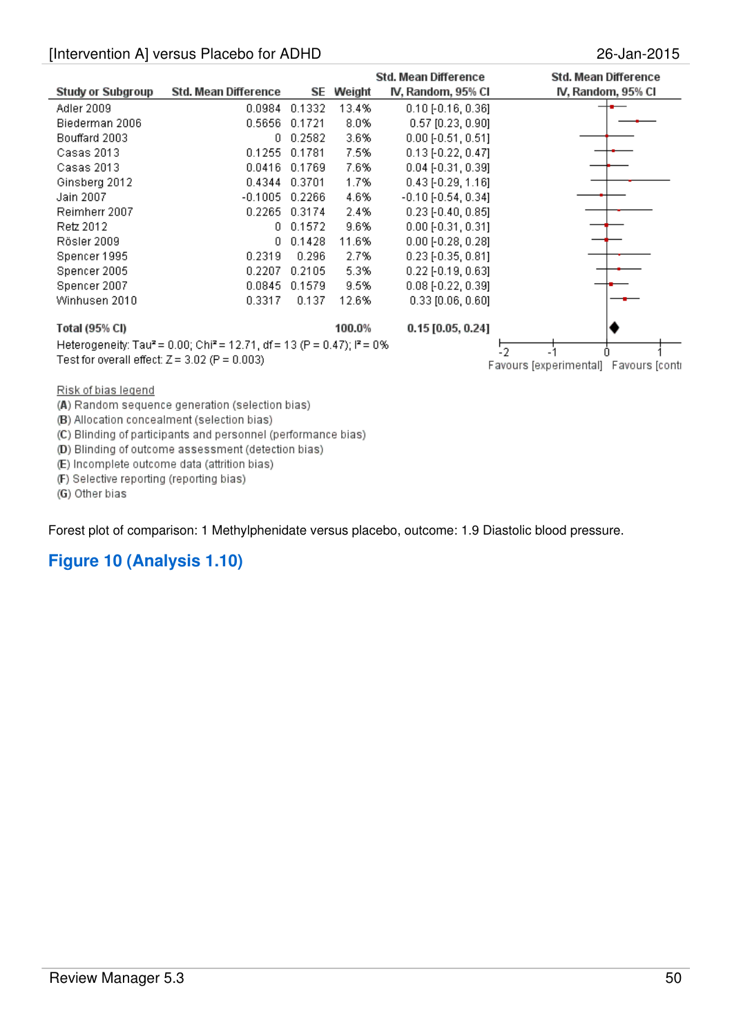| Study or Subgroup | Std. Mean Difference | SE | Weight | Std. Mean Difference IV, Random, 95% CI |
|---|---|---|---|---|
| Adler 2009 | 0.0984 | 0.1332 | 13.4% | 0.10 [-0.16, 0.36] |
| Biederman 2006 | 0.5656 | 0.1721 | 8.0% | 0.57 [0.23, 0.90] |
| Bouffard 2003 | 0 | 0.2582 | 3.6% | 0.00 [-0.51, 0.51] |
| Casas 2013 | 0.1255 | 0.1781 | 7.5% | 0.13 [-0.22, 0.47] |
| Casas 2013 | 0.0416 | 0.1769 | 7.6% | 0.04 [-0.31, 0.39] |
| Ginsberg 2012 | 0.4344 | 0.3701 | 1.7% | 0.43 [-0.29, 1.16] |
| Jain 2007 | -0.1005 | 0.2266 | 4.6% | -0.10 [-0.54, 0.34] |
| Reimherr 2007 | 0.2265 | 0.3174 | 2.4% | 0.23 [-0.40, 0.85] |
| Retz 2012 | 0 | 0.1572 | 9.6% | 0.00 [-0.31, 0.31] |
| Rösler 2009 | 0 | 0.1428 | 11.6% | 0.00 [-0.28, 0.28] |
| Spencer 1995 | 0.2319 | 0.296 | 2.7% | 0.23 [-0.35, 0.81] |
| Spencer 2005 | 0.2207 | 0.2105 | 5.3% | 0.22 [-0.19, 0.63] |
| Spencer 2007 | 0.0845 | 0.1579 | 9.5% | 0.08 [-0.22, 0.39] |
| Winhusen 2010 | 0.3317 | 0.137 | 12.6% | 0.33 [0.06, 0.60] |
| **Total (95% CI)** | | | **100.0%** | **0.15 [0.05, 0.24]** |

Heterogeneity: Tau² = 0.00; Chi² = 12.71, df = 13 (P = 0.47); I² = 0%

Test for overall effect: Z = 3.02 (P = 0.003)

-2 -1 0 1

Favours [experimental] Favours [control]

Risk of bias legend

(A) Random sequence generation (selection bias)

(B) Allocation concealment (selection bias)

(C) Blinding of participants and personnel (performance bias)

(D) Blinding of outcome assessment (detection bias)

(E) Incomplete outcome data (attrition bias)

(F) Selective reporting (reporting bias)

(G) Other bias

Forest plot of comparison: 1 Methylphenidate versus placebo, outcome: 1.9 Diastolic blood pressure.

## Figure 10 (Analysis 1.10)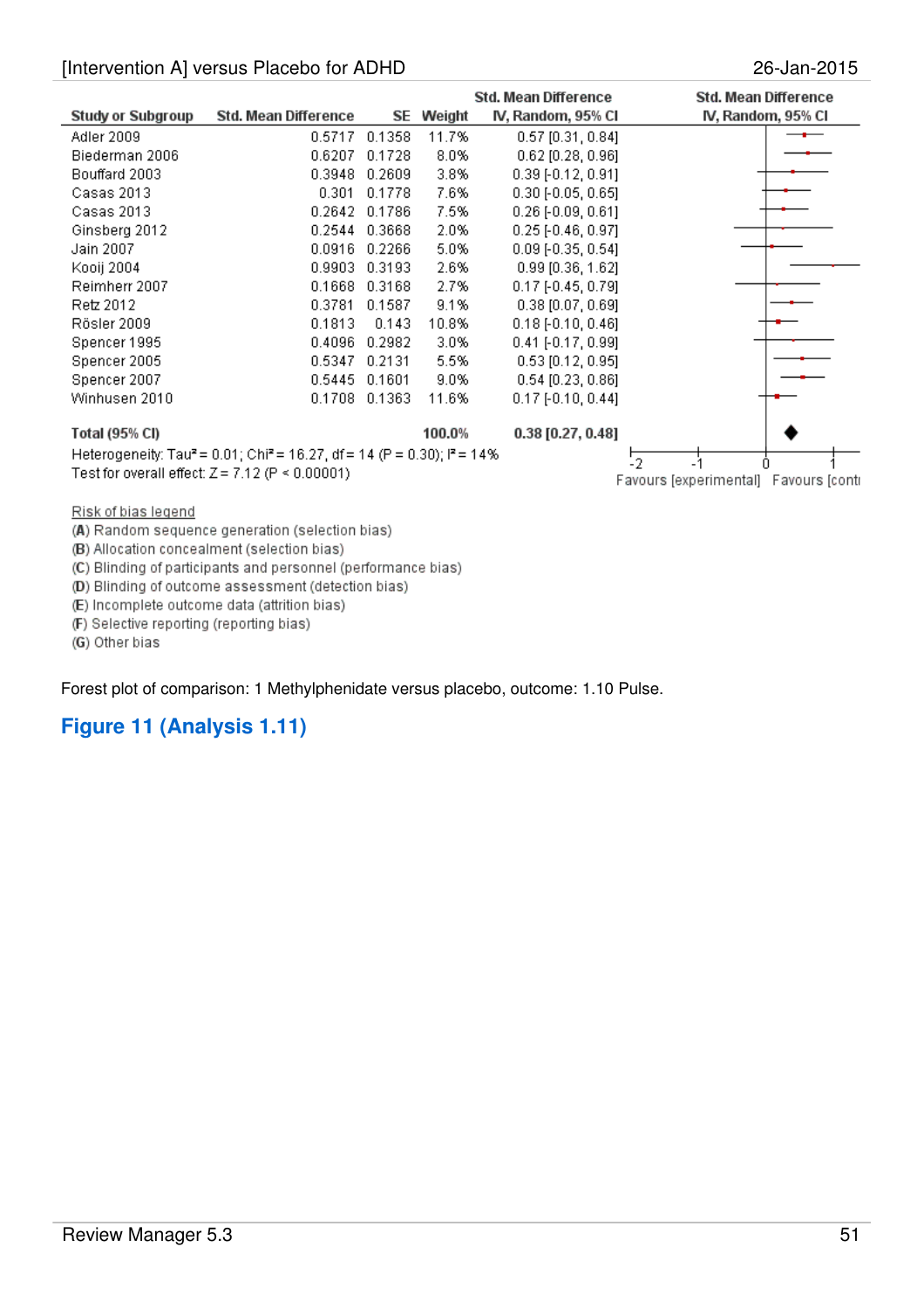| Study or Subgroup | Std. Mean Difference | SE | Weight | Std. Mean Difference IV, Random, 95% CI |
|---|---|---|---|---|
| Adler 2009 | 0.5717 | 0.1358 | 11.7% | 0.57 [0.31, 0.84] |
| Biederman 2006 | 0.6207 | 0.1728 | 8.0% | 0.62 [0.28, 0.96] |
| Bouffard 2003 | 0.3948 | 0.2609 | 3.8% | 0.39 [-0.12, 0.91] |
| Casas 2013 | 0.301 | 0.1778 | 7.6% | 0.30 [-0.05, 0.65] |
| Casas 2013 | 0.2642 | 0.1786 | 7.5% | 0.26 [-0.09, 0.61] |
| Ginsberg 2012 | 0.2544 | 0.3668 | 2.0% | 0.25 [-0.46, 0.97] |
| Jain 2007 | 0.0916 | 0.2266 | 5.0% | 0.09 [-0.35, 0.54] |
| Kooij 2004 | 0.9903 | 0.3193 | 2.6% | 0.99 [0.36, 1.62] |
| Reimherr 2007 | 0.1668 | 0.3168 | 2.7% | 0.17 [-0.45, 0.79] |
| Retz 2012 | 0.3781 | 0.1587 | 9.1% | 0.38 [0.07, 0.69] |
| Rösler 2009 | 0.1813 | 0.143 | 10.8% | 0.18 [-0.10, 0.46] |
| Spencer 1995 | 0.4096 | 0.2982 | 3.0% | 0.41 [-0.17, 0.99] |
| Spencer 2005 | 0.5347 | 0.2131 | 5.5% | 0.53 [0.12, 0.95] |
| Spencer 2007 | 0.5445 | 0.1601 | 9.0% | 0.54 [0.23, 0.86] |
| Winhusen 2010 | 0.1708 | 0.1363 | 11.6% | 0.17 [-0.10, 0.44] |
| **Total (95% CI)** | | | **100.0%** | **0.38 [0.27, 0.48]** |

Heterogeneity: Tau² = 0.01; Chi² = 16.27, df = 14 (P = 0.30); I² = 14%

Test for overall effect: Z = 7.12 (P < 0.00001)

-2 -1 0 1

Favours [experimental] Favours [conti

Risk of bias legend

(A) Random sequence generation (selection bias)
(B) Allocation concealment (selection bias)
(C) Blinding of participants and personnel (performance bias)
(D) Blinding of outcome assessment (detection bias)
(E) Incomplete outcome data (attrition bias)
(F) Selective reporting (reporting bias)
(G) Other bias

Forest plot of comparison: 1 Methylphenidate versus placebo, outcome: 1.10 Pulse.

## Figure 11 (Analysis 1.11)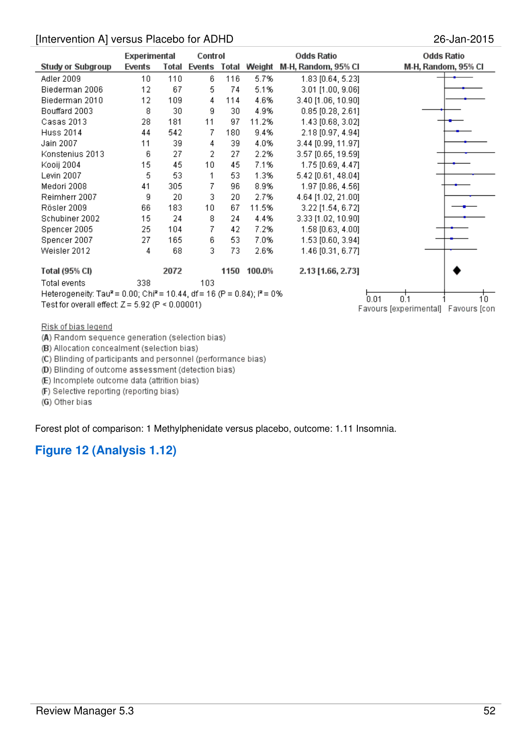[Intervention A] versus Placebo for ADHD

26-Jan-2015

| Study or Subgroup | Experimental Events | Experimental Total | Control Events | Control Total | Weight | Odds Ratio M-H, Random, 95% CI |
|---|---|---|---|---|---|---|
| Adler 2009 | 10 | 110 | 6 | 116 | 5.7% | 1.83 [0.64, 5.23] |
| Biederman 2006 | 12 | 67 | 5 | 74 | 5.1% | 3.01 [1.00, 9.06] |
| Biederman 2010 | 12 | 109 | 4 | 114 | 4.6% | 3.40 [1.06, 10.90] |
| Bouffard 2003 | 8 | 30 | 9 | 30 | 4.9% | 0.85 [0.28, 2.61] |
| Casas 2013 | 28 | 181 | 11 | 97 | 11.2% | 1.43 [0.68, 3.02] |
| Huss 2014 | 44 | 542 | 7 | 180 | 9.4% | 2.18 [0.97, 4.94] |
| Jain 2007 | 11 | 39 | 4 | 39 | 4.0% | 3.44 [0.99, 11.97] |
| Konstenius 2013 | 6 | 27 | 2 | 27 | 2.2% | 3.57 [0.65, 19.59] |
| Kooij 2004 | 15 | 45 | 10 | 45 | 7.1% | 1.75 [0.69, 4.47] |
| Levin 2007 | 5 | 53 | 1 | 53 | 1.3% | 5.42 [0.61, 48.04] |
| Medori 2008 | 41 | 305 | 7 | 96 | 8.9% | 1.97 [0.86, 4.56] |
| Reimherr 2007 | 9 | 20 | 3 | 20 | 2.7% | 4.64 [1.02, 21.00] |
| Rösler 2009 | 66 | 183 | 10 | 67 | 11.5% | 3.22 [1.54, 6.72] |
| Schubiner 2002 | 15 | 24 | 8 | 24 | 4.4% | 3.33 [1.02, 10.90] |
| Spencer 2005 | 25 | 104 | 7 | 42 | 7.2% | 1.58 [0.63, 4.00] |
| Spencer 2007 | 27 | 165 | 6 | 53 | 7.0% | 1.53 [0.60, 3.94] |
| Weisler 2012 | 4 | 68 | 3 | 73 | 2.6% | 1.46 [0.31, 6.77] |
| **Total (95% CI)** | | **2072** | | **1150** | **100.0%** | **2.13 [1.66, 2.73]** |
| Total events | 338 | | 103 | | | |

Heterogeneity: Tau² = 0.00; Chi² = 10.44, df = 16 (P = 0.84); I² = 0%

Test for overall effect: Z = 5.92 (P < 0.00001)

Odds Ratio M-H, Random, 95% CI — axis: 0.01, 0.1, 1, 10; Favours [experimental] Favours [con

Risk of bias legend

(A) Random sequence generation (selection bias)
(B) Allocation concealment (selection bias)
(C) Blinding of participants and personnel (performance bias)
(D) Blinding of outcome assessment (detection bias)
(E) Incomplete outcome data (attrition bias)
(F) Selective reporting (reporting bias)
(G) Other bias

Forest plot of comparison: 1 Methylphenidate versus placebo, outcome: 1.11 Insomnia.

## Figure 12 (Analysis 1.12)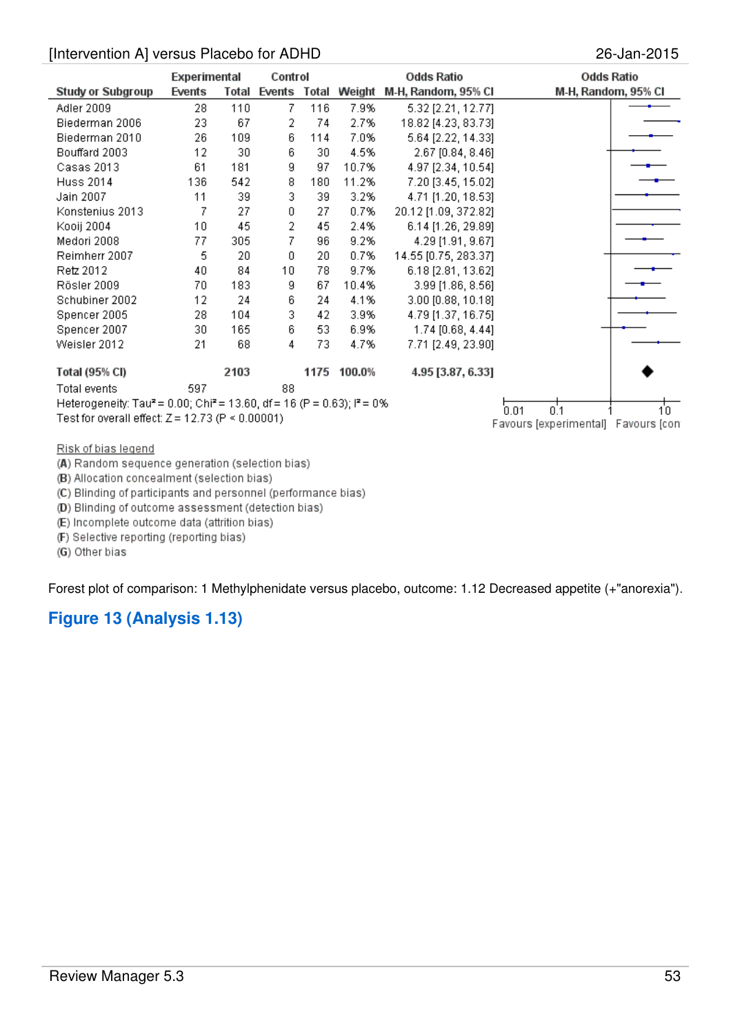[Intervention A] versus Placebo for ADHD

26-Jan-2015

| Study or Subgroup | Experimental Events | Experimental Total | Control Events | Control Total | Weight | Odds Ratio M-H, Random, 95% CI |
|---|---|---|---|---|---|---|
| Adler 2009 | 28 | 110 | 7 | 116 | 7.9% | 5.32 [2.21, 12.77] |
| Biederman 2006 | 23 | 67 | 2 | 74 | 2.7% | 18.82 [4.23, 83.73] |
| Biederman 2010 | 26 | 109 | 6 | 114 | 7.0% | 5.64 [2.22, 14.33] |
| Bouffard 2003 | 12 | 30 | 6 | 30 | 4.5% | 2.67 [0.84, 8.46] |
| Casas 2013 | 61 | 181 | 9 | 97 | 10.7% | 4.97 [2.34, 10.54] |
| Huss 2014 | 136 | 542 | 8 | 180 | 11.2% | 7.20 [3.45, 15.02] |
| Jain 2007 | 11 | 39 | 3 | 39 | 3.2% | 4.71 [1.20, 18.53] |
| Konstenius 2013 | 7 | 27 | 0 | 27 | 0.7% | 20.12 [1.09, 372.82] |
| Kooij 2004 | 10 | 45 | 2 | 45 | 2.4% | 6.14 [1.26, 29.89] |
| Medori 2008 | 77 | 305 | 7 | 96 | 9.2% | 4.29 [1.91, 9.67] |
| Reimherr 2007 | 5 | 20 | 0 | 20 | 0.7% | 14.55 [0.75, 283.37] |
| Retz 2012 | 40 | 84 | 10 | 78 | 9.7% | 6.18 [2.81, 13.62] |
| Rösler 2009 | 70 | 183 | 9 | 67 | 10.4% | 3.99 [1.86, 8.56] |
| Schubiner 2002 | 12 | 24 | 6 | 24 | 4.1% | 3.00 [0.88, 10.18] |
| Spencer 2005 | 28 | 104 | 3 | 42 | 3.9% | 4.79 [1.37, 16.75] |
| Spencer 2007 | 30 | 165 | 6 | 53 | 6.9% | 1.74 [0.68, 4.44] |
| Weisler 2012 | 21 | 68 | 4 | 73 | 4.7% | 7.71 [2.49, 23.90] |
| **Total (95% CI)** | | **2103** | | **1175** | **100.0%** | **4.95 [3.87, 6.33]** |
| Total events | 597 | | 88 | | | |

Heterogeneity: Tau² = 0.00; Chi² = 13.60, df = 16 (P = 0.63); I² = 0%

Test for overall effect: Z = 12.73 (P < 0.00001)

0.01 0.1 1 10

Favours [experimental] Favours [con

Risk of bias legend

(A) Random sequence generation (selection bias)
(B) Allocation concealment (selection bias)
(C) Blinding of participants and personnel (performance bias)
(D) Blinding of outcome assessment (detection bias)
(E) Incomplete outcome data (attrition bias)
(F) Selective reporting (reporting bias)
(G) Other bias

Forest plot of comparison: 1 Methylphenidate versus placebo, outcome: 1.12 Decreased appetite (+"anorexia").

## Figure 13 (Analysis 1.13)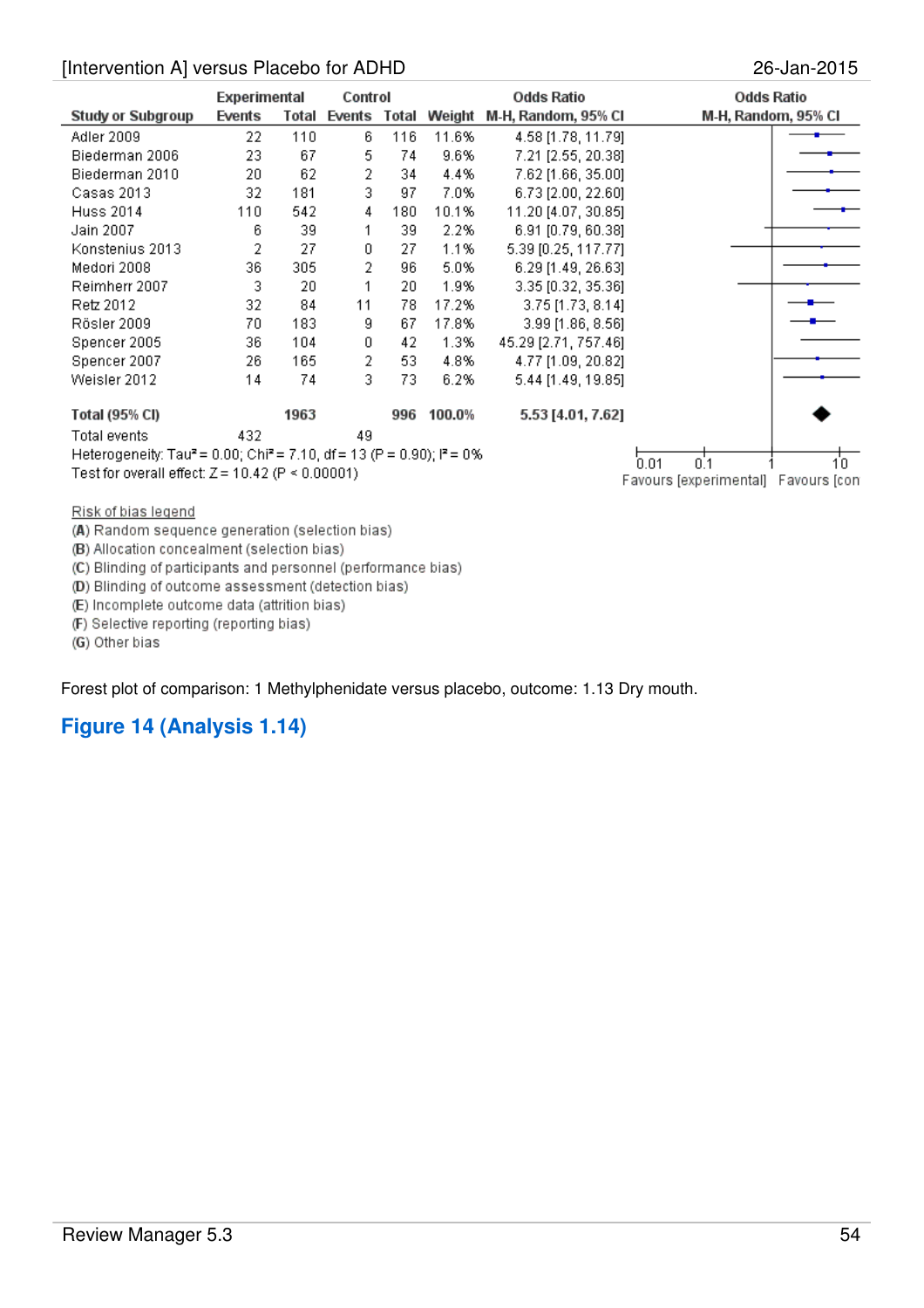[Intervention A] versus Placebo for ADHD

| Study or Subgroup | Experimental Events | Experimental Total | Control Events | Control Total | Weight | Odds Ratio M-H, Random, 95% CI |
|---|---|---|---|---|---|---|
| Adler 2009 | 22 | 110 | 6 | 116 | 11.6% | 4.58 [1.78, 11.79] |
| Biederman 2006 | 23 | 67 | 5 | 74 | 9.6% | 7.21 [2.55, 20.38] |
| Biederman 2010 | 20 | 62 | 2 | 34 | 4.4% | 7.62 [1.66, 35.00] |
| Casas 2013 | 32 | 181 | 3 | 97 | 7.0% | 6.73 [2.00, 22.60] |
| Huss 2014 | 110 | 542 | 4 | 180 | 10.1% | 11.20 [4.07, 30.85] |
| Jain 2007 | 6 | 39 | 1 | 39 | 2.2% | 6.91 [0.79, 60.38] |
| Konstenius 2013 | 2 | 27 | 0 | 27 | 1.1% | 5.39 [0.25, 117.77] |
| Medori 2008 | 36 | 305 | 2 | 96 | 5.0% | 6.29 [1.49, 26.63] |
| Reimherr 2007 | 3 | 20 | 1 | 20 | 1.9% | 3.35 [0.32, 35.36] |
| Retz 2012 | 32 | 84 | 11 | 78 | 17.2% | 3.75 [1.73, 8.14] |
| Rösler 2009 | 70 | 183 | 9 | 67 | 17.8% | 3.99 [1.86, 8.56] |
| Spencer 2005 | 36 | 104 | 0 | 42 | 1.3% | 45.29 [2.71, 757.46] |
| Spencer 2007 | 26 | 165 | 2 | 53 | 4.8% | 4.77 [1.09, 20.82] |
| Weisler 2012 | 14 | 74 | 3 | 73 | 6.2% | 5.44 [1.49, 19.85] |
| **Total (95% CI)** | | **1963** | | **996** | **100.0%** | **5.53 [4.01, 7.62]** |
| Total events | 432 | | 49 | | | |

Heterogeneity: Tau² = 0.00; Chi² = 7.10, df = 13 (P = 0.90); I² = 0%

Test for overall effect: Z = 10.42 (P < 0.00001)

Odds Ratio M-H, Random, 95% CI — axis: 0.01, 0.1, 1, 10; Favours [experimental] Favours [con

Risk of bias legend

(A) Random sequence generation (selection bias)
(B) Allocation concealment (selection bias)
(C) Blinding of participants and personnel (performance bias)
(D) Blinding of outcome assessment (detection bias)
(E) Incomplete outcome data (attrition bias)
(F) Selective reporting (reporting bias)
(G) Other bias

Forest plot of comparison: 1 Methylphenidate versus placebo, outcome: 1.13 Dry mouth.

## Figure 14 (Analysis 1.14)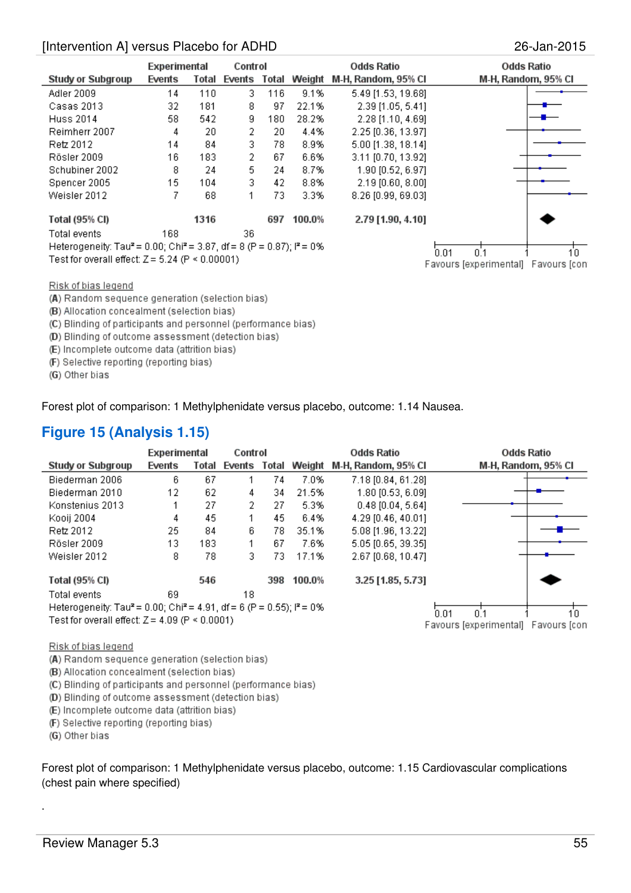| Study or Subgroup | Experimental Events | Experimental Total | Control Events | Control Total | Weight | Odds Ratio M-H, Random, 95% CI |
|---|---|---|---|---|---|---|
| Adler 2009 | 14 | 110 | 3 | 116 | 9.1% | 5.49 [1.53, 19.68] |
| Casas 2013 | 32 | 181 | 8 | 97 | 22.1% | 2.39 [1.05, 5.41] |
| Huss 2014 | 58 | 542 | 9 | 180 | 28.2% | 2.28 [1.10, 4.69] |
| Reimherr 2007 | 4 | 20 | 2 | 20 | 4.4% | 2.25 [0.36, 13.97] |
| Retz 2012 | 14 | 84 | 3 | 78 | 8.9% | 5.00 [1.38, 18.14] |
| Rösler 2009 | 16 | 183 | 2 | 67 | 6.6% | 3.11 [0.70, 13.92] |
| Schubiner 2002 | 8 | 24 | 5 | 24 | 8.7% | 1.90 [0.52, 6.97] |
| Spencer 2005 | 15 | 104 | 3 | 42 | 8.8% | 2.19 [0.60, 8.00] |
| Weisler 2012 | 7 | 68 | 1 | 73 | 3.3% | 8.26 [0.99, 69.03] |
| **Total (95% CI)** | | **1316** | | **697** | **100.0%** | **2.79 [1.90, 4.10]** |
| Total events | 168 | | 36 | | | |

Heterogeneity: Tau² = 0.00; Chi² = 3.87, df = 8 (P = 0.87); I² = 0%
Test for overall effect: Z = 5.24 (P < 0.00001)

Odds Ratio M-H, Random, 95% CI: 0.01 0.1 1 10 — Favours [experimental] Favours [con

Risk of bias legend
(A) Random sequence generation (selection bias)
(B) Allocation concealment (selection bias)
(C) Blinding of participants and personnel (performance bias)
(D) Blinding of outcome assessment (detection bias)
(E) Incomplete outcome data (attrition bias)
(F) Selective reporting (reporting bias)
(G) Other bias

Forest plot of comparison: 1 Methylphenidate versus placebo, outcome: 1.14 Nausea.

## Figure 15 (Analysis 1.15)

| Study or Subgroup | Experimental Events | Experimental Total | Control Events | Control Total | Weight | Odds Ratio M-H, Random, 95% CI |
|---|---|---|---|---|---|---|
| Biederman 2006 | 6 | 67 | 1 | 74 | 7.0% | 7.18 [0.84, 61.28] |
| Biederman 2010 | 12 | 62 | 4 | 34 | 21.5% | 1.80 [0.53, 6.09] |
| Konstenius 2013 | 1 | 27 | 2 | 27 | 5.3% | 0.48 [0.04, 5.64] |
| Kooij 2004 | 4 | 45 | 1 | 45 | 6.4% | 4.29 [0.46, 40.01] |
| Retz 2012 | 25 | 84 | 6 | 78 | 35.1% | 5.08 [1.96, 13.22] |
| Rösler 2009 | 13 | 183 | 1 | 67 | 7.6% | 5.05 [0.65, 39.35] |
| Weisler 2012 | 8 | 78 | 3 | 73 | 17.1% | 2.67 [0.68, 10.47] |
| **Total (95% CI)** | | **546** | | **398** | **100.0%** | **3.25 [1.85, 5.73]** |
| Total events | 69 | | 18 | | | |

Heterogeneity: Tau² = 0.00; Chi² = 4.91, df = 6 (P = 0.55); I² = 0%
Test for overall effect: Z = 4.09 (P < 0.0001)

Odds Ratio M-H, Random, 95% CI: 0.01 0.1 1 10 — Favours [experimental] Favours [con

Risk of bias legend
(A) Random sequence generation (selection bias)
(B) Allocation concealment (selection bias)
(C) Blinding of participants and personnel (performance bias)
(D) Blinding of outcome assessment (detection bias)
(E) Incomplete outcome data (attrition bias)
(F) Selective reporting (reporting bias)
(G) Other bias

Forest plot of comparison: 1 Methylphenidate versus placebo, outcome: 1.15 Cardiovascular complications (chest pain where specified)

.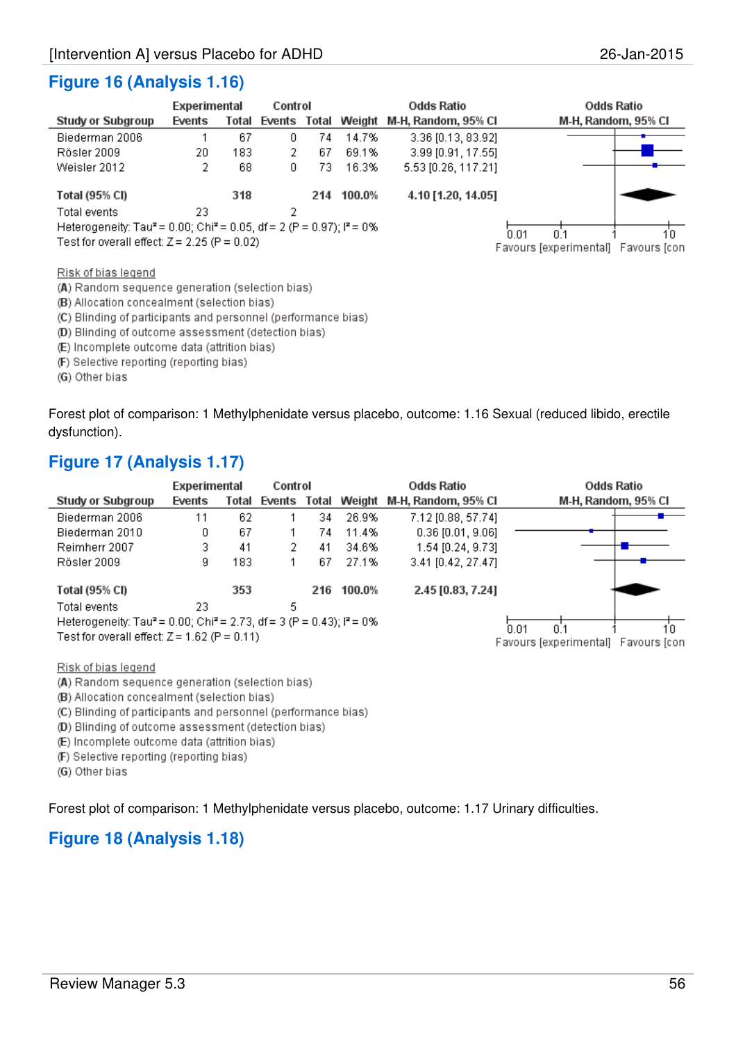## Figure 16 (Analysis 1.16)

| Study or Subgroup | Experimental Events | Experimental Total | Control Events | Control Total | Weight | Odds Ratio M-H, Random, 95% CI |
|---|---|---|---|---|---|---|
| Biederman 2006 | 1 | 67 | 0 | 74 | 14.7% | 3.36 [0.13, 83.92] |
| Rösler 2009 | 20 | 183 | 2 | 67 | 69.1% | 3.99 [0.91, 17.55] |
| Weisler 2012 | 2 | 68 | 0 | 73 | 16.3% | 5.53 [0.26, 117.21] |
| **Total (95% CI)** | | **318** | | **214** | **100.0%** | **4.10 [1.20, 14.05]** |
| Total events | 23 | | 2 | | | |

Heterogeneity: Tau² = 0.00; Chi² = 0.05, df = 2 (P = 0.97); I² = 0%

Test for overall effect: Z = 2.25 (P = 0.02)

Odds Ratio M-H, Random, 95% CI: 0.01 0.1 1 10 — Favours [experimental] Favours [con

Risk of bias legend

(A) Random sequence generation (selection bias)
(B) Allocation concealment (selection bias)
(C) Blinding of participants and personnel (performance bias)
(D) Blinding of outcome assessment (detection bias)
(E) Incomplete outcome data (attrition bias)
(F) Selective reporting (reporting bias)
(G) Other bias

Forest plot of comparison: 1 Methylphenidate versus placebo, outcome: 1.16 Sexual (reduced libido, erectile dysfunction).

## Figure 17 (Analysis 1.17)

| Study or Subgroup | Experimental Events | Experimental Total | Control Events | Control Total | Weight | Odds Ratio M-H, Random, 95% CI |
|---|---|---|---|---|---|---|
| Biederman 2006 | 11 | 62 | 1 | 34 | 26.9% | 7.12 [0.88, 57.74] |
| Biederman 2010 | 0 | 67 | 1 | 74 | 11.4% | 0.36 [0.01, 9.06] |
| Reimherr 2007 | 3 | 41 | 2 | 41 | 34.6% | 1.54 [0.24, 9.73] |
| Rösler 2009 | 9 | 183 | 1 | 67 | 27.1% | 3.41 [0.42, 27.47] |
| **Total (95% CI)** | | **353** | | **216** | **100.0%** | **2.45 [0.83, 7.24]** |
| Total events | 23 | | 5 | | | |

Heterogeneity: Tau² = 0.00; Chi² = 2.73, df = 3 (P = 0.43); I² = 0%

Test for overall effect: Z = 1.62 (P = 0.11)

Odds Ratio M-H, Random, 95% CI: 0.01 0.1 1 10 — Favours [experimental] Favours [con

Risk of bias legend

(A) Random sequence generation (selection bias)
(B) Allocation concealment (selection bias)
(C) Blinding of participants and personnel (performance bias)
(D) Blinding of outcome assessment (detection bias)
(E) Incomplete outcome data (attrition bias)
(F) Selective reporting (reporting bias)
(G) Other bias

Forest plot of comparison: 1 Methylphenidate versus placebo, outcome: 1.17 Urinary difficulties.

## Figure 18 (Analysis 1.18)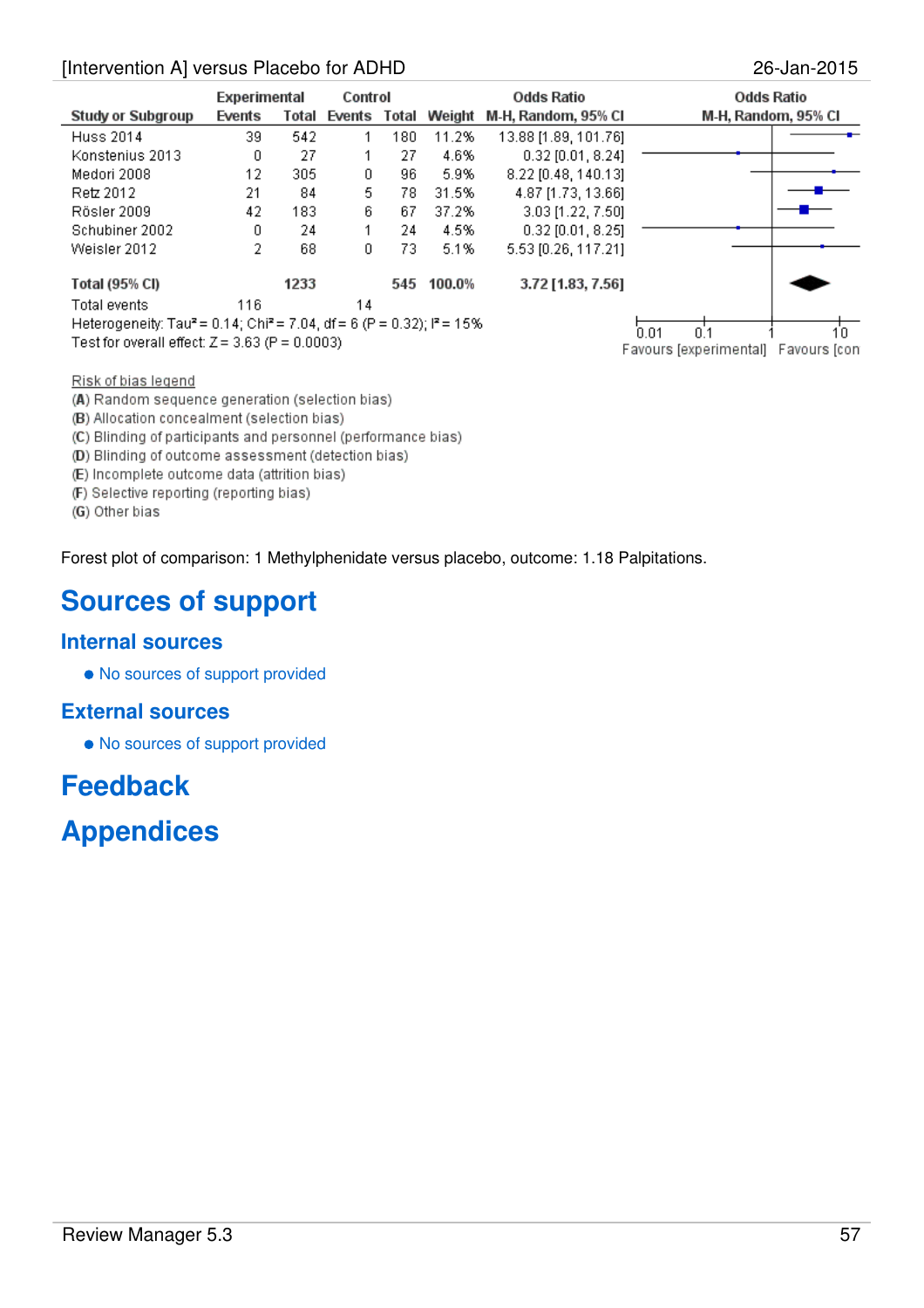| Study or Subgroup | Experimental Events | Experimental Total | Control Events | Control Total | Weight | Odds Ratio M-H, Random, 95% CI |
|---|---|---|---|---|---|---|
| Huss 2014 | 39 | 542 | 1 | 180 | 11.2% | 13.88 [1.89, 101.76] |
| Konstenius 2013 | 0 | 27 | 1 | 27 | 4.6% | 0.32 [0.01, 8.24] |
| Medori 2008 | 12 | 305 | 0 | 96 | 5.9% | 8.22 [0.48, 140.13] |
| Retz 2012 | 21 | 84 | 5 | 78 | 31.5% | 4.87 [1.73, 13.66] |
| Rösler 2009 | 42 | 183 | 6 | 67 | 37.2% | 3.03 [1.22, 7.50] |
| Schubiner 2002 | 0 | 24 | 1 | 24 | 4.5% | 0.32 [0.01, 8.25] |
| Weisler 2012 | 2 | 68 | 0 | 73 | 5.1% | 5.53 [0.26, 117.21] |
| **Total (95% CI)** | | **1233** | | **545** | **100.0%** | **3.72 [1.83, 7.56]** |
| Total events | 116 | | 14 | | | |

Heterogeneity: Tau² = 0.14; Chi² = 7.04, df = 6 (P = 0.32); I² = 15%

Test for overall effect: Z = 3.63 (P = 0.0003)

Odds Ratio
M-H, Random, 95% CI
0.01 0.1 1 10
Favours [experimental] Favours [con

Risk of bias legend

(A) Random sequence generation (selection bias)

(B) Allocation concealment (selection bias)

(C) Blinding of participants and personnel (performance bias)

(D) Blinding of outcome assessment (detection bias)

(E) Incomplete outcome data (attrition bias)

(F) Selective reporting (reporting bias)

(G) Other bias

Forest plot of comparison: 1 Methylphenidate versus placebo, outcome: 1.18 Palpitations.

# Sources of support

## Internal sources

- No sources of support provided

## External sources

- No sources of support provided

# Feedback

# Appendices